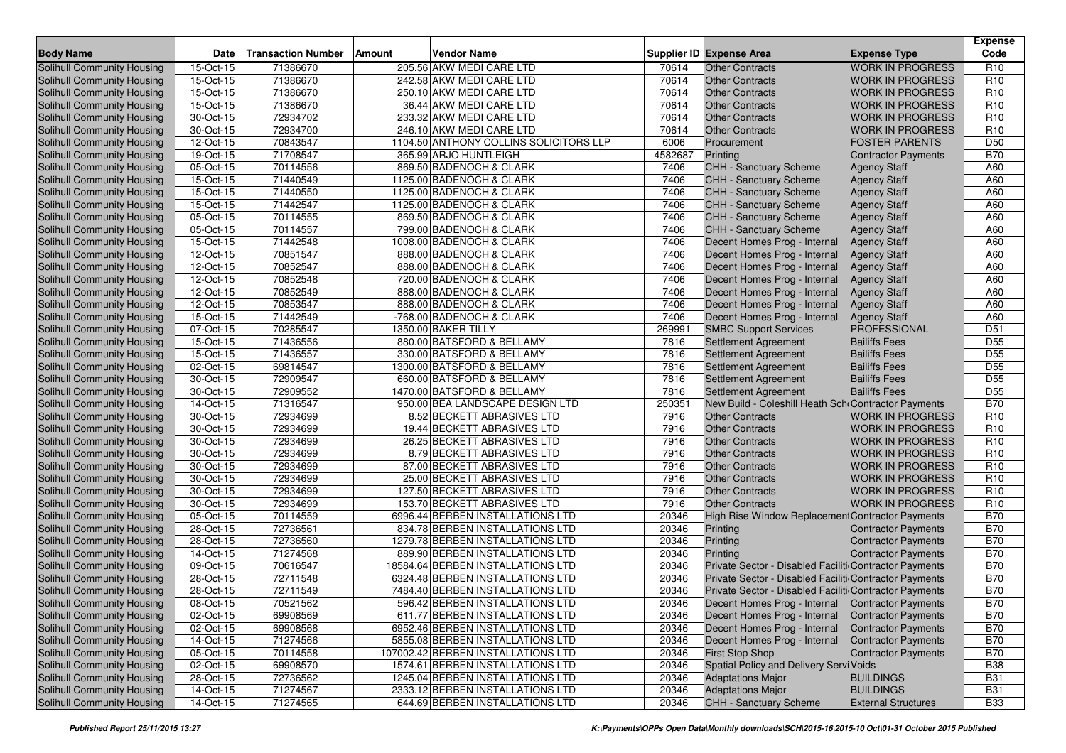| Body Name | Date | Transaction Number | Amount | Vendor Name | Supplier ID | Expense Area | Expense Type | Expense Code |
|---|---|---|---|---|---|---|---|---|
| Solihull Community Housing | 15-Oct-15 | 71386670 | 205.56 | AKW MEDI CARE LTD | 70614 | Other Contracts | WORK IN PROGRESS | R10 |
| Solihull Community Housing | 15-Oct-15 | 71386670 | 242.58 | AKW MEDI CARE LTD | 70614 | Other Contracts | WORK IN PROGRESS | R10 |
| Solihull Community Housing | 15-Oct-15 | 71386670 | 250.10 | AKW MEDI CARE LTD | 70614 | Other Contracts | WORK IN PROGRESS | R10 |
| Solihull Community Housing | 15-Oct-15 | 71386670 | 36.44 | AKW MEDI CARE LTD | 70614 | Other Contracts | WORK IN PROGRESS | R10 |
| Solihull Community Housing | 30-Oct-15 | 72934702 | 233.32 | AKW MEDI CARE LTD | 70614 | Other Contracts | WORK IN PROGRESS | R10 |
| Solihull Community Housing | 30-Oct-15 | 72934700 | 246.10 | AKW MEDI CARE LTD | 70614 | Other Contracts | WORK IN PROGRESS | R10 |
| Solihull Community Housing | 12-Oct-15 | 70843547 | 1104.50 | ANTHONY COLLINS SOLICITORS LLP | 6006 | Procurement | FOSTER PARENTS | D50 |
| Solihull Community Housing | 19-Oct-15 | 71708547 | 365.99 | ARJO HUNTLEIGH | 4582687 | Printing | Contractor Payments | B70 |
| Solihull Community Housing | 05-Oct-15 | 70114556 | 869.50 | BADENOCH & CLARK | 7406 | CHH - Sanctuary Scheme | Agency Staff | A60 |
| Solihull Community Housing | 15-Oct-15 | 71440549 | 1125.00 | BADENOCH & CLARK | 7406 | CHH - Sanctuary Scheme | Agency Staff | A60 |
| Solihull Community Housing | 15-Oct-15 | 71440550 | 1125.00 | BADENOCH & CLARK | 7406 | CHH - Sanctuary Scheme | Agency Staff | A60 |
| Solihull Community Housing | 15-Oct-15 | 71442547 | 1125.00 | BADENOCH & CLARK | 7406 | CHH - Sanctuary Scheme | Agency Staff | A60 |
| Solihull Community Housing | 05-Oct-15 | 70114555 | 869.50 | BADENOCH & CLARK | 7406 | CHH - Sanctuary Scheme | Agency Staff | A60 |
| Solihull Community Housing | 05-Oct-15 | 70114557 | 799.00 | BADENOCH & CLARK | 7406 | CHH - Sanctuary Scheme | Agency Staff | A60 |
| Solihull Community Housing | 15-Oct-15 | 71442548 | 1008.00 | BADENOCH & CLARK | 7406 | Decent Homes Prog - Internal | Agency Staff | A60 |
| Solihull Community Housing | 12-Oct-15 | 70851547 | 888.00 | BADENOCH & CLARK | 7406 | Decent Homes Prog - Internal | Agency Staff | A60 |
| Solihull Community Housing | 12-Oct-15 | 70852547 | 888.00 | BADENOCH & CLARK | 7406 | Decent Homes Prog - Internal | Agency Staff | A60 |
| Solihull Community Housing | 12-Oct-15 | 70852548 | 720.00 | BADENOCH & CLARK | 7406 | Decent Homes Prog - Internal | Agency Staff | A60 |
| Solihull Community Housing | 12-Oct-15 | 70852549 | 888.00 | BADENOCH & CLARK | 7406 | Decent Homes Prog - Internal | Agency Staff | A60 |
| Solihull Community Housing | 12-Oct-15 | 70853547 | 888.00 | BADENOCH & CLARK | 7406 | Decent Homes Prog - Internal | Agency Staff | A60 |
| Solihull Community Housing | 15-Oct-15 | 71442549 | -768.00 | BADENOCH & CLARK | 7406 | Decent Homes Prog - Internal | Agency Staff | A60 |
| Solihull Community Housing | 07-Oct-15 | 70285547 | 1350.00 | BAKER TILLY | 269991 | SMBC Support Services | PROFESSIONAL | D51 |
| Solihull Community Housing | 15-Oct-15 | 71436556 | 880.00 | BATSFORD & BELLAMY | 7816 | Settlement Agreement | Bailiffs Fees | D55 |
| Solihull Community Housing | 15-Oct-15 | 71436557 | 330.00 | BATSFORD & BELLAMY | 7816 | Settlement Agreement | Bailiffs Fees | D55 |
| Solihull Community Housing | 02-Oct-15 | 69814547 | 1300.00 | BATSFORD & BELLAMY | 7816 | Settlement Agreement | Bailiffs Fees | D55 |
| Solihull Community Housing | 30-Oct-15 | 72909547 | 660.00 | BATSFORD & BELLAMY | 7816 | Settlement Agreement | Bailiffs Fees | D55 |
| Solihull Community Housing | 30-Oct-15 | 72909552 | 1470.00 | BATSFORD & BELLAMY | 7816 | Settlement Agreement | Bailiffs Fees | D55 |
| Solihull Community Housing | 14-Oct-15 | 71316547 | 950.00 | BEA LANDSCAPE DESIGN LTD | 250351 | New Build - Coleshill Heath Sch | Contractor Payments | B70 |
| Solihull Community Housing | 30-Oct-15 | 72934699 | 8.52 | BECKETT ABRASIVES LTD | 7916 | Other Contracts | WORK IN PROGRESS | R10 |
| Solihull Community Housing | 30-Oct-15 | 72934699 | 19.44 | BECKETT ABRASIVES LTD | 7916 | Other Contracts | WORK IN PROGRESS | R10 |
| Solihull Community Housing | 30-Oct-15 | 72934699 | 26.25 | BECKETT ABRASIVES LTD | 7916 | Other Contracts | WORK IN PROGRESS | R10 |
| Solihull Community Housing | 30-Oct-15 | 72934699 | 8.79 | BECKETT ABRASIVES LTD | 7916 | Other Contracts | WORK IN PROGRESS | R10 |
| Solihull Community Housing | 30-Oct-15 | 72934699 | 87.00 | BECKETT ABRASIVES LTD | 7916 | Other Contracts | WORK IN PROGRESS | R10 |
| Solihull Community Housing | 30-Oct-15 | 72934699 | 25.00 | BECKETT ABRASIVES LTD | 7916 | Other Contracts | WORK IN PROGRESS | R10 |
| Solihull Community Housing | 30-Oct-15 | 72934699 | 127.50 | BECKETT ABRASIVES LTD | 7916 | Other Contracts | WORK IN PROGRESS | R10 |
| Solihull Community Housing | 30-Oct-15 | 72934699 | 153.70 | BECKETT ABRASIVES LTD | 7916 | Other Contracts | WORK IN PROGRESS | R10 |
| Solihull Community Housing | 05-Oct-15 | 70114559 | 6996.44 | BERBEN INSTALLATIONS LTD | 20346 | High Rise Window Replacement | Contractor Payments | B70 |
| Solihull Community Housing | 28-Oct-15 | 72736561 | 834.78 | BERBEN INSTALLATIONS LTD | 20346 | Printing | Contractor Payments | B70 |
| Solihull Community Housing | 28-Oct-15 | 72736560 | 1279.78 | BERBEN INSTALLATIONS LTD | 20346 | Printing | Contractor Payments | B70 |
| Solihull Community Housing | 14-Oct-15 | 71274568 | 889.90 | BERBEN INSTALLATIONS LTD | 20346 | Printing | Contractor Payments | B70 |
| Solihull Community Housing | 09-Oct-15 | 70616547 | 18584.64 | BERBEN INSTALLATIONS LTD | 20346 | Private Sector - Disabled Faciliti | Contractor Payments | B70 |
| Solihull Community Housing | 28-Oct-15 | 72711548 | 6324.48 | BERBEN INSTALLATIONS LTD | 20346 | Private Sector - Disabled Faciliti | Contractor Payments | B70 |
| Solihull Community Housing | 28-Oct-15 | 72711549 | 7484.40 | BERBEN INSTALLATIONS LTD | 20346 | Private Sector - Disabled Faciliti | Contractor Payments | B70 |
| Solihull Community Housing | 08-Oct-15 | 70521562 | 596.42 | BERBEN INSTALLATIONS LTD | 20346 | Decent Homes Prog - Internal | Contractor Payments | B70 |
| Solihull Community Housing | 02-Oct-15 | 69908569 | 611.77 | BERBEN INSTALLATIONS LTD | 20346 | Decent Homes Prog - Internal | Contractor Payments | B70 |
| Solihull Community Housing | 02-Oct-15 | 69908568 | 6952.46 | BERBEN INSTALLATIONS LTD | 20346 | Decent Homes Prog - Internal | Contractor Payments | B70 |
| Solihull Community Housing | 14-Oct-15 | 71274566 | 5855.08 | BERBEN INSTALLATIONS LTD | 20346 | Decent Homes Prog - Internal | Contractor Payments | B70 |
| Solihull Community Housing | 05-Oct-15 | 70114558 | 107002.42 | BERBEN INSTALLATIONS LTD | 20346 | First Stop Shop | Contractor Payments | B70 |
| Solihull Community Housing | 02-Oct-15 | 69908570 | 1574.61 | BERBEN INSTALLATIONS LTD | 20346 | Spatial Policy and Delivery Servi | Voids | B38 |
| Solihull Community Housing | 28-Oct-15 | 72736562 | 1245.04 | BERBEN INSTALLATIONS LTD | 20346 | Adaptations Major | BUILDINGS | B31 |
| Solihull Community Housing | 14-Oct-15 | 71274567 | 2333.12 | BERBEN INSTALLATIONS LTD | 20346 | Adaptations Major | BUILDINGS | B31 |
| Solihull Community Housing | 14-Oct-15 | 71274565 | 644.69 | BERBEN INSTALLATIONS LTD | 20346 | CHH - Sanctuary Scheme | External Structures | B33 |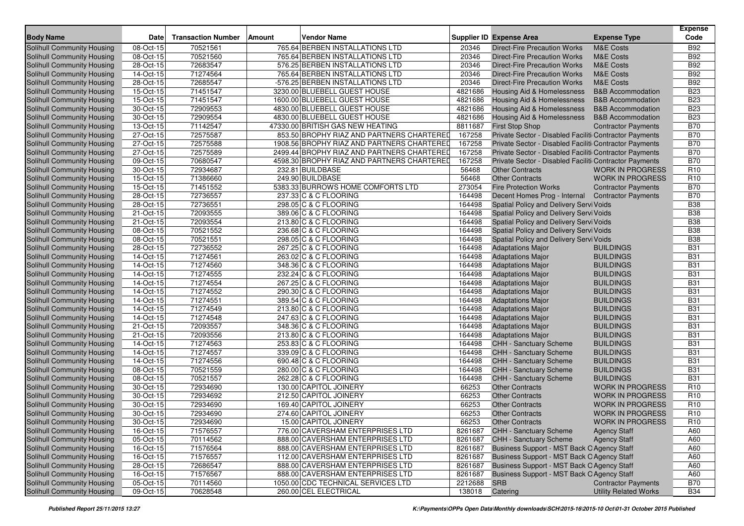| Body Name | Date | Transaction Number | Amount | Vendor Name | Supplier ID | Expense Area | Expense Type | Expense Code |
|---|---|---|---|---|---|---|---|---|
| Solihull Community Housing | 08-Oct-15 | 70521561 | 765.64 | BERBEN INSTALLATIONS LTD | 20346 | Direct-Fire Precaution Works | M&E Costs | B92 |
| Solihull Community Housing | 08-Oct-15 | 70521560 | 765.64 | BERBEN INSTALLATIONS LTD | 20346 | Direct-Fire Precaution Works | M&E Costs | B92 |
| Solihull Community Housing | 28-Oct-15 | 72683547 | 576.25 | BERBEN INSTALLATIONS LTD | 20346 | Direct-Fire Precaution Works | M&E Costs | B92 |
| Solihull Community Housing | 14-Oct-15 | 71274564 | 765.64 | BERBEN INSTALLATIONS LTD | 20346 | Direct-Fire Precaution Works | M&E Costs | B92 |
| Solihull Community Housing | 28-Oct-15 | 72685547 | -576.25 | BERBEN INSTALLATIONS LTD | 20346 | Direct-Fire Precaution Works | M&E Costs | B92 |
| Solihull Community Housing | 15-Oct-15 | 71451547 | 3230.00 | BLUEBELL GUEST HOUSE | 4821686 | Housing Aid & Homelessness | B&B Accommodation | B23 |
| Solihull Community Housing | 15-Oct-15 | 71451547 | 1600.00 | BLUEBELL GUEST HOUSE | 4821686 | Housing Aid & Homelessness | B&B Accommodation | B23 |
| Solihull Community Housing | 30-Oct-15 | 72909553 | 4830.00 | BLUEBELL GUEST HOUSE | 4821686 | Housing Aid & Homelessness | B&B Accommodation | B23 |
| Solihull Community Housing | 30-Oct-15 | 72909554 | 4830.00 | BLUEBELL GUEST HOUSE | 4821686 | Housing Aid & Homelessness | B&B Accommodation | B23 |
| Solihull Community Housing | 13-Oct-15 | 71142547 | 47330.00 | BRITISH GAS NEW HEATING | 8811687 | First Stop Shop | Contractor Payments | B70 |
| Solihull Community Housing | 27-Oct-15 | 72575587 | 853.50 | BROPHY RIAZ AND PARTNERS CHARTERED | 167258 | Private Sector - Disabled Faciliti | Contractor Payments | B70 |
| Solihull Community Housing | 27-Oct-15 | 72575588 | 1908.56 | BROPHY RIAZ AND PARTNERS CHARTERED | 167258 | Private Sector - Disabled Faciliti | Contractor Payments | B70 |
| Solihull Community Housing | 27-Oct-15 | 72575589 | 2499.44 | BROPHY RIAZ AND PARTNERS CHARTERED | 167258 | Private Sector - Disabled Faciliti | Contractor Payments | B70 |
| Solihull Community Housing | 09-Oct-15 | 70680547 | 4598.30 | BROPHY RIAZ AND PARTNERS CHARTERED | 167258 | Private Sector - Disabled Faciliti | Contractor Payments | B70 |
| Solihull Community Housing | 30-Oct-15 | 72934687 | 232.81 | BUILDBASE | 56468 | Other Contracts | WORK IN PROGRESS | R10 |
| Solihull Community Housing | 15-Oct-15 | 71386660 | 249.90 | BUILDBASE | 56468 | Other Contracts | WORK IN PROGRESS | R10 |
| Solihull Community Housing | 15-Oct-15 | 71451552 | 5383.33 | BURROWS HOME COMFORTS LTD | 273054 | Fire Protection Works | Contractor Payments | B70 |
| Solihull Community Housing | 28-Oct-15 | 72736557 | 237.33 | C & C FLOORING | 164498 | Decent Homes Prog - Internal | Contractor Payments | B70 |
| Solihull Community Housing | 28-Oct-15 | 72736551 | 298.05 | C & C FLOORING | 164498 | Spatial Policy and Delivery Servi | Voids | B38 |
| Solihull Community Housing | 21-Oct-15 | 72093555 | 389.06 | C & C FLOORING | 164498 | Spatial Policy and Delivery Servi | Voids | B38 |
| Solihull Community Housing | 21-Oct-15 | 72093554 | 213.80 | C & C FLOORING | 164498 | Spatial Policy and Delivery Servi | Voids | B38 |
| Solihull Community Housing | 08-Oct-15 | 70521552 | 236.68 | C & C FLOORING | 164498 | Spatial Policy and Delivery Servi | Voids | B38 |
| Solihull Community Housing | 08-Oct-15 | 70521551 | 298.05 | C & C FLOORING | 164498 | Spatial Policy and Delivery Servi | Voids | B38 |
| Solihull Community Housing | 28-Oct-15 | 72736552 | 267.25 | C & C FLOORING | 164498 | Adaptations Major | BUILDINGS | B31 |
| Solihull Community Housing | 14-Oct-15 | 71274561 | 263.02 | C & C FLOORING | 164498 | Adaptations Major | BUILDINGS | B31 |
| Solihull Community Housing | 14-Oct-15 | 71274560 | 348.36 | C & C FLOORING | 164498 | Adaptations Major | BUILDINGS | B31 |
| Solihull Community Housing | 14-Oct-15 | 71274555 | 232.24 | C & C FLOORING | 164498 | Adaptations Major | BUILDINGS | B31 |
| Solihull Community Housing | 14-Oct-15 | 71274554 | 267.25 | C & C FLOORING | 164498 | Adaptations Major | BUILDINGS | B31 |
| Solihull Community Housing | 14-Oct-15 | 71274552 | 290.30 | C & C FLOORING | 164498 | Adaptations Major | BUILDINGS | B31 |
| Solihull Community Housing | 14-Oct-15 | 71274551 | 389.54 | C & C FLOORING | 164498 | Adaptations Major | BUILDINGS | B31 |
| Solihull Community Housing | 14-Oct-15 | 71274549 | 213.80 | C & C FLOORING | 164498 | Adaptations Major | BUILDINGS | B31 |
| Solihull Community Housing | 14-Oct-15 | 71274548 | 247.63 | C & C FLOORING | 164498 | Adaptations Major | BUILDINGS | B31 |
| Solihull Community Housing | 21-Oct-15 | 72093557 | 348.36 | C & C FLOORING | 164498 | Adaptations Major | BUILDINGS | B31 |
| Solihull Community Housing | 21-Oct-15 | 72093556 | 213.80 | C & C FLOORING | 164498 | Adaptations Major | BUILDINGS | B31 |
| Solihull Community Housing | 14-Oct-15 | 71274563 | 253.83 | C & C FLOORING | 164498 | CHH - Sanctuary Scheme | BUILDINGS | B31 |
| Solihull Community Housing | 14-Oct-15 | 71274557 | 339.09 | C & C FLOORING | 164498 | CHH - Sanctuary Scheme | BUILDINGS | B31 |
| Solihull Community Housing | 14-Oct-15 | 71274556 | 690.48 | C & C FLOORING | 164498 | CHH - Sanctuary Scheme | BUILDINGS | B31 |
| Solihull Community Housing | 08-Oct-15 | 70521559 | 280.00 | C & C FLOORING | 164498 | CHH - Sanctuary Scheme | BUILDINGS | B31 |
| Solihull Community Housing | 08-Oct-15 | 70521557 | 262.28 | C & C FLOORING | 164498 | CHH - Sanctuary Scheme | BUILDINGS | B31 |
| Solihull Community Housing | 30-Oct-15 | 72934690 | 130.00 | CAPITOL JOINERY | 66253 | Other Contracts | WORK IN PROGRESS | R10 |
| Solihull Community Housing | 30-Oct-15 | 72934692 | 212.50 | CAPITOL JOINERY | 66253 | Other Contracts | WORK IN PROGRESS | R10 |
| Solihull Community Housing | 30-Oct-15 | 72934690 | 169.40 | CAPITOL JOINERY | 66253 | Other Contracts | WORK IN PROGRESS | R10 |
| Solihull Community Housing | 30-Oct-15 | 72934690 | 274.60 | CAPITOL JOINERY | 66253 | Other Contracts | WORK IN PROGRESS | R10 |
| Solihull Community Housing | 30-Oct-15 | 72934690 | 15.00 | CAPITOL JOINERY | 66253 | Other Contracts | WORK IN PROGRESS | R10 |
| Solihull Community Housing | 16-Oct-15 | 71576557 | 776.00 | CAVERSHAM ENTERPRISES LTD | 8261687 | CHH - Sanctuary Scheme | Agency Staff | A60 |
| Solihull Community Housing | 05-Oct-15 | 70114562 | 888.00 | CAVERSHAM ENTERPRISES LTD | 8261687 | CHH - Sanctuary Scheme | Agency Staff | A60 |
| Solihull Community Housing | 16-Oct-15 | 71576564 | 888.00 | CAVERSHAM ENTERPRISES LTD | 8261687 | Business Support - MST Back O | Agency Staff | A60 |
| Solihull Community Housing | 16-Oct-15 | 71576557 | 112.00 | CAVERSHAM ENTERPRISES LTD | 8261687 | Business Support - MST Back O | Agency Staff | A60 |
| Solihull Community Housing | 28-Oct-15 | 72686547 | 888.00 | CAVERSHAM ENTERPRISES LTD | 8261687 | Business Support - MST Back O | Agency Staff | A60 |
| Solihull Community Housing | 16-Oct-15 | 71576567 | 888.00 | CAVERSHAM ENTERPRISES LTD | 8261687 | Business Support - MST Back O | Agency Staff | A60 |
| Solihull Community Housing | 05-Oct-15 | 70114560 | 1050.00 | CDC TECHNICAL SERVICES LTD | 2212688 | SRB | Contractor Payments | B70 |
| Solihull Community Housing | 09-Oct-15 | 70628548 | 260.00 | CEL ELECTRICAL | 138018 | Catering | Utility Related Works | B34 |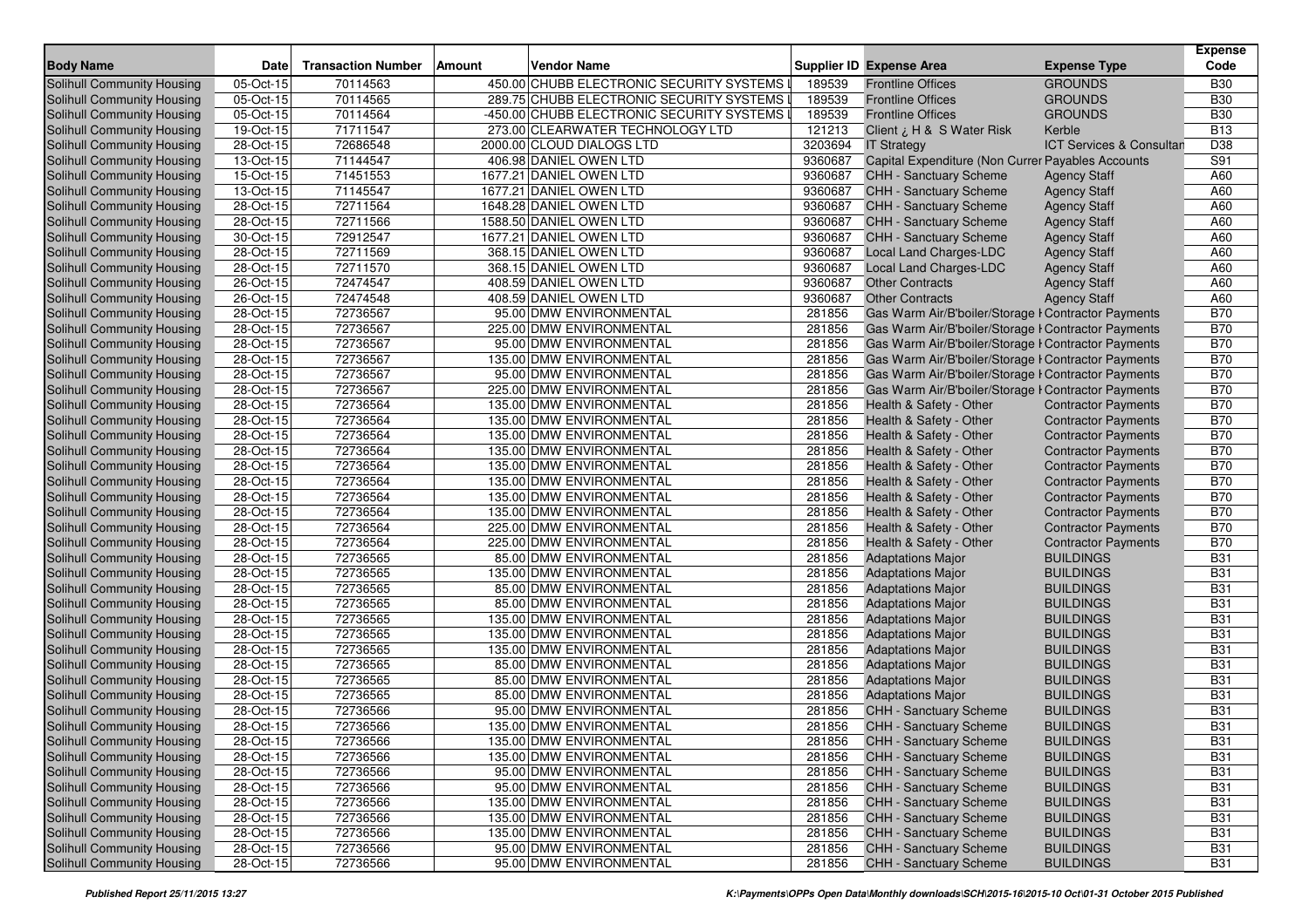| Body Name | Date | Transaction Number | Amount | Vendor Name | Supplier ID | Expense Area | Expense Type | Expense Code |
|---|---|---|---|---|---|---|---|---|
| Solihull Community Housing | 05-Oct-15 | 70114563 | 450.00 | CHUBB ELECTRONIC SECURITY SYSTEMS L | 189539 | Frontline Offices | GROUNDS | B30 |
| Solihull Community Housing | 05-Oct-15 | 70114565 | 289.75 | CHUBB ELECTRONIC SECURITY SYSTEMS L | 189539 | Frontline Offices | GROUNDS | B30 |
| Solihull Community Housing | 05-Oct-15 | 70114564 | -450.00 | CHUBB ELECTRONIC SECURITY SYSTEMS L | 189539 | Frontline Offices | GROUNDS | B30 |
| Solihull Community Housing | 19-Oct-15 | 71711547 | 273.00 | CLEARWATER TECHNOLOGY LTD | 121213 | Client ¿ H & S Water Risk | Kerble | B13 |
| Solihull Community Housing | 28-Oct-15 | 72686548 | 2000.00 | CLOUD DIALOGS LTD | 3203694 | IT Strategy | ICT Services & Consultan | D38 |
| Solihull Community Housing | 13-Oct-15 | 71144547 | 406.98 | DANIEL OWEN LTD | 9360687 | Capital Expenditure (Non Currer Payables Accounts | | S91 |
| Solihull Community Housing | 15-Oct-15 | 71451553 | 1677.21 | DANIEL OWEN LTD | 9360687 | CHH - Sanctuary Scheme | Agency Staff | A60 |
| Solihull Community Housing | 13-Oct-15 | 71145547 | 1677.21 | DANIEL OWEN LTD | 9360687 | CHH - Sanctuary Scheme | Agency Staff | A60 |
| Solihull Community Housing | 28-Oct-15 | 72711564 | 1648.28 | DANIEL OWEN LTD | 9360687 | CHH - Sanctuary Scheme | Agency Staff | A60 |
| Solihull Community Housing | 28-Oct-15 | 72711566 | 1588.50 | DANIEL OWEN LTD | 9360687 | CHH - Sanctuary Scheme | Agency Staff | A60 |
| Solihull Community Housing | 30-Oct-15 | 72912547 | 1677.21 | DANIEL OWEN LTD | 9360687 | CHH - Sanctuary Scheme | Agency Staff | A60 |
| Solihull Community Housing | 28-Oct-15 | 72711569 | 368.15 | DANIEL OWEN LTD | 9360687 | Local Land Charges-LDC | Agency Staff | A60 |
| Solihull Community Housing | 28-Oct-15 | 72711570 | 368.15 | DANIEL OWEN LTD | 9360687 | Local Land Charges-LDC | Agency Staff | A60 |
| Solihull Community Housing | 26-Oct-15 | 72474547 | 408.59 | DANIEL OWEN LTD | 9360687 | Other Contracts | Agency Staff | A60 |
| Solihull Community Housing | 26-Oct-15 | 72474548 | 408.59 | DANIEL OWEN LTD | 9360687 | Other Contracts | Agency Staff | A60 |
| Solihull Community Housing | 28-Oct-15 | 72736567 | 95.00 | DMW ENVIRONMENTAL | 281856 | Gas Warm Air/B'boiler/Storage H | Contractor Payments | B70 |
| Solihull Community Housing | 28-Oct-15 | 72736567 | 225.00 | DMW ENVIRONMENTAL | 281856 | Gas Warm Air/B'boiler/Storage H | Contractor Payments | B70 |
| Solihull Community Housing | 28-Oct-15 | 72736567 | 95.00 | DMW ENVIRONMENTAL | 281856 | Gas Warm Air/B'boiler/Storage H | Contractor Payments | B70 |
| Solihull Community Housing | 28-Oct-15 | 72736567 | 135.00 | DMW ENVIRONMENTAL | 281856 | Gas Warm Air/B'boiler/Storage H | Contractor Payments | B70 |
| Solihull Community Housing | 28-Oct-15 | 72736567 | 95.00 | DMW ENVIRONMENTAL | 281856 | Gas Warm Air/B'boiler/Storage H | Contractor Payments | B70 |
| Solihull Community Housing | 28-Oct-15 | 72736567 | 225.00 | DMW ENVIRONMENTAL | 281856 | Gas Warm Air/B'boiler/Storage H | Contractor Payments | B70 |
| Solihull Community Housing | 28-Oct-15 | 72736564 | 135.00 | DMW ENVIRONMENTAL | 281856 | Health & Safety - Other | Contractor Payments | B70 |
| Solihull Community Housing | 28-Oct-15 | 72736564 | 135.00 | DMW ENVIRONMENTAL | 281856 | Health & Safety - Other | Contractor Payments | B70 |
| Solihull Community Housing | 28-Oct-15 | 72736564 | 135.00 | DMW ENVIRONMENTAL | 281856 | Health & Safety - Other | Contractor Payments | B70 |
| Solihull Community Housing | 28-Oct-15 | 72736564 | 135.00 | DMW ENVIRONMENTAL | 281856 | Health & Safety - Other | Contractor Payments | B70 |
| Solihull Community Housing | 28-Oct-15 | 72736564 | 135.00 | DMW ENVIRONMENTAL | 281856 | Health & Safety - Other | Contractor Payments | B70 |
| Solihull Community Housing | 28-Oct-15 | 72736564 | 135.00 | DMW ENVIRONMENTAL | 281856 | Health & Safety - Other | Contractor Payments | B70 |
| Solihull Community Housing | 28-Oct-15 | 72736564 | 135.00 | DMW ENVIRONMENTAL | 281856 | Health & Safety - Other | Contractor Payments | B70 |
| Solihull Community Housing | 28-Oct-15 | 72736564 | 135.00 | DMW ENVIRONMENTAL | 281856 | Health & Safety - Other | Contractor Payments | B70 |
| Solihull Community Housing | 28-Oct-15 | 72736564 | 225.00 | DMW ENVIRONMENTAL | 281856 | Health & Safety - Other | Contractor Payments | B70 |
| Solihull Community Housing | 28-Oct-15 | 72736564 | 225.00 | DMW ENVIRONMENTAL | 281856 | Health & Safety - Other | Contractor Payments | B70 |
| Solihull Community Housing | 28-Oct-15 | 72736565 | 85.00 | DMW ENVIRONMENTAL | 281856 | Adaptations Major | BUILDINGS | B31 |
| Solihull Community Housing | 28-Oct-15 | 72736565 | 135.00 | DMW ENVIRONMENTAL | 281856 | Adaptations Major | BUILDINGS | B31 |
| Solihull Community Housing | 28-Oct-15 | 72736565 | 85.00 | DMW ENVIRONMENTAL | 281856 | Adaptations Major | BUILDINGS | B31 |
| Solihull Community Housing | 28-Oct-15 | 72736565 | 85.00 | DMW ENVIRONMENTAL | 281856 | Adaptations Major | BUILDINGS | B31 |
| Solihull Community Housing | 28-Oct-15 | 72736565 | 135.00 | DMW ENVIRONMENTAL | 281856 | Adaptations Major | BUILDINGS | B31 |
| Solihull Community Housing | 28-Oct-15 | 72736565 | 135.00 | DMW ENVIRONMENTAL | 281856 | Adaptations Major | BUILDINGS | B31 |
| Solihull Community Housing | 28-Oct-15 | 72736565 | 135.00 | DMW ENVIRONMENTAL | 281856 | Adaptations Major | BUILDINGS | B31 |
| Solihull Community Housing | 28-Oct-15 | 72736565 | 85.00 | DMW ENVIRONMENTAL | 281856 | Adaptations Major | BUILDINGS | B31 |
| Solihull Community Housing | 28-Oct-15 | 72736565 | 85.00 | DMW ENVIRONMENTAL | 281856 | Adaptations Major | BUILDINGS | B31 |
| Solihull Community Housing | 28-Oct-15 | 72736565 | 85.00 | DMW ENVIRONMENTAL | 281856 | Adaptations Major | BUILDINGS | B31 |
| Solihull Community Housing | 28-Oct-15 | 72736566 | 95.00 | DMW ENVIRONMENTAL | 281856 | CHH - Sanctuary Scheme | BUILDINGS | B31 |
| Solihull Community Housing | 28-Oct-15 | 72736566 | 135.00 | DMW ENVIRONMENTAL | 281856 | CHH - Sanctuary Scheme | BUILDINGS | B31 |
| Solihull Community Housing | 28-Oct-15 | 72736566 | 135.00 | DMW ENVIRONMENTAL | 281856 | CHH - Sanctuary Scheme | BUILDINGS | B31 |
| Solihull Community Housing | 28-Oct-15 | 72736566 | 135.00 | DMW ENVIRONMENTAL | 281856 | CHH - Sanctuary Scheme | BUILDINGS | B31 |
| Solihull Community Housing | 28-Oct-15 | 72736566 | 95.00 | DMW ENVIRONMENTAL | 281856 | CHH - Sanctuary Scheme | BUILDINGS | B31 |
| Solihull Community Housing | 28-Oct-15 | 72736566 | 95.00 | DMW ENVIRONMENTAL | 281856 | CHH - Sanctuary Scheme | BUILDINGS | B31 |
| Solihull Community Housing | 28-Oct-15 | 72736566 | 135.00 | DMW ENVIRONMENTAL | 281856 | CHH - Sanctuary Scheme | BUILDINGS | B31 |
| Solihull Community Housing | 28-Oct-15 | 72736566 | 135.00 | DMW ENVIRONMENTAL | 281856 | CHH - Sanctuary Scheme | BUILDINGS | B31 |
| Solihull Community Housing | 28-Oct-15 | 72736566 | 135.00 | DMW ENVIRONMENTAL | 281856 | CHH - Sanctuary Scheme | BUILDINGS | B31 |
| Solihull Community Housing | 28-Oct-15 | 72736566 | 95.00 | DMW ENVIRONMENTAL | 281856 | CHH - Sanctuary Scheme | BUILDINGS | B31 |
| Solihull Community Housing | 28-Oct-15 | 72736566 | 95.00 | DMW ENVIRONMENTAL | 281856 | CHH - Sanctuary Scheme | BUILDINGS | B31 |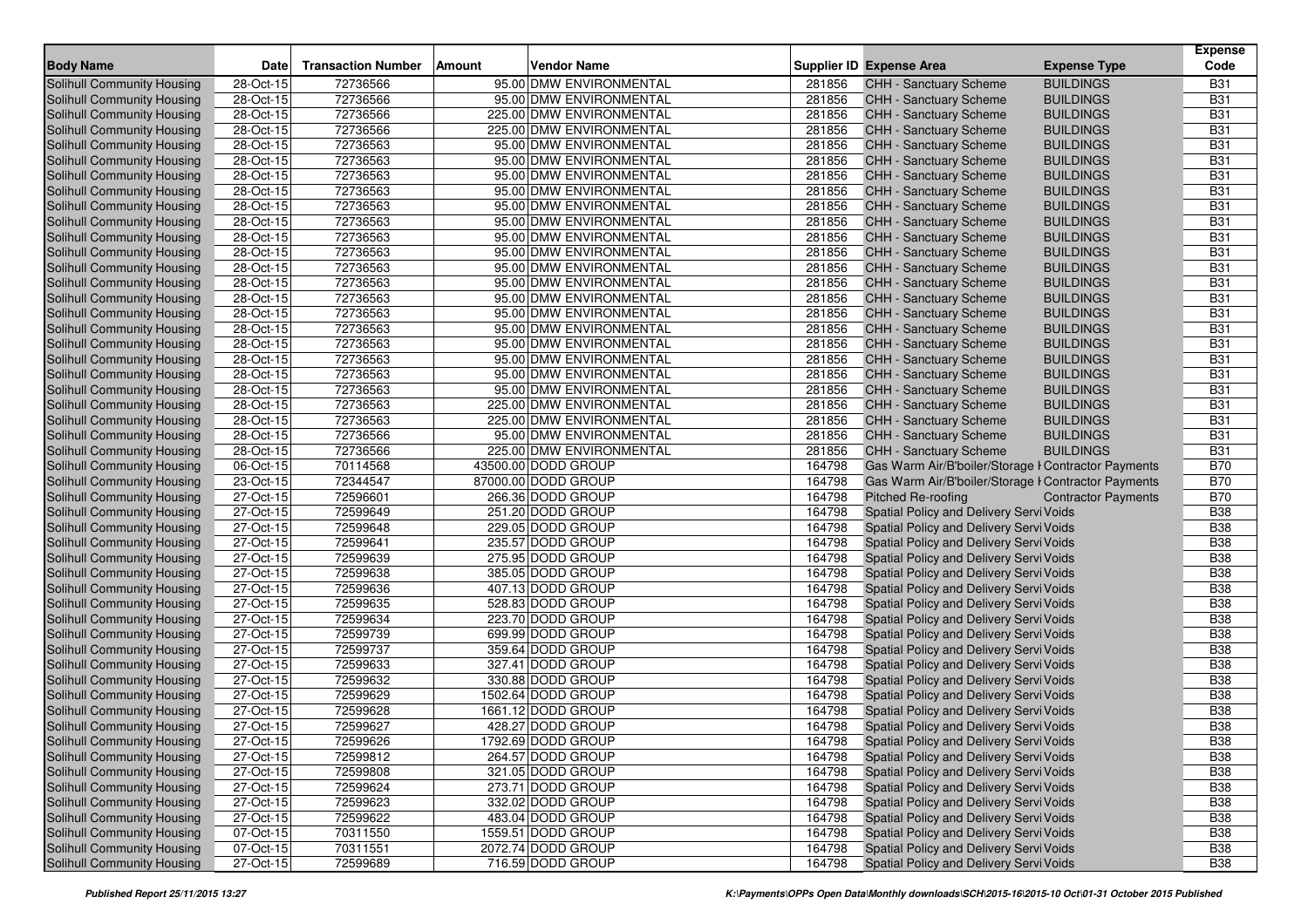| Body Name | Date | Transaction Number | Amount | Vendor Name | Supplier ID | Expense Area | Expense Type | Expense Code |
|---|---|---|---|---|---|---|---|---|
| Solihull Community Housing | 28-Oct-15 | 72736566 | 95.00 | DMW ENVIRONMENTAL | 281856 | CHH - Sanctuary Scheme | BUILDINGS | B31 |
| Solihull Community Housing | 28-Oct-15 | 72736566 | 95.00 | DMW ENVIRONMENTAL | 281856 | CHH - Sanctuary Scheme | BUILDINGS | B31 |
| Solihull Community Housing | 28-Oct-15 | 72736566 | 225.00 | DMW ENVIRONMENTAL | 281856 | CHH - Sanctuary Scheme | BUILDINGS | B31 |
| Solihull Community Housing | 28-Oct-15 | 72736566 | 225.00 | DMW ENVIRONMENTAL | 281856 | CHH - Sanctuary Scheme | BUILDINGS | B31 |
| Solihull Community Housing | 28-Oct-15 | 72736563 | 95.00 | DMW ENVIRONMENTAL | 281856 | CHH - Sanctuary Scheme | BUILDINGS | B31 |
| Solihull Community Housing | 28-Oct-15 | 72736563 | 95.00 | DMW ENVIRONMENTAL | 281856 | CHH - Sanctuary Scheme | BUILDINGS | B31 |
| Solihull Community Housing | 28-Oct-15 | 72736563 | 95.00 | DMW ENVIRONMENTAL | 281856 | CHH - Sanctuary Scheme | BUILDINGS | B31 |
| Solihull Community Housing | 28-Oct-15 | 72736563 | 95.00 | DMW ENVIRONMENTAL | 281856 | CHH - Sanctuary Scheme | BUILDINGS | B31 |
| Solihull Community Housing | 28-Oct-15 | 72736563 | 95.00 | DMW ENVIRONMENTAL | 281856 | CHH - Sanctuary Scheme | BUILDINGS | B31 |
| Solihull Community Housing | 28-Oct-15 | 72736563 | 95.00 | DMW ENVIRONMENTAL | 281856 | CHH - Sanctuary Scheme | BUILDINGS | B31 |
| Solihull Community Housing | 28-Oct-15 | 72736563 | 95.00 | DMW ENVIRONMENTAL | 281856 | CHH - Sanctuary Scheme | BUILDINGS | B31 |
| Solihull Community Housing | 28-Oct-15 | 72736563 | 95.00 | DMW ENVIRONMENTAL | 281856 | CHH - Sanctuary Scheme | BUILDINGS | B31 |
| Solihull Community Housing | 28-Oct-15 | 72736563 | 95.00 | DMW ENVIRONMENTAL | 281856 | CHH - Sanctuary Scheme | BUILDINGS | B31 |
| Solihull Community Housing | 28-Oct-15 | 72736563 | 95.00 | DMW ENVIRONMENTAL | 281856 | CHH - Sanctuary Scheme | BUILDINGS | B31 |
| Solihull Community Housing | 28-Oct-15 | 72736563 | 95.00 | DMW ENVIRONMENTAL | 281856 | CHH - Sanctuary Scheme | BUILDINGS | B31 |
| Solihull Community Housing | 28-Oct-15 | 72736563 | 95.00 | DMW ENVIRONMENTAL | 281856 | CHH - Sanctuary Scheme | BUILDINGS | B31 |
| Solihull Community Housing | 28-Oct-15 | 72736563 | 95.00 | DMW ENVIRONMENTAL | 281856 | CHH - Sanctuary Scheme | BUILDINGS | B31 |
| Solihull Community Housing | 28-Oct-15 | 72736563 | 95.00 | DMW ENVIRONMENTAL | 281856 | CHH - Sanctuary Scheme | BUILDINGS | B31 |
| Solihull Community Housing | 28-Oct-15 | 72736563 | 95.00 | DMW ENVIRONMENTAL | 281856 | CHH - Sanctuary Scheme | BUILDINGS | B31 |
| Solihull Community Housing | 28-Oct-15 | 72736563 | 95.00 | DMW ENVIRONMENTAL | 281856 | CHH - Sanctuary Scheme | BUILDINGS | B31 |
| Solihull Community Housing | 28-Oct-15 | 72736563 | 95.00 | DMW ENVIRONMENTAL | 281856 | CHH - Sanctuary Scheme | BUILDINGS | B31 |
| Solihull Community Housing | 28-Oct-15 | 72736563 | 225.00 | DMW ENVIRONMENTAL | 281856 | CHH - Sanctuary Scheme | BUILDINGS | B31 |
| Solihull Community Housing | 28-Oct-15 | 72736563 | 225.00 | DMW ENVIRONMENTAL | 281856 | CHH - Sanctuary Scheme | BUILDINGS | B31 |
| Solihull Community Housing | 28-Oct-15 | 72736566 | 95.00 | DMW ENVIRONMENTAL | 281856 | CHH - Sanctuary Scheme | BUILDINGS | B31 |
| Solihull Community Housing | 28-Oct-15 | 72736566 | 225.00 | DMW ENVIRONMENTAL | 281856 | CHH - Sanctuary Scheme | BUILDINGS | B31 |
| Solihull Community Housing | 06-Oct-15 | 70114568 | 43500.00 | DODD GROUP | 164798 | Gas Warm Air/B'boiler/Storage H | Contractor Payments | B70 |
| Solihull Community Housing | 23-Oct-15 | 72344547 | 87000.00 | DODD GROUP | 164798 | Gas Warm Air/B'boiler/Storage H | Contractor Payments | B70 |
| Solihull Community Housing | 27-Oct-15 | 72596601 | 266.36 | DODD GROUP | 164798 | Pitched Re-roofing | Contractor Payments | B70 |
| Solihull Community Housing | 27-Oct-15 | 72599649 | 251.20 | DODD GROUP | 164798 | Spatial Policy and Delivery Servi | Voids | B38 |
| Solihull Community Housing | 27-Oct-15 | 72599648 | 229.05 | DODD GROUP | 164798 | Spatial Policy and Delivery Servi | Voids | B38 |
| Solihull Community Housing | 27-Oct-15 | 72599641 | 235.57 | DODD GROUP | 164798 | Spatial Policy and Delivery Servi | Voids | B38 |
| Solihull Community Housing | 27-Oct-15 | 72599639 | 275.95 | DODD GROUP | 164798 | Spatial Policy and Delivery Servi | Voids | B38 |
| Solihull Community Housing | 27-Oct-15 | 72599638 | 385.05 | DODD GROUP | 164798 | Spatial Policy and Delivery Servi | Voids | B38 |
| Solihull Community Housing | 27-Oct-15 | 72599636 | 407.13 | DODD GROUP | 164798 | Spatial Policy and Delivery Servi | Voids | B38 |
| Solihull Community Housing | 27-Oct-15 | 72599635 | 528.83 | DODD GROUP | 164798 | Spatial Policy and Delivery Servi | Voids | B38 |
| Solihull Community Housing | 27-Oct-15 | 72599634 | 223.70 | DODD GROUP | 164798 | Spatial Policy and Delivery Servi | Voids | B38 |
| Solihull Community Housing | 27-Oct-15 | 72599739 | 699.99 | DODD GROUP | 164798 | Spatial Policy and Delivery Servi | Voids | B38 |
| Solihull Community Housing | 27-Oct-15 | 72599737 | 359.64 | DODD GROUP | 164798 | Spatial Policy and Delivery Servi | Voids | B38 |
| Solihull Community Housing | 27-Oct-15 | 72599633 | 327.41 | DODD GROUP | 164798 | Spatial Policy and Delivery Servi | Voids | B38 |
| Solihull Community Housing | 27-Oct-15 | 72599632 | 330.88 | DODD GROUP | 164798 | Spatial Policy and Delivery Servi | Voids | B38 |
| Solihull Community Housing | 27-Oct-15 | 72599629 | 1502.64 | DODD GROUP | 164798 | Spatial Policy and Delivery Servi | Voids | B38 |
| Solihull Community Housing | 27-Oct-15 | 72599628 | 1661.12 | DODD GROUP | 164798 | Spatial Policy and Delivery Servi | Voids | B38 |
| Solihull Community Housing | 27-Oct-15 | 72599627 | 428.27 | DODD GROUP | 164798 | Spatial Policy and Delivery Servi | Voids | B38 |
| Solihull Community Housing | 27-Oct-15 | 72599626 | 1792.69 | DODD GROUP | 164798 | Spatial Policy and Delivery Servi | Voids | B38 |
| Solihull Community Housing | 27-Oct-15 | 72599812 | 264.57 | DODD GROUP | 164798 | Spatial Policy and Delivery Servi | Voids | B38 |
| Solihull Community Housing | 27-Oct-15 | 72599808 | 321.05 | DODD GROUP | 164798 | Spatial Policy and Delivery Servi | Voids | B38 |
| Solihull Community Housing | 27-Oct-15 | 72599624 | 273.71 | DODD GROUP | 164798 | Spatial Policy and Delivery Servi | Voids | B38 |
| Solihull Community Housing | 27-Oct-15 | 72599623 | 332.02 | DODD GROUP | 164798 | Spatial Policy and Delivery Servi | Voids | B38 |
| Solihull Community Housing | 27-Oct-15 | 72599622 | 483.04 | DODD GROUP | 164798 | Spatial Policy and Delivery Servi | Voids | B38 |
| Solihull Community Housing | 07-Oct-15 | 70311550 | 1559.51 | DODD GROUP | 164798 | Spatial Policy and Delivery Servi | Voids | B38 |
| Solihull Community Housing | 07-Oct-15 | 70311551 | 2072.74 | DODD GROUP | 164798 | Spatial Policy and Delivery Servi | Voids | B38 |
| Solihull Community Housing | 27-Oct-15 | 72599689 | 716.59 | DODD GROUP | 164798 | Spatial Policy and Delivery Servi | Voids | B38 |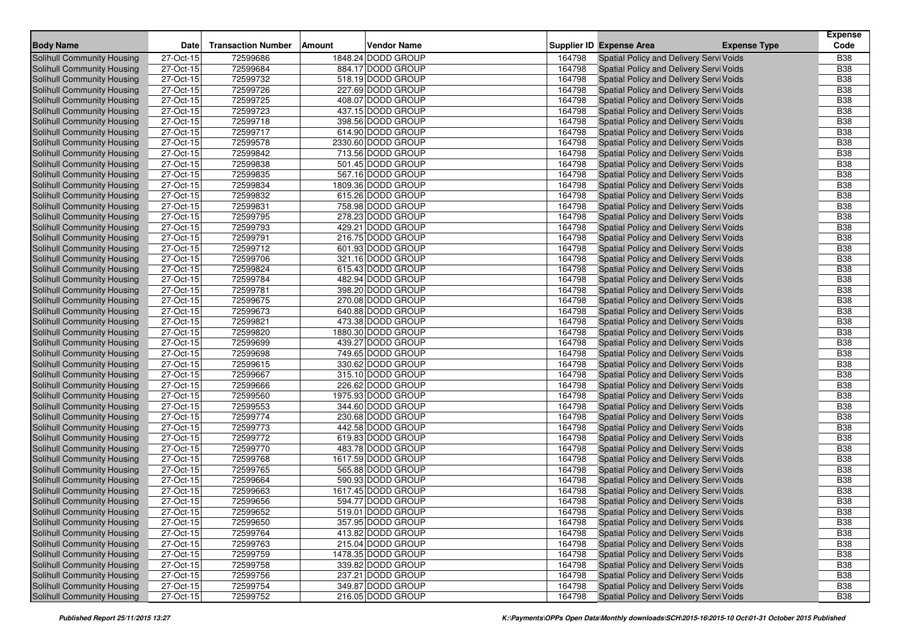| Body Name | Date | Transaction Number | Amount | Vendor Name | Supplier ID | Expense Area | Expense Type | Expense Code |
|---|---|---|---|---|---|---|---|---|
| Solihull Community Housing | 27-Oct-15 | 72599686 | 1848.24 | DODD GROUP | 164798 | Spatial Policy and Delivery Servi | Voids | B38 |
| Solihull Community Housing | 27-Oct-15 | 72599684 | 884.17 | DODD GROUP | 164798 | Spatial Policy and Delivery Servi | Voids | B38 |
| Solihull Community Housing | 27-Oct-15 | 72599732 | 518.19 | DODD GROUP | 164798 | Spatial Policy and Delivery Servi | Voids | B38 |
| Solihull Community Housing | 27-Oct-15 | 72599726 | 227.69 | DODD GROUP | 164798 | Spatial Policy and Delivery Servi | Voids | B38 |
| Solihull Community Housing | 27-Oct-15 | 72599725 | 408.07 | DODD GROUP | 164798 | Spatial Policy and Delivery Servi | Voids | B38 |
| Solihull Community Housing | 27-Oct-15 | 72599723 | 437.15 | DODD GROUP | 164798 | Spatial Policy and Delivery Servi | Voids | B38 |
| Solihull Community Housing | 27-Oct-15 | 72599718 | 398.56 | DODD GROUP | 164798 | Spatial Policy and Delivery Servi | Voids | B38 |
| Solihull Community Housing | 27-Oct-15 | 72599717 | 614.90 | DODD GROUP | 164798 | Spatial Policy and Delivery Servi | Voids | B38 |
| Solihull Community Housing | 27-Oct-15 | 72599578 | 2330.60 | DODD GROUP | 164798 | Spatial Policy and Delivery Servi | Voids | B38 |
| Solihull Community Housing | 27-Oct-15 | 72599842 | 713.56 | DODD GROUP | 164798 | Spatial Policy and Delivery Servi | Voids | B38 |
| Solihull Community Housing | 27-Oct-15 | 72599838 | 501.45 | DODD GROUP | 164798 | Spatial Policy and Delivery Servi | Voids | B38 |
| Solihull Community Housing | 27-Oct-15 | 72599835 | 567.16 | DODD GROUP | 164798 | Spatial Policy and Delivery Servi | Voids | B38 |
| Solihull Community Housing | 27-Oct-15 | 72599834 | 1809.36 | DODD GROUP | 164798 | Spatial Policy and Delivery Servi | Voids | B38 |
| Solihull Community Housing | 27-Oct-15 | 72599832 | 615.26 | DODD GROUP | 164798 | Spatial Policy and Delivery Servi | Voids | B38 |
| Solihull Community Housing | 27-Oct-15 | 72599831 | 758.98 | DODD GROUP | 164798 | Spatial Policy and Delivery Servi | Voids | B38 |
| Solihull Community Housing | 27-Oct-15 | 72599795 | 278.23 | DODD GROUP | 164798 | Spatial Policy and Delivery Servi | Voids | B38 |
| Solihull Community Housing | 27-Oct-15 | 72599793 | 429.21 | DODD GROUP | 164798 | Spatial Policy and Delivery Servi | Voids | B38 |
| Solihull Community Housing | 27-Oct-15 | 72599791 | 216.75 | DODD GROUP | 164798 | Spatial Policy and Delivery Servi | Voids | B38 |
| Solihull Community Housing | 27-Oct-15 | 72599712 | 601.93 | DODD GROUP | 164798 | Spatial Policy and Delivery Servi | Voids | B38 |
| Solihull Community Housing | 27-Oct-15 | 72599706 | 321.16 | DODD GROUP | 164798 | Spatial Policy and Delivery Servi | Voids | B38 |
| Solihull Community Housing | 27-Oct-15 | 72599824 | 615.43 | DODD GROUP | 164798 | Spatial Policy and Delivery Servi | Voids | B38 |
| Solihull Community Housing | 27-Oct-15 | 72599784 | 482.94 | DODD GROUP | 164798 | Spatial Policy and Delivery Servi | Voids | B38 |
| Solihull Community Housing | 27-Oct-15 | 72599781 | 398.20 | DODD GROUP | 164798 | Spatial Policy and Delivery Servi | Voids | B38 |
| Solihull Community Housing | 27-Oct-15 | 72599675 | 270.08 | DODD GROUP | 164798 | Spatial Policy and Delivery Servi | Voids | B38 |
| Solihull Community Housing | 27-Oct-15 | 72599673 | 640.88 | DODD GROUP | 164798 | Spatial Policy and Delivery Servi | Voids | B38 |
| Solihull Community Housing | 27-Oct-15 | 72599821 | 473.38 | DODD GROUP | 164798 | Spatial Policy and Delivery Servi | Voids | B38 |
| Solihull Community Housing | 27-Oct-15 | 72599820 | 1880.30 | DODD GROUP | 164798 | Spatial Policy and Delivery Servi | Voids | B38 |
| Solihull Community Housing | 27-Oct-15 | 72599699 | 439.27 | DODD GROUP | 164798 | Spatial Policy and Delivery Servi | Voids | B38 |
| Solihull Community Housing | 27-Oct-15 | 72599698 | 749.65 | DODD GROUP | 164798 | Spatial Policy and Delivery Servi | Voids | B38 |
| Solihull Community Housing | 27-Oct-15 | 72599615 | 330.62 | DODD GROUP | 164798 | Spatial Policy and Delivery Servi | Voids | B38 |
| Solihull Community Housing | 27-Oct-15 | 72599667 | 315.10 | DODD GROUP | 164798 | Spatial Policy and Delivery Servi | Voids | B38 |
| Solihull Community Housing | 27-Oct-15 | 72599666 | 226.62 | DODD GROUP | 164798 | Spatial Policy and Delivery Servi | Voids | B38 |
| Solihull Community Housing | 27-Oct-15 | 72599560 | 1975.93 | DODD GROUP | 164798 | Spatial Policy and Delivery Servi | Voids | B38 |
| Solihull Community Housing | 27-Oct-15 | 72599553 | 344.60 | DODD GROUP | 164798 | Spatial Policy and Delivery Servi | Voids | B38 |
| Solihull Community Housing | 27-Oct-15 | 72599774 | 230.68 | DODD GROUP | 164798 | Spatial Policy and Delivery Servi | Voids | B38 |
| Solihull Community Housing | 27-Oct-15 | 72599773 | 442.58 | DODD GROUP | 164798 | Spatial Policy and Delivery Servi | Voids | B38 |
| Solihull Community Housing | 27-Oct-15 | 72599772 | 619.83 | DODD GROUP | 164798 | Spatial Policy and Delivery Servi | Voids | B38 |
| Solihull Community Housing | 27-Oct-15 | 72599770 | 483.78 | DODD GROUP | 164798 | Spatial Policy and Delivery Servi | Voids | B38 |
| Solihull Community Housing | 27-Oct-15 | 72599768 | 1617.59 | DODD GROUP | 164798 | Spatial Policy and Delivery Servi | Voids | B38 |
| Solihull Community Housing | 27-Oct-15 | 72599765 | 565.88 | DODD GROUP | 164798 | Spatial Policy and Delivery Servi | Voids | B38 |
| Solihull Community Housing | 27-Oct-15 | 72599664 | 590.93 | DODD GROUP | 164798 | Spatial Policy and Delivery Servi | Voids | B38 |
| Solihull Community Housing | 27-Oct-15 | 72599663 | 1617.45 | DODD GROUP | 164798 | Spatial Policy and Delivery Servi | Voids | B38 |
| Solihull Community Housing | 27-Oct-15 | 72599656 | 594.77 | DODD GROUP | 164798 | Spatial Policy and Delivery Servi | Voids | B38 |
| Solihull Community Housing | 27-Oct-15 | 72599652 | 519.01 | DODD GROUP | 164798 | Spatial Policy and Delivery Servi | Voids | B38 |
| Solihull Community Housing | 27-Oct-15 | 72599650 | 357.95 | DODD GROUP | 164798 | Spatial Policy and Delivery Servi | Voids | B38 |
| Solihull Community Housing | 27-Oct-15 | 72599764 | 413.82 | DODD GROUP | 164798 | Spatial Policy and Delivery Servi | Voids | B38 |
| Solihull Community Housing | 27-Oct-15 | 72599763 | 215.04 | DODD GROUP | 164798 | Spatial Policy and Delivery Servi | Voids | B38 |
| Solihull Community Housing | 27-Oct-15 | 72599759 | 1478.35 | DODD GROUP | 164798 | Spatial Policy and Delivery Servi | Voids | B38 |
| Solihull Community Housing | 27-Oct-15 | 72599758 | 339.82 | DODD GROUP | 164798 | Spatial Policy and Delivery Servi | Voids | B38 |
| Solihull Community Housing | 27-Oct-15 | 72599756 | 237.21 | DODD GROUP | 164798 | Spatial Policy and Delivery Servi | Voids | B38 |
| Solihull Community Housing | 27-Oct-15 | 72599754 | 349.87 | DODD GROUP | 164798 | Spatial Policy and Delivery Servi | Voids | B38 |
| Solihull Community Housing | 27-Oct-15 | 72599752 | 216.05 | DODD GROUP | 164798 | Spatial Policy and Delivery Servi | Voids | B38 |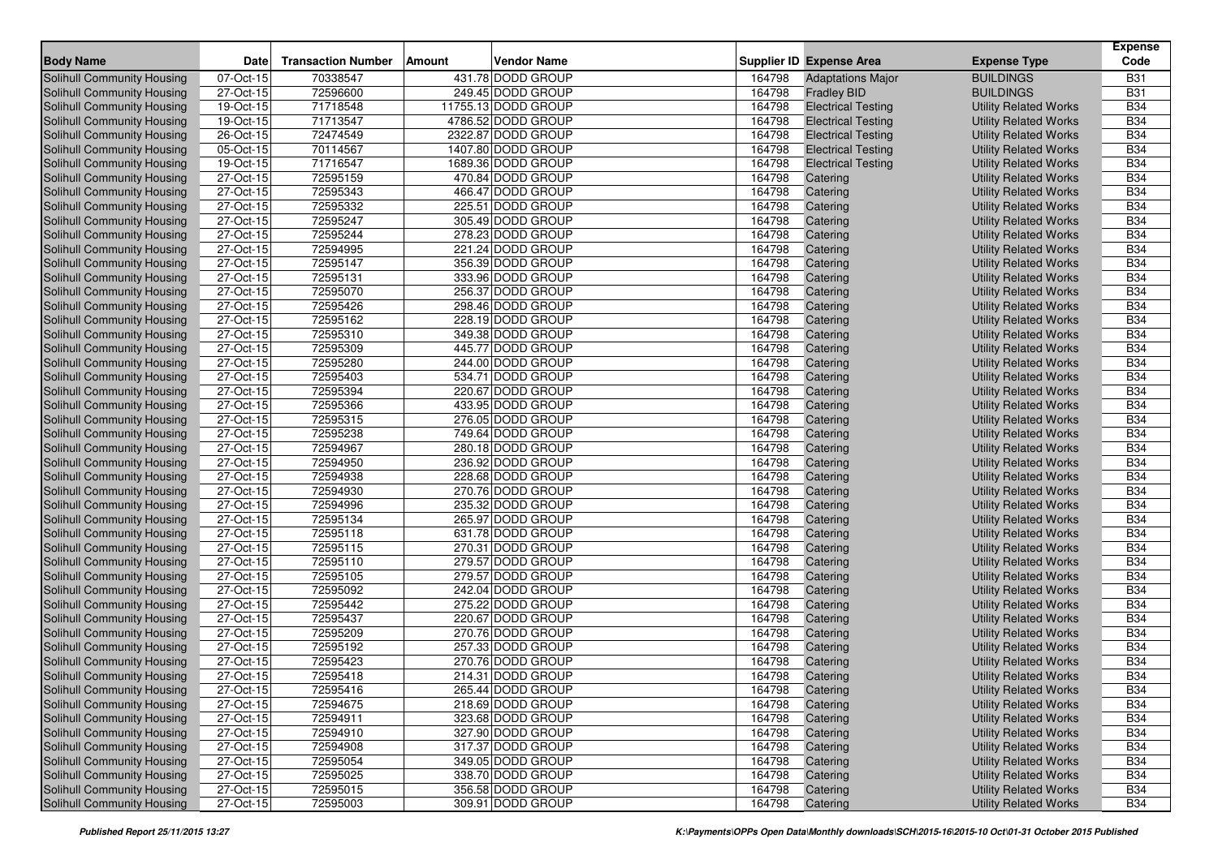| Body Name | Date | Transaction Number | Amount | Vendor Name | Supplier ID | Expense Area | Expense Type | Expense Code |
|---|---|---|---|---|---|---|---|---|
| Solihull Community Housing | 07-Oct-15 | 70338547 | 431.78 | DODD GROUP | 164798 | Adaptations Major | BUILDINGS | B31 |
| Solihull Community Housing | 27-Oct-15 | 72596600 | 249.45 | DODD GROUP | 164798 | Fradley BID | BUILDINGS | B31 |
| Solihull Community Housing | 19-Oct-15 | 71718548 | 11755.13 | DODD GROUP | 164798 | Electrical Testing | Utility Related Works | B34 |
| Solihull Community Housing | 19-Oct-15 | 71713547 | 4786.52 | DODD GROUP | 164798 | Electrical Testing | Utility Related Works | B34 |
| Solihull Community Housing | 26-Oct-15 | 72474549 | 2322.87 | DODD GROUP | 164798 | Electrical Testing | Utility Related Works | B34 |
| Solihull Community Housing | 05-Oct-15 | 70114567 | 1407.80 | DODD GROUP | 164798 | Electrical Testing | Utility Related Works | B34 |
| Solihull Community Housing | 19-Oct-15 | 71716547 | 1689.36 | DODD GROUP | 164798 | Electrical Testing | Utility Related Works | B34 |
| Solihull Community Housing | 27-Oct-15 | 72595159 | 470.84 | DODD GROUP | 164798 | Catering | Utility Related Works | B34 |
| Solihull Community Housing | 27-Oct-15 | 72595343 | 466.47 | DODD GROUP | 164798 | Catering | Utility Related Works | B34 |
| Solihull Community Housing | 27-Oct-15 | 72595332 | 225.51 | DODD GROUP | 164798 | Catering | Utility Related Works | B34 |
| Solihull Community Housing | 27-Oct-15 | 72595247 | 305.49 | DODD GROUP | 164798 | Catering | Utility Related Works | B34 |
| Solihull Community Housing | 27-Oct-15 | 72595244 | 278.23 | DODD GROUP | 164798 | Catering | Utility Related Works | B34 |
| Solihull Community Housing | 27-Oct-15 | 72594995 | 221.24 | DODD GROUP | 164798 | Catering | Utility Related Works | B34 |
| Solihull Community Housing | 27-Oct-15 | 72595147 | 356.39 | DODD GROUP | 164798 | Catering | Utility Related Works | B34 |
| Solihull Community Housing | 27-Oct-15 | 72595131 | 333.96 | DODD GROUP | 164798 | Catering | Utility Related Works | B34 |
| Solihull Community Housing | 27-Oct-15 | 72595070 | 256.37 | DODD GROUP | 164798 | Catering | Utility Related Works | B34 |
| Solihull Community Housing | 27-Oct-15 | 72595426 | 298.46 | DODD GROUP | 164798 | Catering | Utility Related Works | B34 |
| Solihull Community Housing | 27-Oct-15 | 72595162 | 228.19 | DODD GROUP | 164798 | Catering | Utility Related Works | B34 |
| Solihull Community Housing | 27-Oct-15 | 72595310 | 349.38 | DODD GROUP | 164798 | Catering | Utility Related Works | B34 |
| Solihull Community Housing | 27-Oct-15 | 72595309 | 445.77 | DODD GROUP | 164798 | Catering | Utility Related Works | B34 |
| Solihull Community Housing | 27-Oct-15 | 72595280 | 244.00 | DODD GROUP | 164798 | Catering | Utility Related Works | B34 |
| Solihull Community Housing | 27-Oct-15 | 72595403 | 534.71 | DODD GROUP | 164798 | Catering | Utility Related Works | B34 |
| Solihull Community Housing | 27-Oct-15 | 72595394 | 220.67 | DODD GROUP | 164798 | Catering | Utility Related Works | B34 |
| Solihull Community Housing | 27-Oct-15 | 72595366 | 433.95 | DODD GROUP | 164798 | Catering | Utility Related Works | B34 |
| Solihull Community Housing | 27-Oct-15 | 72595315 | 276.05 | DODD GROUP | 164798 | Catering | Utility Related Works | B34 |
| Solihull Community Housing | 27-Oct-15 | 72595238 | 749.64 | DODD GROUP | 164798 | Catering | Utility Related Works | B34 |
| Solihull Community Housing | 27-Oct-15 | 72594967 | 280.18 | DODD GROUP | 164798 | Catering | Utility Related Works | B34 |
| Solihull Community Housing | 27-Oct-15 | 72594950 | 236.92 | DODD GROUP | 164798 | Catering | Utility Related Works | B34 |
| Solihull Community Housing | 27-Oct-15 | 72594938 | 228.68 | DODD GROUP | 164798 | Catering | Utility Related Works | B34 |
| Solihull Community Housing | 27-Oct-15 | 72594930 | 270.76 | DODD GROUP | 164798 | Catering | Utility Related Works | B34 |
| Solihull Community Housing | 27-Oct-15 | 72594996 | 235.32 | DODD GROUP | 164798 | Catering | Utility Related Works | B34 |
| Solihull Community Housing | 27-Oct-15 | 72595134 | 265.97 | DODD GROUP | 164798 | Catering | Utility Related Works | B34 |
| Solihull Community Housing | 27-Oct-15 | 72595118 | 631.78 | DODD GROUP | 164798 | Catering | Utility Related Works | B34 |
| Solihull Community Housing | 27-Oct-15 | 72595115 | 270.31 | DODD GROUP | 164798 | Catering | Utility Related Works | B34 |
| Solihull Community Housing | 27-Oct-15 | 72595110 | 279.57 | DODD GROUP | 164798 | Catering | Utility Related Works | B34 |
| Solihull Community Housing | 27-Oct-15 | 72595105 | 279.57 | DODD GROUP | 164798 | Catering | Utility Related Works | B34 |
| Solihull Community Housing | 27-Oct-15 | 72595092 | 242.04 | DODD GROUP | 164798 | Catering | Utility Related Works | B34 |
| Solihull Community Housing | 27-Oct-15 | 72595442 | 275.22 | DODD GROUP | 164798 | Catering | Utility Related Works | B34 |
| Solihull Community Housing | 27-Oct-15 | 72595437 | 220.67 | DODD GROUP | 164798 | Catering | Utility Related Works | B34 |
| Solihull Community Housing | 27-Oct-15 | 72595209 | 270.76 | DODD GROUP | 164798 | Catering | Utility Related Works | B34 |
| Solihull Community Housing | 27-Oct-15 | 72595192 | 257.33 | DODD GROUP | 164798 | Catering | Utility Related Works | B34 |
| Solihull Community Housing | 27-Oct-15 | 72595423 | 270.76 | DODD GROUP | 164798 | Catering | Utility Related Works | B34 |
| Solihull Community Housing | 27-Oct-15 | 72595418 | 214.31 | DODD GROUP | 164798 | Catering | Utility Related Works | B34 |
| Solihull Community Housing | 27-Oct-15 | 72595416 | 265.44 | DODD GROUP | 164798 | Catering | Utility Related Works | B34 |
| Solihull Community Housing | 27-Oct-15 | 72594675 | 218.69 | DODD GROUP | 164798 | Catering | Utility Related Works | B34 |
| Solihull Community Housing | 27-Oct-15 | 72594911 | 323.68 | DODD GROUP | 164798 | Catering | Utility Related Works | B34 |
| Solihull Community Housing | 27-Oct-15 | 72594910 | 327.90 | DODD GROUP | 164798 | Catering | Utility Related Works | B34 |
| Solihull Community Housing | 27-Oct-15 | 72594908 | 317.37 | DODD GROUP | 164798 | Catering | Utility Related Works | B34 |
| Solihull Community Housing | 27-Oct-15 | 72595054 | 349.05 | DODD GROUP | 164798 | Catering | Utility Related Works | B34 |
| Solihull Community Housing | 27-Oct-15 | 72595025 | 338.70 | DODD GROUP | 164798 | Catering | Utility Related Works | B34 |
| Solihull Community Housing | 27-Oct-15 | 72595015 | 356.58 | DODD GROUP | 164798 | Catering | Utility Related Works | B34 |
| Solihull Community Housing | 27-Oct-15 | 72595003 | 309.91 | DODD GROUP | 164798 | Catering | Utility Related Works | B34 |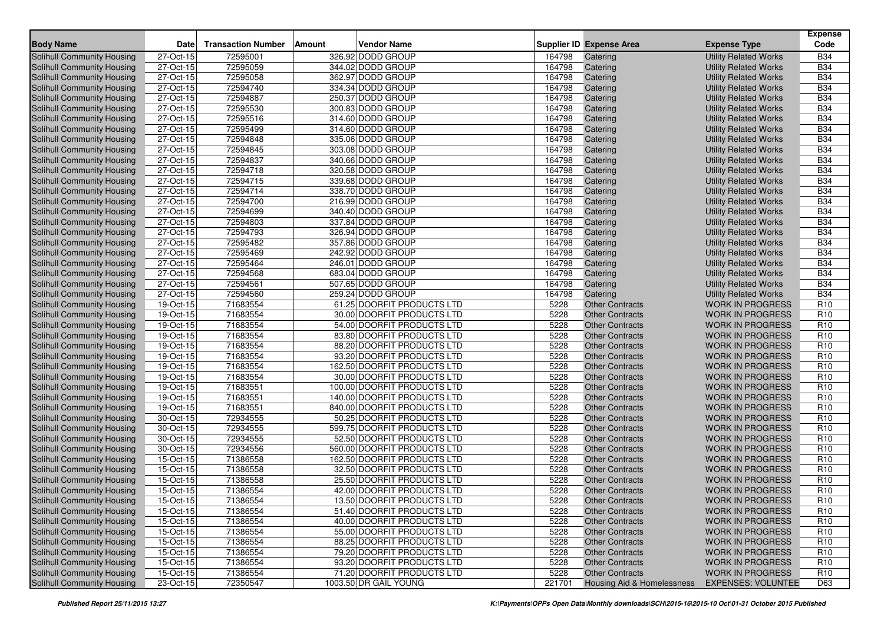| Body Name | Date | Transaction Number | Amount | Vendor Name | Supplier ID | Expense Area | Expense Type | Expense Code |
|---|---|---|---|---|---|---|---|---|
| Solihull Community Housing | 27-Oct-15 | 72595001 | 326.92 | DODD GROUP | 164798 | Catering | Utility Related Works | B34 |
| Solihull Community Housing | 27-Oct-15 | 72595059 | 344.02 | DODD GROUP | 164798 | Catering | Utility Related Works | B34 |
| Solihull Community Housing | 27-Oct-15 | 72595058 | 362.97 | DODD GROUP | 164798 | Catering | Utility Related Works | B34 |
| Solihull Community Housing | 27-Oct-15 | 72594740 | 334.34 | DODD GROUP | 164798 | Catering | Utility Related Works | B34 |
| Solihull Community Housing | 27-Oct-15 | 72594887 | 250.37 | DODD GROUP | 164798 | Catering | Utility Related Works | B34 |
| Solihull Community Housing | 27-Oct-15 | 72595530 | 300.83 | DODD GROUP | 164798 | Catering | Utility Related Works | B34 |
| Solihull Community Housing | 27-Oct-15 | 72595516 | 314.60 | DODD GROUP | 164798 | Catering | Utility Related Works | B34 |
| Solihull Community Housing | 27-Oct-15 | 72595499 | 314.60 | DODD GROUP | 164798 | Catering | Utility Related Works | B34 |
| Solihull Community Housing | 27-Oct-15 | 72594848 | 335.06 | DODD GROUP | 164798 | Catering | Utility Related Works | B34 |
| Solihull Community Housing | 27-Oct-15 | 72594845 | 303.08 | DODD GROUP | 164798 | Catering | Utility Related Works | B34 |
| Solihull Community Housing | 27-Oct-15 | 72594837 | 340.66 | DODD GROUP | 164798 | Catering | Utility Related Works | B34 |
| Solihull Community Housing | 27-Oct-15 | 72594718 | 320.58 | DODD GROUP | 164798 | Catering | Utility Related Works | B34 |
| Solihull Community Housing | 27-Oct-15 | 72594715 | 339.68 | DODD GROUP | 164798 | Catering | Utility Related Works | B34 |
| Solihull Community Housing | 27-Oct-15 | 72594714 | 338.70 | DODD GROUP | 164798 | Catering | Utility Related Works | B34 |
| Solihull Community Housing | 27-Oct-15 | 72594700 | 216.99 | DODD GROUP | 164798 | Catering | Utility Related Works | B34 |
| Solihull Community Housing | 27-Oct-15 | 72594699 | 340.40 | DODD GROUP | 164798 | Catering | Utility Related Works | B34 |
| Solihull Community Housing | 27-Oct-15 | 72594803 | 337.84 | DODD GROUP | 164798 | Catering | Utility Related Works | B34 |
| Solihull Community Housing | 27-Oct-15 | 72594793 | 326.94 | DODD GROUP | 164798 | Catering | Utility Related Works | B34 |
| Solihull Community Housing | 27-Oct-15 | 72595482 | 357.86 | DODD GROUP | 164798 | Catering | Utility Related Works | B34 |
| Solihull Community Housing | 27-Oct-15 | 72595469 | 242.92 | DODD GROUP | 164798 | Catering | Utility Related Works | B34 |
| Solihull Community Housing | 27-Oct-15 | 72595464 | 246.01 | DODD GROUP | 164798 | Catering | Utility Related Works | B34 |
| Solihull Community Housing | 27-Oct-15 | 72594568 | 683.04 | DODD GROUP | 164798 | Catering | Utility Related Works | B34 |
| Solihull Community Housing | 27-Oct-15 | 72594561 | 507.65 | DODD GROUP | 164798 | Catering | Utility Related Works | B34 |
| Solihull Community Housing | 27-Oct-15 | 72594560 | 259.24 | DODD GROUP | 164798 | Catering | Utility Related Works | B34 |
| Solihull Community Housing | 19-Oct-15 | 71683554 | 61.25 | DOORFIT PRODUCTS LTD | 5228 | Other Contracts | WORK IN PROGRESS | R10 |
| Solihull Community Housing | 19-Oct-15 | 71683554 | 30.00 | DOORFIT PRODUCTS LTD | 5228 | Other Contracts | WORK IN PROGRESS | R10 |
| Solihull Community Housing | 19-Oct-15 | 71683554 | 54.00 | DOORFIT PRODUCTS LTD | 5228 | Other Contracts | WORK IN PROGRESS | R10 |
| Solihull Community Housing | 19-Oct-15 | 71683554 | 83.80 | DOORFIT PRODUCTS LTD | 5228 | Other Contracts | WORK IN PROGRESS | R10 |
| Solihull Community Housing | 19-Oct-15 | 71683554 | 88.20 | DOORFIT PRODUCTS LTD | 5228 | Other Contracts | WORK IN PROGRESS | R10 |
| Solihull Community Housing | 19-Oct-15 | 71683554 | 93.20 | DOORFIT PRODUCTS LTD | 5228 | Other Contracts | WORK IN PROGRESS | R10 |
| Solihull Community Housing | 19-Oct-15 | 71683554 | 162.50 | DOORFIT PRODUCTS LTD | 5228 | Other Contracts | WORK IN PROGRESS | R10 |
| Solihull Community Housing | 19-Oct-15 | 71683554 | 30.00 | DOORFIT PRODUCTS LTD | 5228 | Other Contracts | WORK IN PROGRESS | R10 |
| Solihull Community Housing | 19-Oct-15 | 71683551 | 100.00 | DOORFIT PRODUCTS LTD | 5228 | Other Contracts | WORK IN PROGRESS | R10 |
| Solihull Community Housing | 19-Oct-15 | 71683551 | 140.00 | DOORFIT PRODUCTS LTD | 5228 | Other Contracts | WORK IN PROGRESS | R10 |
| Solihull Community Housing | 19-Oct-15 | 71683551 | 840.00 | DOORFIT PRODUCTS LTD | 5228 | Other Contracts | WORK IN PROGRESS | R10 |
| Solihull Community Housing | 30-Oct-15 | 72934555 | 50.25 | DOORFIT PRODUCTS LTD | 5228 | Other Contracts | WORK IN PROGRESS | R10 |
| Solihull Community Housing | 30-Oct-15 | 72934555 | 599.75 | DOORFIT PRODUCTS LTD | 5228 | Other Contracts | WORK IN PROGRESS | R10 |
| Solihull Community Housing | 30-Oct-15 | 72934555 | 52.50 | DOORFIT PRODUCTS LTD | 5228 | Other Contracts | WORK IN PROGRESS | R10 |
| Solihull Community Housing | 30-Oct-15 | 72934556 | 560.00 | DOORFIT PRODUCTS LTD | 5228 | Other Contracts | WORK IN PROGRESS | R10 |
| Solihull Community Housing | 15-Oct-15 | 71386558 | 162.50 | DOORFIT PRODUCTS LTD | 5228 | Other Contracts | WORK IN PROGRESS | R10 |
| Solihull Community Housing | 15-Oct-15 | 71386558 | 32.50 | DOORFIT PRODUCTS LTD | 5228 | Other Contracts | WORK IN PROGRESS | R10 |
| Solihull Community Housing | 15-Oct-15 | 71386558 | 25.50 | DOORFIT PRODUCTS LTD | 5228 | Other Contracts | WORK IN PROGRESS | R10 |
| Solihull Community Housing | 15-Oct-15 | 71386554 | 42.00 | DOORFIT PRODUCTS LTD | 5228 | Other Contracts | WORK IN PROGRESS | R10 |
| Solihull Community Housing | 15-Oct-15 | 71386554 | 13.50 | DOORFIT PRODUCTS LTD | 5228 | Other Contracts | WORK IN PROGRESS | R10 |
| Solihull Community Housing | 15-Oct-15 | 71386554 | 51.40 | DOORFIT PRODUCTS LTD | 5228 | Other Contracts | WORK IN PROGRESS | R10 |
| Solihull Community Housing | 15-Oct-15 | 71386554 | 40.00 | DOORFIT PRODUCTS LTD | 5228 | Other Contracts | WORK IN PROGRESS | R10 |
| Solihull Community Housing | 15-Oct-15 | 71386554 | 55.00 | DOORFIT PRODUCTS LTD | 5228 | Other Contracts | WORK IN PROGRESS | R10 |
| Solihull Community Housing | 15-Oct-15 | 71386554 | 88.25 | DOORFIT PRODUCTS LTD | 5228 | Other Contracts | WORK IN PROGRESS | R10 |
| Solihull Community Housing | 15-Oct-15 | 71386554 | 79.20 | DOORFIT PRODUCTS LTD | 5228 | Other Contracts | WORK IN PROGRESS | R10 |
| Solihull Community Housing | 15-Oct-15 | 71386554 | 93.20 | DOORFIT PRODUCTS LTD | 5228 | Other Contracts | WORK IN PROGRESS | R10 |
| Solihull Community Housing | 15-Oct-15 | 71386554 | 71.20 | DOORFIT PRODUCTS LTD | 5228 | Other Contracts | WORK IN PROGRESS | R10 |
| Solihull Community Housing | 23-Oct-15 | 72350547 | 1003.50 | DR GAIL YOUNG | 221701 | Housing Aid & Homelessness | EXPENSES: VOLUNTEE | D63 |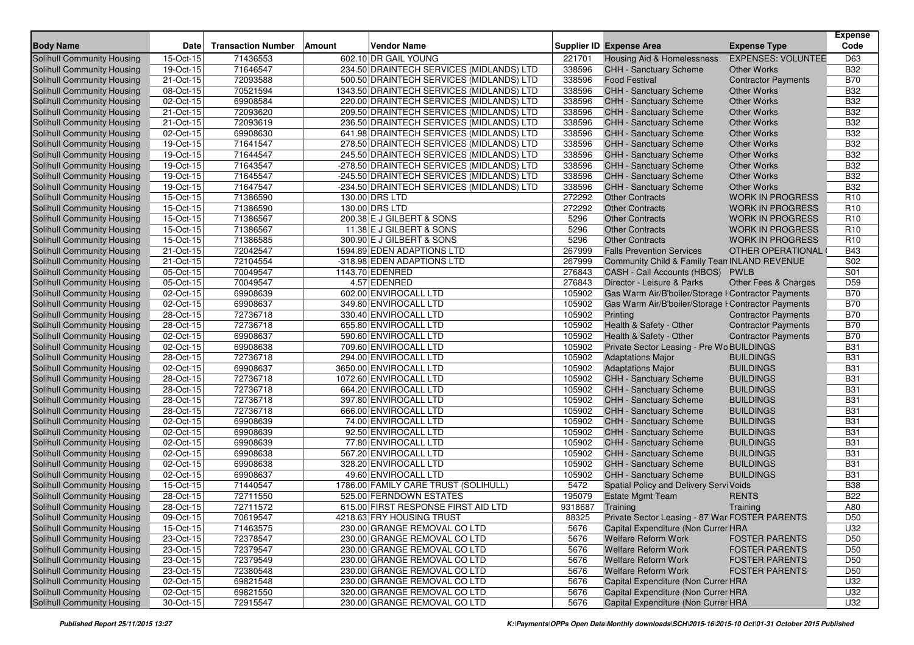| Body Name | Date | Transaction Number | Amount | Vendor Name | Supplier ID | Expense Area | Expense Type | Expense Code |
|---|---|---|---|---|---|---|---|---|
| Solihull Community Housing | 15-Oct-15 | 71436553 | 602.10 | DR GAIL YOUNG | 221701 | Housing Aid & Homelessness | EXPENSES: VOLUNTEE | D63 |
| Solihull Community Housing | 19-Oct-15 | 71646547 | 234.50 | DRAINTECH SERVICES (MIDLANDS) LTD | 338596 | CHH - Sanctuary Scheme | Other Works | B32 |
| Solihull Community Housing | 21-Oct-15 | 72093588 | 500.50 | DRAINTECH SERVICES (MIDLANDS) LTD | 338596 | Food Festival | Contractor Payments | B70 |
| Solihull Community Housing | 08-Oct-15 | 70521594 | 1343.50 | DRAINTECH SERVICES (MIDLANDS) LTD | 338596 | CHH - Sanctuary Scheme | Other Works | B32 |
| Solihull Community Housing | 02-Oct-15 | 69908584 | 220.00 | DRAINTECH SERVICES (MIDLANDS) LTD | 338596 | CHH - Sanctuary Scheme | Other Works | B32 |
| Solihull Community Housing | 21-Oct-15 | 72093620 | 209.50 | DRAINTECH SERVICES (MIDLANDS) LTD | 338596 | CHH - Sanctuary Scheme | Other Works | B32 |
| Solihull Community Housing | 21-Oct-15 | 72093619 | 236.50 | DRAINTECH SERVICES (MIDLANDS) LTD | 338596 | CHH - Sanctuary Scheme | Other Works | B32 |
| Solihull Community Housing | 02-Oct-15 | 69908630 | 641.98 | DRAINTECH SERVICES (MIDLANDS) LTD | 338596 | CHH - Sanctuary Scheme | Other Works | B32 |
| Solihull Community Housing | 19-Oct-15 | 71641547 | 278.50 | DRAINTECH SERVICES (MIDLANDS) LTD | 338596 | CHH - Sanctuary Scheme | Other Works | B32 |
| Solihull Community Housing | 19-Oct-15 | 71644547 | 245.50 | DRAINTECH SERVICES (MIDLANDS) LTD | 338596 | CHH - Sanctuary Scheme | Other Works | B32 |
| Solihull Community Housing | 19-Oct-15 | 71643547 | -278.50 | DRAINTECH SERVICES (MIDLANDS) LTD | 338596 | CHH - Sanctuary Scheme | Other Works | B32 |
| Solihull Community Housing | 19-Oct-15 | 71645547 | -245.50 | DRAINTECH SERVICES (MIDLANDS) LTD | 338596 | CHH - Sanctuary Scheme | Other Works | B32 |
| Solihull Community Housing | 19-Oct-15 | 71647547 | -234.50 | DRAINTECH SERVICES (MIDLANDS) LTD | 338596 | CHH - Sanctuary Scheme | Other Works | B32 |
| Solihull Community Housing | 15-Oct-15 | 71386590 | 130.00 | DRS LTD | 272292 | Other Contracts | WORK IN PROGRESS | R10 |
| Solihull Community Housing | 15-Oct-15 | 71386590 | 130.00 | DRS LTD | 272292 | Other Contracts | WORK IN PROGRESS | R10 |
| Solihull Community Housing | 15-Oct-15 | 71386567 | 200.38 | E J GILBERT & SONS | 5296 | Other Contracts | WORK IN PROGRESS | R10 |
| Solihull Community Housing | 15-Oct-15 | 71386567 | 11.38 | E J GILBERT & SONS | 5296 | Other Contracts | WORK IN PROGRESS | R10 |
| Solihull Community Housing | 15-Oct-15 | 71386585 | 300.90 | E J GILBERT & SONS | 5296 | Other Contracts | WORK IN PROGRESS | R10 |
| Solihull Community Housing | 21-Oct-15 | 72042547 | 1594.89 | EDEN ADAPTIONS LTD | 267999 | Falls Prevention Services | OTHER OPERATIONAL ( | B43 |
| Solihull Community Housing | 21-Oct-15 | 72104554 | -318.98 | EDEN ADAPTIONS LTD | 267999 | Community Child & Family Tean | INLAND REVENUE | S02 |
| Solihull Community Housing | 05-Oct-15 | 70049547 | 1143.70 | EDENRED | 276843 | CASH - Call Accounts (HBOS) | PWLB | S01 |
| Solihull Community Housing | 05-Oct-15 | 70049547 | 4.57 | EDENRED | 276843 | Director - Leisure & Parks | Other Fees & Charges | D59 |
| Solihull Community Housing | 02-Oct-15 | 69908639 | 602.00 | ENVIROCALL LTD | 105902 | Gas Warm Air/B'boiler/Storage I | Contractor Payments | B70 |
| Solihull Community Housing | 02-Oct-15 | 69908637 | 349.80 | ENVIROCALL LTD | 105902 | Gas Warm Air/B'boiler/Storage I | Contractor Payments | B70 |
| Solihull Community Housing | 28-Oct-15 | 72736718 | 330.40 | ENVIROCALL LTD | 105902 | Printing | Contractor Payments | B70 |
| Solihull Community Housing | 28-Oct-15 | 72736718 | 655.80 | ENVIROCALL LTD | 105902 | Health & Safety - Other | Contractor Payments | B70 |
| Solihull Community Housing | 02-Oct-15 | 69908637 | 590.60 | ENVIROCALL LTD | 105902 | Health & Safety - Other | Contractor Payments | B70 |
| Solihull Community Housing | 02-Oct-15 | 69908638 | 709.60 | ENVIROCALL LTD | 105902 | Private Sector Leasing - Pre Wo | BUILDINGS | B31 |
| Solihull Community Housing | 28-Oct-15 | 72736718 | 294.00 | ENVIROCALL LTD | 105902 | Adaptations Major | BUILDINGS | B31 |
| Solihull Community Housing | 02-Oct-15 | 69908637 | 3650.00 | ENVIROCALL LTD | 105902 | Adaptations Major | BUILDINGS | B31 |
| Solihull Community Housing | 28-Oct-15 | 72736718 | 1072.60 | ENVIROCALL LTD | 105902 | CHH - Sanctuary Scheme | BUILDINGS | B31 |
| Solihull Community Housing | 28-Oct-15 | 72736718 | 664.20 | ENVIROCALL LTD | 105902 | CHH - Sanctuary Scheme | BUILDINGS | B31 |
| Solihull Community Housing | 28-Oct-15 | 72736718 | 397.80 | ENVIROCALL LTD | 105902 | CHH - Sanctuary Scheme | BUILDINGS | B31 |
| Solihull Community Housing | 28-Oct-15 | 72736718 | 666.00 | ENVIROCALL LTD | 105902 | CHH - Sanctuary Scheme | BUILDINGS | B31 |
| Solihull Community Housing | 02-Oct-15 | 69908639 | 74.00 | ENVIROCALL LTD | 105902 | CHH - Sanctuary Scheme | BUILDINGS | B31 |
| Solihull Community Housing | 02-Oct-15 | 69908639 | 92.50 | ENVIROCALL LTD | 105902 | CHH - Sanctuary Scheme | BUILDINGS | B31 |
| Solihull Community Housing | 02-Oct-15 | 69908639 | 77.80 | ENVIROCALL LTD | 105902 | CHH - Sanctuary Scheme | BUILDINGS | B31 |
| Solihull Community Housing | 02-Oct-15 | 69908638 | 567.20 | ENVIROCALL LTD | 105902 | CHH - Sanctuary Scheme | BUILDINGS | B31 |
| Solihull Community Housing | 02-Oct-15 | 69908638 | 328.20 | ENVIROCALL LTD | 105902 | CHH - Sanctuary Scheme | BUILDINGS | B31 |
| Solihull Community Housing | 02-Oct-15 | 69908637 | 49.60 | ENVIROCALL LTD | 105902 | CHH - Sanctuary Scheme | BUILDINGS | B31 |
| Solihull Community Housing | 15-Oct-15 | 71440547 | 1786.00 | FAMILY CARE TRUST (SOLIHULL) | 5472 | Spatial Policy and Delivery Servi | Voids | B38 |
| Solihull Community Housing | 28-Oct-15 | 72711550 | 525.00 | FERNDOWN ESTATES | 195079 | Estate Mgmt Team | RENTS | B22 |
| Solihull Community Housing | 28-Oct-15 | 72711572 | 615.00 | FIRST RESPONSE FIRST AID LTD | 9318687 | Training | Training | A80 |
| Solihull Community Housing | 09-Oct-15 | 70619547 | 4218.63 | FRY HOUSING TRUST | 88325 | Private Sector Leasing - 87 War | FOSTER PARENTS | D50 |
| Solihull Community Housing | 15-Oct-15 | 71463575 | 230.00 | GRANGE REMOVAL CO LTD | 5676 | Capital Expenditure (Non Currer | HRA | U32 |
| Solihull Community Housing | 23-Oct-15 | 72378547 | 230.00 | GRANGE REMOVAL CO LTD | 5676 | Welfare Reform Work | FOSTER PARENTS | D50 |
| Solihull Community Housing | 23-Oct-15 | 72379547 | 230.00 | GRANGE REMOVAL CO LTD | 5676 | Welfare Reform Work | FOSTER PARENTS | D50 |
| Solihull Community Housing | 23-Oct-15 | 72379549 | 230.00 | GRANGE REMOVAL CO LTD | 5676 | Welfare Reform Work | FOSTER PARENTS | D50 |
| Solihull Community Housing | 23-Oct-15 | 72380548 | 230.00 | GRANGE REMOVAL CO LTD | 5676 | Welfare Reform Work | FOSTER PARENTS | D50 |
| Solihull Community Housing | 02-Oct-15 | 69821548 | 230.00 | GRANGE REMOVAL CO LTD | 5676 | Capital Expenditure (Non Currer | HRA | U32 |
| Solihull Community Housing | 02-Oct-15 | 69821550 | 320.00 | GRANGE REMOVAL CO LTD | 5676 | Capital Expenditure (Non Currer | HRA | U32 |
| Solihull Community Housing | 30-Oct-15 | 72915547 | 230.00 | GRANGE REMOVAL CO LTD | 5676 | Capital Expenditure (Non Currer | HRA | U32 |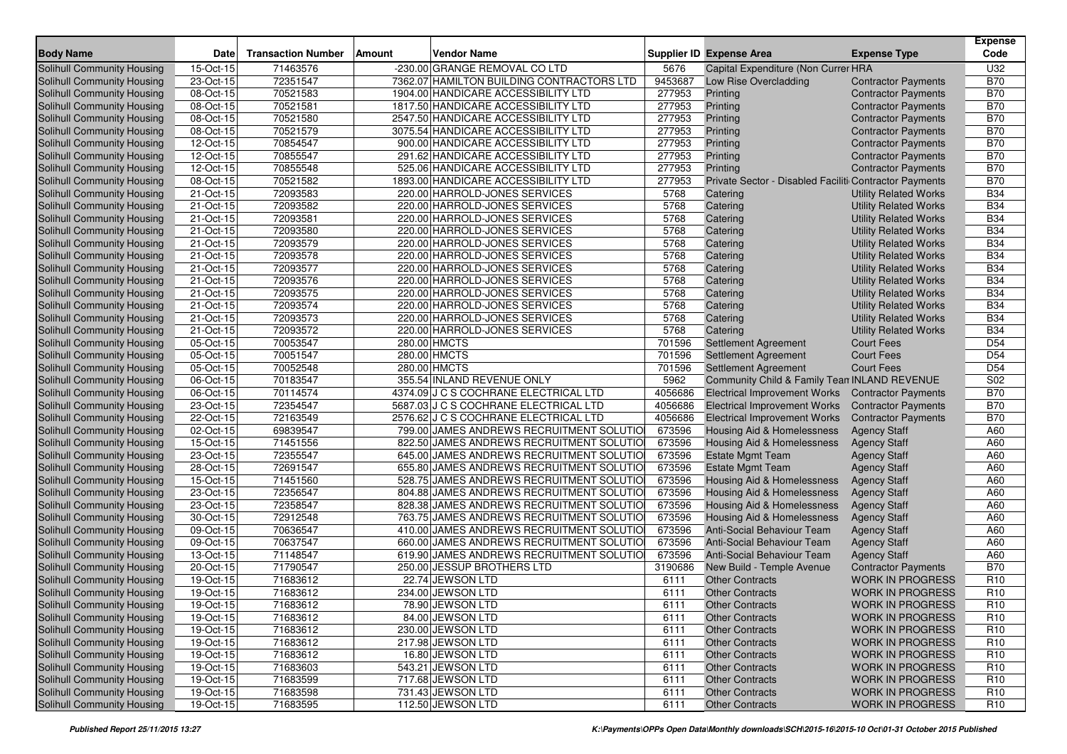| Body Name | Date | Transaction Number | Amount | Vendor Name | Supplier ID | Expense Area | Expense Type | Expense Code |
|---|---|---|---|---|---|---|---|---|
| Solihull Community Housing | 15-Oct-15 | 71463576 | -230.00 | GRANGE REMOVAL CO LTD | 5676 | Capital Expenditure (Non Currer HRA | | U32 |
| Solihull Community Housing | 23-Oct-15 | 72351547 | 7362.07 | HAMILTON BUILDING CONTRACTORS LTD | 9453687 | Low Rise Overcladding | Contractor Payments | B70 |
| Solihull Community Housing | 08-Oct-15 | 70521583 | 1904.00 | HANDICARE ACCESSIBILITY LTD | 277953 | Printing | Contractor Payments | B70 |
| Solihull Community Housing | 08-Oct-15 | 70521581 | 1817.50 | HANDICARE ACCESSIBILITY LTD | 277953 | Printing | Contractor Payments | B70 |
| Solihull Community Housing | 08-Oct-15 | 70521580 | 2547.50 | HANDICARE ACCESSIBILITY LTD | 277953 | Printing | Contractor Payments | B70 |
| Solihull Community Housing | 08-Oct-15 | 70521579 | 3075.54 | HANDICARE ACCESSIBILITY LTD | 277953 | Printing | Contractor Payments | B70 |
| Solihull Community Housing | 12-Oct-15 | 70854547 | 900.00 | HANDICARE ACCESSIBILITY LTD | 277953 | Printing | Contractor Payments | B70 |
| Solihull Community Housing | 12-Oct-15 | 70855547 | 291.62 | HANDICARE ACCESSIBILITY LTD | 277953 | Printing | Contractor Payments | B70 |
| Solihull Community Housing | 12-Oct-15 | 70855548 | 525.06 | HANDICARE ACCESSIBILITY LTD | 277953 | Printing | Contractor Payments | B70 |
| Solihull Community Housing | 08-Oct-15 | 70521582 | 1893.00 | HANDICARE ACCESSIBILITY LTD | 277953 | Private Sector - Disabled Faciliti | Contractor Payments | B70 |
| Solihull Community Housing | 21-Oct-15 | 72093583 | 220.00 | HARROLD-JONES SERVICES | 5768 | Catering | Utility Related Works | B34 |
| Solihull Community Housing | 21-Oct-15 | 72093582 | 220.00 | HARROLD-JONES SERVICES | 5768 | Catering | Utility Related Works | B34 |
| Solihull Community Housing | 21-Oct-15 | 72093581 | 220.00 | HARROLD-JONES SERVICES | 5768 | Catering | Utility Related Works | B34 |
| Solihull Community Housing | 21-Oct-15 | 72093580 | 220.00 | HARROLD-JONES SERVICES | 5768 | Catering | Utility Related Works | B34 |
| Solihull Community Housing | 21-Oct-15 | 72093579 | 220.00 | HARROLD-JONES SERVICES | 5768 | Catering | Utility Related Works | B34 |
| Solihull Community Housing | 21-Oct-15 | 72093578 | 220.00 | HARROLD-JONES SERVICES | 5768 | Catering | Utility Related Works | B34 |
| Solihull Community Housing | 21-Oct-15 | 72093577 | 220.00 | HARROLD-JONES SERVICES | 5768 | Catering | Utility Related Works | B34 |
| Solihull Community Housing | 21-Oct-15 | 72093576 | 220.00 | HARROLD-JONES SERVICES | 5768 | Catering | Utility Related Works | B34 |
| Solihull Community Housing | 21-Oct-15 | 72093575 | 220.00 | HARROLD-JONES SERVICES | 5768 | Catering | Utility Related Works | B34 |
| Solihull Community Housing | 21-Oct-15 | 72093574 | 220.00 | HARROLD-JONES SERVICES | 5768 | Catering | Utility Related Works | B34 |
| Solihull Community Housing | 21-Oct-15 | 72093573 | 220.00 | HARROLD-JONES SERVICES | 5768 | Catering | Utility Related Works | B34 |
| Solihull Community Housing | 21-Oct-15 | 72093572 | 220.00 | HARROLD-JONES SERVICES | 5768 | Catering | Utility Related Works | B34 |
| Solihull Community Housing | 05-Oct-15 | 70053547 | 280.00 | HMCTS | 701596 | Settlement Agreement | Court Fees | D54 |
| Solihull Community Housing | 05-Oct-15 | 70051547 | 280.00 | HMCTS | 701596 | Settlement Agreement | Court Fees | D54 |
| Solihull Community Housing | 05-Oct-15 | 70052548 | 280.00 | HMCTS | 701596 | Settlement Agreement | Court Fees | D54 |
| Solihull Community Housing | 06-Oct-15 | 70183547 | 355.54 | INLAND REVENUE ONLY | 5962 | Community Child & Family Tean | INLAND REVENUE | S02 |
| Solihull Community Housing | 06-Oct-15 | 70114574 | 4374.09 | J C S COCHRANE ELECTRICAL LTD | 4056686 | Electrical Improvement Works | Contractor Payments | B70 |
| Solihull Community Housing | 23-Oct-15 | 72354547 | 5687.03 | J C S COCHRANE ELECTRICAL LTD | 4056686 | Electrical Improvement Works | Contractor Payments | B70 |
| Solihull Community Housing | 22-Oct-15 | 72163549 | 2576.62 | J C S COCHRANE ELECTRICAL LTD | 4056686 | Electrical Improvement Works | Contractor Payments | B70 |
| Solihull Community Housing | 02-Oct-15 | 69839547 | 799.00 | JAMES ANDREWS RECRUITMENT SOLUTIO | 673596 | Housing Aid & Homelessness | Agency Staff | A60 |
| Solihull Community Housing | 15-Oct-15 | 71451556 | 822.50 | JAMES ANDREWS RECRUITMENT SOLUTIO | 673596 | Housing Aid & Homelessness | Agency Staff | A60 |
| Solihull Community Housing | 23-Oct-15 | 72355547 | 645.00 | JAMES ANDREWS RECRUITMENT SOLUTIO | 673596 | Estate Mgmt Team | Agency Staff | A60 |
| Solihull Community Housing | 28-Oct-15 | 72691547 | 655.80 | JAMES ANDREWS RECRUITMENT SOLUTIO | 673596 | Estate Mgmt Team | Agency Staff | A60 |
| Solihull Community Housing | 15-Oct-15 | 71451560 | 528.75 | JAMES ANDREWS RECRUITMENT SOLUTIO | 673596 | Housing Aid & Homelessness | Agency Staff | A60 |
| Solihull Community Housing | 23-Oct-15 | 72356547 | 804.88 | JAMES ANDREWS RECRUITMENT SOLUTIO | 673596 | Housing Aid & Homelessness | Agency Staff | A60 |
| Solihull Community Housing | 23-Oct-15 | 72358547 | 828.38 | JAMES ANDREWS RECRUITMENT SOLUTIO | 673596 | Housing Aid & Homelessness | Agency Staff | A60 |
| Solihull Community Housing | 30-Oct-15 | 72912548 | 763.75 | JAMES ANDREWS RECRUITMENT SOLUTIO | 673596 | Housing Aid & Homelessness | Agency Staff | A60 |
| Solihull Community Housing | 09-Oct-15 | 70636547 | 410.00 | JAMES ANDREWS RECRUITMENT SOLUTIO | 673596 | Anti-Social Behaviour Team | Agency Staff | A60 |
| Solihull Community Housing | 09-Oct-15 | 70637547 | 660.00 | JAMES ANDREWS RECRUITMENT SOLUTIO | 673596 | Anti-Social Behaviour Team | Agency Staff | A60 |
| Solihull Community Housing | 13-Oct-15 | 71148547 | 619.90 | JAMES ANDREWS RECRUITMENT SOLUTIO | 673596 | Anti-Social Behaviour Team | Agency Staff | A60 |
| Solihull Community Housing | 20-Oct-15 | 71790547 | 250.00 | JESSUP BROTHERS LTD | 3190686 | New Build - Temple Avenue | Contractor Payments | B70 |
| Solihull Community Housing | 19-Oct-15 | 71683612 | 22.74 | JEWSON LTD | 6111 | Other Contracts | WORK IN PROGRESS | R10 |
| Solihull Community Housing | 19-Oct-15 | 71683612 | 234.00 | JEWSON LTD | 6111 | Other Contracts | WORK IN PROGRESS | R10 |
| Solihull Community Housing | 19-Oct-15 | 71683612 | 78.90 | JEWSON LTD | 6111 | Other Contracts | WORK IN PROGRESS | R10 |
| Solihull Community Housing | 19-Oct-15 | 71683612 | 84.00 | JEWSON LTD | 6111 | Other Contracts | WORK IN PROGRESS | R10 |
| Solihull Community Housing | 19-Oct-15 | 71683612 | 230.00 | JEWSON LTD | 6111 | Other Contracts | WORK IN PROGRESS | R10 |
| Solihull Community Housing | 19-Oct-15 | 71683612 | 217.98 | JEWSON LTD | 6111 | Other Contracts | WORK IN PROGRESS | R10 |
| Solihull Community Housing | 19-Oct-15 | 71683612 | 16.80 | JEWSON LTD | 6111 | Other Contracts | WORK IN PROGRESS | R10 |
| Solihull Community Housing | 19-Oct-15 | 71683603 | 543.21 | JEWSON LTD | 6111 | Other Contracts | WORK IN PROGRESS | R10 |
| Solihull Community Housing | 19-Oct-15 | 71683599 | 717.68 | JEWSON LTD | 6111 | Other Contracts | WORK IN PROGRESS | R10 |
| Solihull Community Housing | 19-Oct-15 | 71683598 | 731.43 | JEWSON LTD | 6111 | Other Contracts | WORK IN PROGRESS | R10 |
| Solihull Community Housing | 19-Oct-15 | 71683595 | 112.50 | JEWSON LTD | 6111 | Other Contracts | WORK IN PROGRESS | R10 |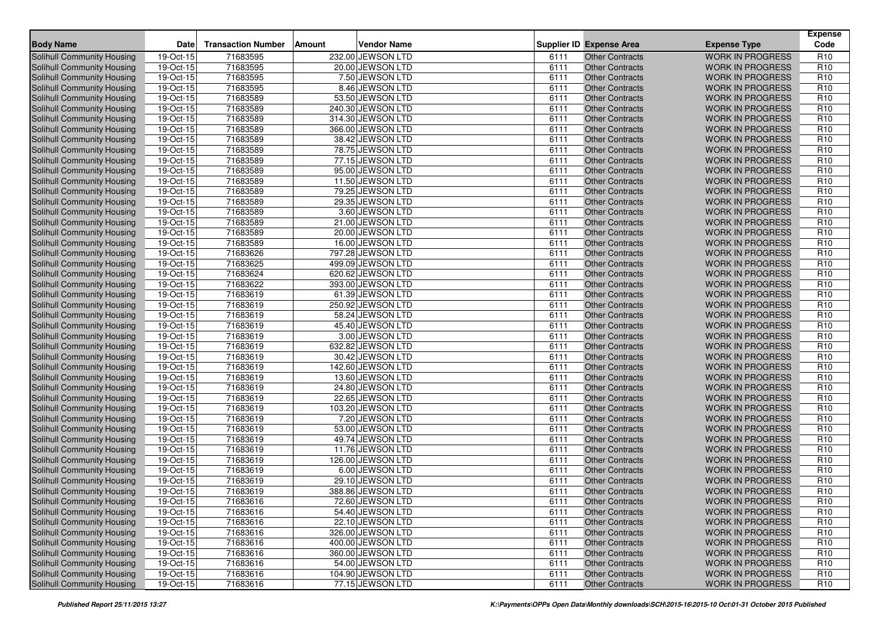| Body Name | Date | Transaction Number | Amount | Vendor Name | Supplier ID | Expense Area | Expense Type | Expense Code |
|---|---|---|---|---|---|---|---|---|
| Solihull Community Housing | 19-Oct-15 | 71683595 | 232.00 | JEWSON LTD | 6111 | Other Contracts | WORK IN PROGRESS | R10 |
| Solihull Community Housing | 19-Oct-15 | 71683595 | 20.00 | JEWSON LTD | 6111 | Other Contracts | WORK IN PROGRESS | R10 |
| Solihull Community Housing | 19-Oct-15 | 71683595 | 7.50 | JEWSON LTD | 6111 | Other Contracts | WORK IN PROGRESS | R10 |
| Solihull Community Housing | 19-Oct-15 | 71683595 | 8.46 | JEWSON LTD | 6111 | Other Contracts | WORK IN PROGRESS | R10 |
| Solihull Community Housing | 19-Oct-15 | 71683589 | 53.50 | JEWSON LTD | 6111 | Other Contracts | WORK IN PROGRESS | R10 |
| Solihull Community Housing | 19-Oct-15 | 71683589 | 240.30 | JEWSON LTD | 6111 | Other Contracts | WORK IN PROGRESS | R10 |
| Solihull Community Housing | 19-Oct-15 | 71683589 | 314.30 | JEWSON LTD | 6111 | Other Contracts | WORK IN PROGRESS | R10 |
| Solihull Community Housing | 19-Oct-15 | 71683589 | 366.00 | JEWSON LTD | 6111 | Other Contracts | WORK IN PROGRESS | R10 |
| Solihull Community Housing | 19-Oct-15 | 71683589 | 38.42 | JEWSON LTD | 6111 | Other Contracts | WORK IN PROGRESS | R10 |
| Solihull Community Housing | 19-Oct-15 | 71683589 | 78.75 | JEWSON LTD | 6111 | Other Contracts | WORK IN PROGRESS | R10 |
| Solihull Community Housing | 19-Oct-15 | 71683589 | 77.15 | JEWSON LTD | 6111 | Other Contracts | WORK IN PROGRESS | R10 |
| Solihull Community Housing | 19-Oct-15 | 71683589 | 95.00 | JEWSON LTD | 6111 | Other Contracts | WORK IN PROGRESS | R10 |
| Solihull Community Housing | 19-Oct-15 | 71683589 | 11.50 | JEWSON LTD | 6111 | Other Contracts | WORK IN PROGRESS | R10 |
| Solihull Community Housing | 19-Oct-15 | 71683589 | 79.25 | JEWSON LTD | 6111 | Other Contracts | WORK IN PROGRESS | R10 |
| Solihull Community Housing | 19-Oct-15 | 71683589 | 29.35 | JEWSON LTD | 6111 | Other Contracts | WORK IN PROGRESS | R10 |
| Solihull Community Housing | 19-Oct-15 | 71683589 | 3.60 | JEWSON LTD | 6111 | Other Contracts | WORK IN PROGRESS | R10 |
| Solihull Community Housing | 19-Oct-15 | 71683589 | 21.00 | JEWSON LTD | 6111 | Other Contracts | WORK IN PROGRESS | R10 |
| Solihull Community Housing | 19-Oct-15 | 71683589 | 20.00 | JEWSON LTD | 6111 | Other Contracts | WORK IN PROGRESS | R10 |
| Solihull Community Housing | 19-Oct-15 | 71683589 | 16.00 | JEWSON LTD | 6111 | Other Contracts | WORK IN PROGRESS | R10 |
| Solihull Community Housing | 19-Oct-15 | 71683626 | 797.28 | JEWSON LTD | 6111 | Other Contracts | WORK IN PROGRESS | R10 |
| Solihull Community Housing | 19-Oct-15 | 71683625 | 499.09 | JEWSON LTD | 6111 | Other Contracts | WORK IN PROGRESS | R10 |
| Solihull Community Housing | 19-Oct-15 | 71683624 | 620.62 | JEWSON LTD | 6111 | Other Contracts | WORK IN PROGRESS | R10 |
| Solihull Community Housing | 19-Oct-15 | 71683622 | 393.00 | JEWSON LTD | 6111 | Other Contracts | WORK IN PROGRESS | R10 |
| Solihull Community Housing | 19-Oct-15 | 71683619 | 61.39 | JEWSON LTD | 6111 | Other Contracts | WORK IN PROGRESS | R10 |
| Solihull Community Housing | 19-Oct-15 | 71683619 | 250.92 | JEWSON LTD | 6111 | Other Contracts | WORK IN PROGRESS | R10 |
| Solihull Community Housing | 19-Oct-15 | 71683619 | 58.24 | JEWSON LTD | 6111 | Other Contracts | WORK IN PROGRESS | R10 |
| Solihull Community Housing | 19-Oct-15 | 71683619 | 45.40 | JEWSON LTD | 6111 | Other Contracts | WORK IN PROGRESS | R10 |
| Solihull Community Housing | 19-Oct-15 | 71683619 | 3.00 | JEWSON LTD | 6111 | Other Contracts | WORK IN PROGRESS | R10 |
| Solihull Community Housing | 19-Oct-15 | 71683619 | 632.82 | JEWSON LTD | 6111 | Other Contracts | WORK IN PROGRESS | R10 |
| Solihull Community Housing | 19-Oct-15 | 71683619 | 30.42 | JEWSON LTD | 6111 | Other Contracts | WORK IN PROGRESS | R10 |
| Solihull Community Housing | 19-Oct-15 | 71683619 | 142.60 | JEWSON LTD | 6111 | Other Contracts | WORK IN PROGRESS | R10 |
| Solihull Community Housing | 19-Oct-15 | 71683619 | 13.60 | JEWSON LTD | 6111 | Other Contracts | WORK IN PROGRESS | R10 |
| Solihull Community Housing | 19-Oct-15 | 71683619 | 24.80 | JEWSON LTD | 6111 | Other Contracts | WORK IN PROGRESS | R10 |
| Solihull Community Housing | 19-Oct-15 | 71683619 | 22.65 | JEWSON LTD | 6111 | Other Contracts | WORK IN PROGRESS | R10 |
| Solihull Community Housing | 19-Oct-15 | 71683619 | 103.20 | JEWSON LTD | 6111 | Other Contracts | WORK IN PROGRESS | R10 |
| Solihull Community Housing | 19-Oct-15 | 71683619 | 7.20 | JEWSON LTD | 6111 | Other Contracts | WORK IN PROGRESS | R10 |
| Solihull Community Housing | 19-Oct-15 | 71683619 | 53.00 | JEWSON LTD | 6111 | Other Contracts | WORK IN PROGRESS | R10 |
| Solihull Community Housing | 19-Oct-15 | 71683619 | 49.74 | JEWSON LTD | 6111 | Other Contracts | WORK IN PROGRESS | R10 |
| Solihull Community Housing | 19-Oct-15 | 71683619 | 11.76 | JEWSON LTD | 6111 | Other Contracts | WORK IN PROGRESS | R10 |
| Solihull Community Housing | 19-Oct-15 | 71683619 | 126.00 | JEWSON LTD | 6111 | Other Contracts | WORK IN PROGRESS | R10 |
| Solihull Community Housing | 19-Oct-15 | 71683619 | 6.00 | JEWSON LTD | 6111 | Other Contracts | WORK IN PROGRESS | R10 |
| Solihull Community Housing | 19-Oct-15 | 71683619 | 29.10 | JEWSON LTD | 6111 | Other Contracts | WORK IN PROGRESS | R10 |
| Solihull Community Housing | 19-Oct-15 | 71683619 | 388.86 | JEWSON LTD | 6111 | Other Contracts | WORK IN PROGRESS | R10 |
| Solihull Community Housing | 19-Oct-15 | 71683616 | 72.60 | JEWSON LTD | 6111 | Other Contracts | WORK IN PROGRESS | R10 |
| Solihull Community Housing | 19-Oct-15 | 71683616 | 54.40 | JEWSON LTD | 6111 | Other Contracts | WORK IN PROGRESS | R10 |
| Solihull Community Housing | 19-Oct-15 | 71683616 | 22.10 | JEWSON LTD | 6111 | Other Contracts | WORK IN PROGRESS | R10 |
| Solihull Community Housing | 19-Oct-15 | 71683616 | 326.00 | JEWSON LTD | 6111 | Other Contracts | WORK IN PROGRESS | R10 |
| Solihull Community Housing | 19-Oct-15 | 71683616 | 400.00 | JEWSON LTD | 6111 | Other Contracts | WORK IN PROGRESS | R10 |
| Solihull Community Housing | 19-Oct-15 | 71683616 | 360.00 | JEWSON LTD | 6111 | Other Contracts | WORK IN PROGRESS | R10 |
| Solihull Community Housing | 19-Oct-15 | 71683616 | 54.00 | JEWSON LTD | 6111 | Other Contracts | WORK IN PROGRESS | R10 |
| Solihull Community Housing | 19-Oct-15 | 71683616 | 104.90 | JEWSON LTD | 6111 | Other Contracts | WORK IN PROGRESS | R10 |
| Solihull Community Housing | 19-Oct-15 | 71683616 | 77.15 | JEWSON LTD | 6111 | Other Contracts | WORK IN PROGRESS | R10 |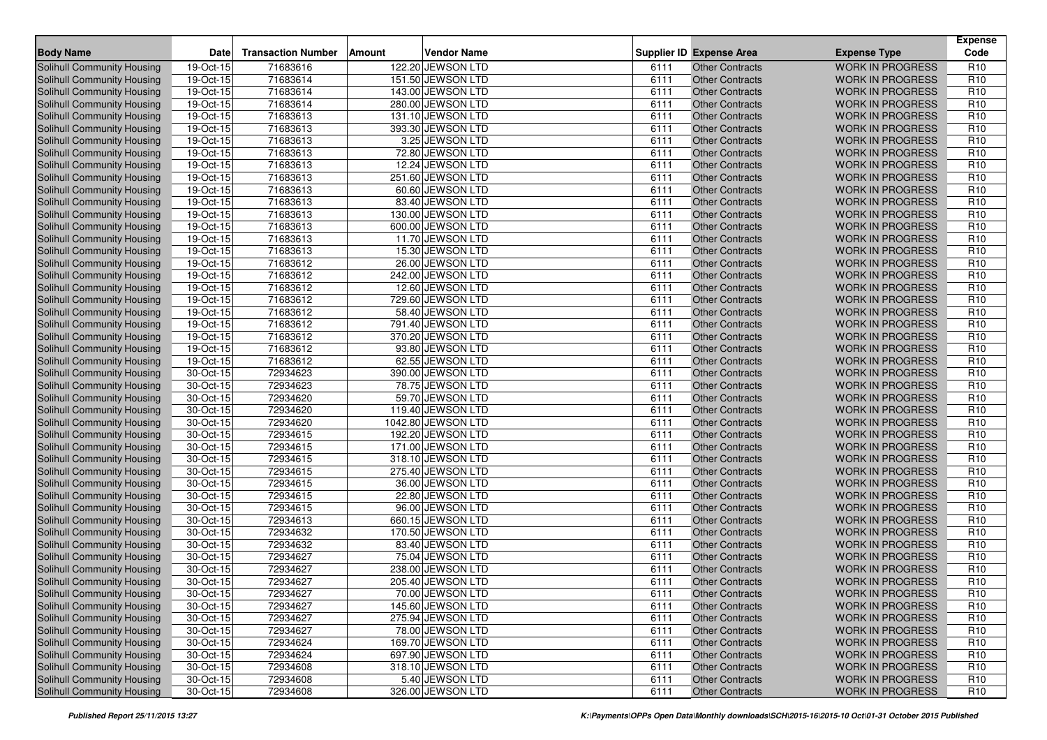| Body Name | Date | Transaction Number | Amount | Vendor Name | Supplier ID | Expense Area | Expense Type | Expense Code |
|---|---|---|---|---|---|---|---|---|
| Solihull Community Housing | 19-Oct-15 | 71683616 | 122.20 | JEWSON LTD | 6111 | Other Contracts | WORK IN PROGRESS | R10 |
| Solihull Community Housing | 19-Oct-15 | 71683614 | 151.50 | JEWSON LTD | 6111 | Other Contracts | WORK IN PROGRESS | R10 |
| Solihull Community Housing | 19-Oct-15 | 71683614 | 143.00 | JEWSON LTD | 6111 | Other Contracts | WORK IN PROGRESS | R10 |
| Solihull Community Housing | 19-Oct-15 | 71683614 | 280.00 | JEWSON LTD | 6111 | Other Contracts | WORK IN PROGRESS | R10 |
| Solihull Community Housing | 19-Oct-15 | 71683613 | 131.10 | JEWSON LTD | 6111 | Other Contracts | WORK IN PROGRESS | R10 |
| Solihull Community Housing | 19-Oct-15 | 71683613 | 393.30 | JEWSON LTD | 6111 | Other Contracts | WORK IN PROGRESS | R10 |
| Solihull Community Housing | 19-Oct-15 | 71683613 | 3.25 | JEWSON LTD | 6111 | Other Contracts | WORK IN PROGRESS | R10 |
| Solihull Community Housing | 19-Oct-15 | 71683613 | 72.80 | JEWSON LTD | 6111 | Other Contracts | WORK IN PROGRESS | R10 |
| Solihull Community Housing | 19-Oct-15 | 71683613 | 12.24 | JEWSON LTD | 6111 | Other Contracts | WORK IN PROGRESS | R10 |
| Solihull Community Housing | 19-Oct-15 | 71683613 | 251.60 | JEWSON LTD | 6111 | Other Contracts | WORK IN PROGRESS | R10 |
| Solihull Community Housing | 19-Oct-15 | 71683613 | 60.60 | JEWSON LTD | 6111 | Other Contracts | WORK IN PROGRESS | R10 |
| Solihull Community Housing | 19-Oct-15 | 71683613 | 83.40 | JEWSON LTD | 6111 | Other Contracts | WORK IN PROGRESS | R10 |
| Solihull Community Housing | 19-Oct-15 | 71683613 | 130.00 | JEWSON LTD | 6111 | Other Contracts | WORK IN PROGRESS | R10 |
| Solihull Community Housing | 19-Oct-15 | 71683613 | 600.00 | JEWSON LTD | 6111 | Other Contracts | WORK IN PROGRESS | R10 |
| Solihull Community Housing | 19-Oct-15 | 71683613 | 11.70 | JEWSON LTD | 6111 | Other Contracts | WORK IN PROGRESS | R10 |
| Solihull Community Housing | 19-Oct-15 | 71683613 | 15.30 | JEWSON LTD | 6111 | Other Contracts | WORK IN PROGRESS | R10 |
| Solihull Community Housing | 19-Oct-15 | 71683612 | 26.00 | JEWSON LTD | 6111 | Other Contracts | WORK IN PROGRESS | R10 |
| Solihull Community Housing | 19-Oct-15 | 71683612 | 242.00 | JEWSON LTD | 6111 | Other Contracts | WORK IN PROGRESS | R10 |
| Solihull Community Housing | 19-Oct-15 | 71683612 | 12.60 | JEWSON LTD | 6111 | Other Contracts | WORK IN PROGRESS | R10 |
| Solihull Community Housing | 19-Oct-15 | 71683612 | 729.60 | JEWSON LTD | 6111 | Other Contracts | WORK IN PROGRESS | R10 |
| Solihull Community Housing | 19-Oct-15 | 71683612 | 58.40 | JEWSON LTD | 6111 | Other Contracts | WORK IN PROGRESS | R10 |
| Solihull Community Housing | 19-Oct-15 | 71683612 | 791.40 | JEWSON LTD | 6111 | Other Contracts | WORK IN PROGRESS | R10 |
| Solihull Community Housing | 19-Oct-15 | 71683612 | 370.20 | JEWSON LTD | 6111 | Other Contracts | WORK IN PROGRESS | R10 |
| Solihull Community Housing | 19-Oct-15 | 71683612 | 93.80 | JEWSON LTD | 6111 | Other Contracts | WORK IN PROGRESS | R10 |
| Solihull Community Housing | 19-Oct-15 | 71683612 | 62.55 | JEWSON LTD | 6111 | Other Contracts | WORK IN PROGRESS | R10 |
| Solihull Community Housing | 30-Oct-15 | 72934623 | 390.00 | JEWSON LTD | 6111 | Other Contracts | WORK IN PROGRESS | R10 |
| Solihull Community Housing | 30-Oct-15 | 72934623 | 78.75 | JEWSON LTD | 6111 | Other Contracts | WORK IN PROGRESS | R10 |
| Solihull Community Housing | 30-Oct-15 | 72934620 | 59.70 | JEWSON LTD | 6111 | Other Contracts | WORK IN PROGRESS | R10 |
| Solihull Community Housing | 30-Oct-15 | 72934620 | 119.40 | JEWSON LTD | 6111 | Other Contracts | WORK IN PROGRESS | R10 |
| Solihull Community Housing | 30-Oct-15 | 72934620 | 1042.80 | JEWSON LTD | 6111 | Other Contracts | WORK IN PROGRESS | R10 |
| Solihull Community Housing | 30-Oct-15 | 72934615 | 192.20 | JEWSON LTD | 6111 | Other Contracts | WORK IN PROGRESS | R10 |
| Solihull Community Housing | 30-Oct-15 | 72934615 | 171.00 | JEWSON LTD | 6111 | Other Contracts | WORK IN PROGRESS | R10 |
| Solihull Community Housing | 30-Oct-15 | 72934615 | 318.10 | JEWSON LTD | 6111 | Other Contracts | WORK IN PROGRESS | R10 |
| Solihull Community Housing | 30-Oct-15 | 72934615 | 275.40 | JEWSON LTD | 6111 | Other Contracts | WORK IN PROGRESS | R10 |
| Solihull Community Housing | 30-Oct-15 | 72934615 | 36.00 | JEWSON LTD | 6111 | Other Contracts | WORK IN PROGRESS | R10 |
| Solihull Community Housing | 30-Oct-15 | 72934615 | 22.80 | JEWSON LTD | 6111 | Other Contracts | WORK IN PROGRESS | R10 |
| Solihull Community Housing | 30-Oct-15 | 72934615 | 96.00 | JEWSON LTD | 6111 | Other Contracts | WORK IN PROGRESS | R10 |
| Solihull Community Housing | 30-Oct-15 | 72934613 | 660.15 | JEWSON LTD | 6111 | Other Contracts | WORK IN PROGRESS | R10 |
| Solihull Community Housing | 30-Oct-15 | 72934632 | 170.50 | JEWSON LTD | 6111 | Other Contracts | WORK IN PROGRESS | R10 |
| Solihull Community Housing | 30-Oct-15 | 72934632 | 83.40 | JEWSON LTD | 6111 | Other Contracts | WORK IN PROGRESS | R10 |
| Solihull Community Housing | 30-Oct-15 | 72934627 | 75.04 | JEWSON LTD | 6111 | Other Contracts | WORK IN PROGRESS | R10 |
| Solihull Community Housing | 30-Oct-15 | 72934627 | 238.00 | JEWSON LTD | 6111 | Other Contracts | WORK IN PROGRESS | R10 |
| Solihull Community Housing | 30-Oct-15 | 72934627 | 205.40 | JEWSON LTD | 6111 | Other Contracts | WORK IN PROGRESS | R10 |
| Solihull Community Housing | 30-Oct-15 | 72934627 | 70.00 | JEWSON LTD | 6111 | Other Contracts | WORK IN PROGRESS | R10 |
| Solihull Community Housing | 30-Oct-15 | 72934627 | 145.60 | JEWSON LTD | 6111 | Other Contracts | WORK IN PROGRESS | R10 |
| Solihull Community Housing | 30-Oct-15 | 72934627 | 275.94 | JEWSON LTD | 6111 | Other Contracts | WORK IN PROGRESS | R10 |
| Solihull Community Housing | 30-Oct-15 | 72934627 | 78.00 | JEWSON LTD | 6111 | Other Contracts | WORK IN PROGRESS | R10 |
| Solihull Community Housing | 30-Oct-15 | 72934624 | 169.70 | JEWSON LTD | 6111 | Other Contracts | WORK IN PROGRESS | R10 |
| Solihull Community Housing | 30-Oct-15 | 72934624 | 697.90 | JEWSON LTD | 6111 | Other Contracts | WORK IN PROGRESS | R10 |
| Solihull Community Housing | 30-Oct-15 | 72934608 | 318.10 | JEWSON LTD | 6111 | Other Contracts | WORK IN PROGRESS | R10 |
| Solihull Community Housing | 30-Oct-15 | 72934608 | 5.40 | JEWSON LTD | 6111 | Other Contracts | WORK IN PROGRESS | R10 |
| Solihull Community Housing | 30-Oct-15 | 72934608 | 326.00 | JEWSON LTD | 6111 | Other Contracts | WORK IN PROGRESS | R10 |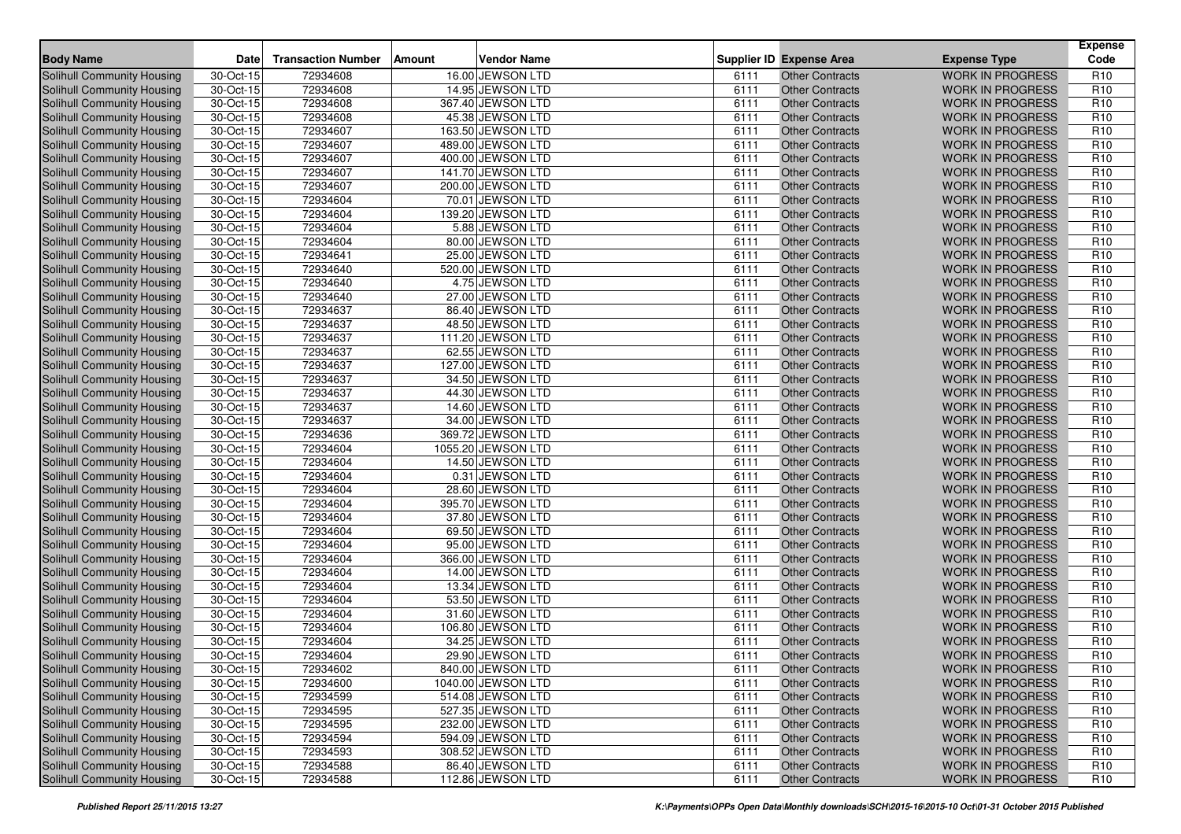| Body Name | Date | Transaction Number | Amount | Vendor Name | Supplier ID | Expense Area | Expense Type | Expense Code |
|---|---|---|---|---|---|---|---|---|
| Solihull Community Housing | 30-Oct-15 | 72934608 | 16.00 | JEWSON LTD | 6111 | Other Contracts | WORK IN PROGRESS | R10 |
| Solihull Community Housing | 30-Oct-15 | 72934608 | 14.95 | JEWSON LTD | 6111 | Other Contracts | WORK IN PROGRESS | R10 |
| Solihull Community Housing | 30-Oct-15 | 72934608 | 367.40 | JEWSON LTD | 6111 | Other Contracts | WORK IN PROGRESS | R10 |
| Solihull Community Housing | 30-Oct-15 | 72934608 | 45.38 | JEWSON LTD | 6111 | Other Contracts | WORK IN PROGRESS | R10 |
| Solihull Community Housing | 30-Oct-15 | 72934607 | 163.50 | JEWSON LTD | 6111 | Other Contracts | WORK IN PROGRESS | R10 |
| Solihull Community Housing | 30-Oct-15 | 72934607 | 489.00 | JEWSON LTD | 6111 | Other Contracts | WORK IN PROGRESS | R10 |
| Solihull Community Housing | 30-Oct-15 | 72934607 | 400.00 | JEWSON LTD | 6111 | Other Contracts | WORK IN PROGRESS | R10 |
| Solihull Community Housing | 30-Oct-15 | 72934607 | 141.70 | JEWSON LTD | 6111 | Other Contracts | WORK IN PROGRESS | R10 |
| Solihull Community Housing | 30-Oct-15 | 72934607 | 200.00 | JEWSON LTD | 6111 | Other Contracts | WORK IN PROGRESS | R10 |
| Solihull Community Housing | 30-Oct-15 | 72934604 | 70.01 | JEWSON LTD | 6111 | Other Contracts | WORK IN PROGRESS | R10 |
| Solihull Community Housing | 30-Oct-15 | 72934604 | 139.20 | JEWSON LTD | 6111 | Other Contracts | WORK IN PROGRESS | R10 |
| Solihull Community Housing | 30-Oct-15 | 72934604 | 5.88 | JEWSON LTD | 6111 | Other Contracts | WORK IN PROGRESS | R10 |
| Solihull Community Housing | 30-Oct-15 | 72934604 | 80.00 | JEWSON LTD | 6111 | Other Contracts | WORK IN PROGRESS | R10 |
| Solihull Community Housing | 30-Oct-15 | 72934641 | 25.00 | JEWSON LTD | 6111 | Other Contracts | WORK IN PROGRESS | R10 |
| Solihull Community Housing | 30-Oct-15 | 72934640 | 520.00 | JEWSON LTD | 6111 | Other Contracts | WORK IN PROGRESS | R10 |
| Solihull Community Housing | 30-Oct-15 | 72934640 | 4.75 | JEWSON LTD | 6111 | Other Contracts | WORK IN PROGRESS | R10 |
| Solihull Community Housing | 30-Oct-15 | 72934640 | 27.00 | JEWSON LTD | 6111 | Other Contracts | WORK IN PROGRESS | R10 |
| Solihull Community Housing | 30-Oct-15 | 72934637 | 86.40 | JEWSON LTD | 6111 | Other Contracts | WORK IN PROGRESS | R10 |
| Solihull Community Housing | 30-Oct-15 | 72934637 | 48.50 | JEWSON LTD | 6111 | Other Contracts | WORK IN PROGRESS | R10 |
| Solihull Community Housing | 30-Oct-15 | 72934637 | 111.20 | JEWSON LTD | 6111 | Other Contracts | WORK IN PROGRESS | R10 |
| Solihull Community Housing | 30-Oct-15 | 72934637 | 62.55 | JEWSON LTD | 6111 | Other Contracts | WORK IN PROGRESS | R10 |
| Solihull Community Housing | 30-Oct-15 | 72934637 | 127.00 | JEWSON LTD | 6111 | Other Contracts | WORK IN PROGRESS | R10 |
| Solihull Community Housing | 30-Oct-15 | 72934637 | 34.50 | JEWSON LTD | 6111 | Other Contracts | WORK IN PROGRESS | R10 |
| Solihull Community Housing | 30-Oct-15 | 72934637 | 44.30 | JEWSON LTD | 6111 | Other Contracts | WORK IN PROGRESS | R10 |
| Solihull Community Housing | 30-Oct-15 | 72934637 | 14.60 | JEWSON LTD | 6111 | Other Contracts | WORK IN PROGRESS | R10 |
| Solihull Community Housing | 30-Oct-15 | 72934637 | 34.00 | JEWSON LTD | 6111 | Other Contracts | WORK IN PROGRESS | R10 |
| Solihull Community Housing | 30-Oct-15 | 72934636 | 369.72 | JEWSON LTD | 6111 | Other Contracts | WORK IN PROGRESS | R10 |
| Solihull Community Housing | 30-Oct-15 | 72934604 | 1055.20 | JEWSON LTD | 6111 | Other Contracts | WORK IN PROGRESS | R10 |
| Solihull Community Housing | 30-Oct-15 | 72934604 | 14.50 | JEWSON LTD | 6111 | Other Contracts | WORK IN PROGRESS | R10 |
| Solihull Community Housing | 30-Oct-15 | 72934604 | 0.31 | JEWSON LTD | 6111 | Other Contracts | WORK IN PROGRESS | R10 |
| Solihull Community Housing | 30-Oct-15 | 72934604 | 28.60 | JEWSON LTD | 6111 | Other Contracts | WORK IN PROGRESS | R10 |
| Solihull Community Housing | 30-Oct-15 | 72934604 | 395.70 | JEWSON LTD | 6111 | Other Contracts | WORK IN PROGRESS | R10 |
| Solihull Community Housing | 30-Oct-15 | 72934604 | 37.80 | JEWSON LTD | 6111 | Other Contracts | WORK IN PROGRESS | R10 |
| Solihull Community Housing | 30-Oct-15 | 72934604 | 69.50 | JEWSON LTD | 6111 | Other Contracts | WORK IN PROGRESS | R10 |
| Solihull Community Housing | 30-Oct-15 | 72934604 | 95.00 | JEWSON LTD | 6111 | Other Contracts | WORK IN PROGRESS | R10 |
| Solihull Community Housing | 30-Oct-15 | 72934604 | 366.00 | JEWSON LTD | 6111 | Other Contracts | WORK IN PROGRESS | R10 |
| Solihull Community Housing | 30-Oct-15 | 72934604 | 14.00 | JEWSON LTD | 6111 | Other Contracts | WORK IN PROGRESS | R10 |
| Solihull Community Housing | 30-Oct-15 | 72934604 | 13.34 | JEWSON LTD | 6111 | Other Contracts | WORK IN PROGRESS | R10 |
| Solihull Community Housing | 30-Oct-15 | 72934604 | 53.50 | JEWSON LTD | 6111 | Other Contracts | WORK IN PROGRESS | R10 |
| Solihull Community Housing | 30-Oct-15 | 72934604 | 31.60 | JEWSON LTD | 6111 | Other Contracts | WORK IN PROGRESS | R10 |
| Solihull Community Housing | 30-Oct-15 | 72934604 | 106.80 | JEWSON LTD | 6111 | Other Contracts | WORK IN PROGRESS | R10 |
| Solihull Community Housing | 30-Oct-15 | 72934604 | 34.25 | JEWSON LTD | 6111 | Other Contracts | WORK IN PROGRESS | R10 |
| Solihull Community Housing | 30-Oct-15 | 72934604 | 29.90 | JEWSON LTD | 6111 | Other Contracts | WORK IN PROGRESS | R10 |
| Solihull Community Housing | 30-Oct-15 | 72934602 | 840.00 | JEWSON LTD | 6111 | Other Contracts | WORK IN PROGRESS | R10 |
| Solihull Community Housing | 30-Oct-15 | 72934600 | 1040.00 | JEWSON LTD | 6111 | Other Contracts | WORK IN PROGRESS | R10 |
| Solihull Community Housing | 30-Oct-15 | 72934599 | 514.08 | JEWSON LTD | 6111 | Other Contracts | WORK IN PROGRESS | R10 |
| Solihull Community Housing | 30-Oct-15 | 72934595 | 527.35 | JEWSON LTD | 6111 | Other Contracts | WORK IN PROGRESS | R10 |
| Solihull Community Housing | 30-Oct-15 | 72934595 | 232.00 | JEWSON LTD | 6111 | Other Contracts | WORK IN PROGRESS | R10 |
| Solihull Community Housing | 30-Oct-15 | 72934594 | 594.09 | JEWSON LTD | 6111 | Other Contracts | WORK IN PROGRESS | R10 |
| Solihull Community Housing | 30-Oct-15 | 72934593 | 308.52 | JEWSON LTD | 6111 | Other Contracts | WORK IN PROGRESS | R10 |
| Solihull Community Housing | 30-Oct-15 | 72934588 | 86.40 | JEWSON LTD | 6111 | Other Contracts | WORK IN PROGRESS | R10 |
| Solihull Community Housing | 30-Oct-15 | 72934588 | 112.86 | JEWSON LTD | 6111 | Other Contracts | WORK IN PROGRESS | R10 |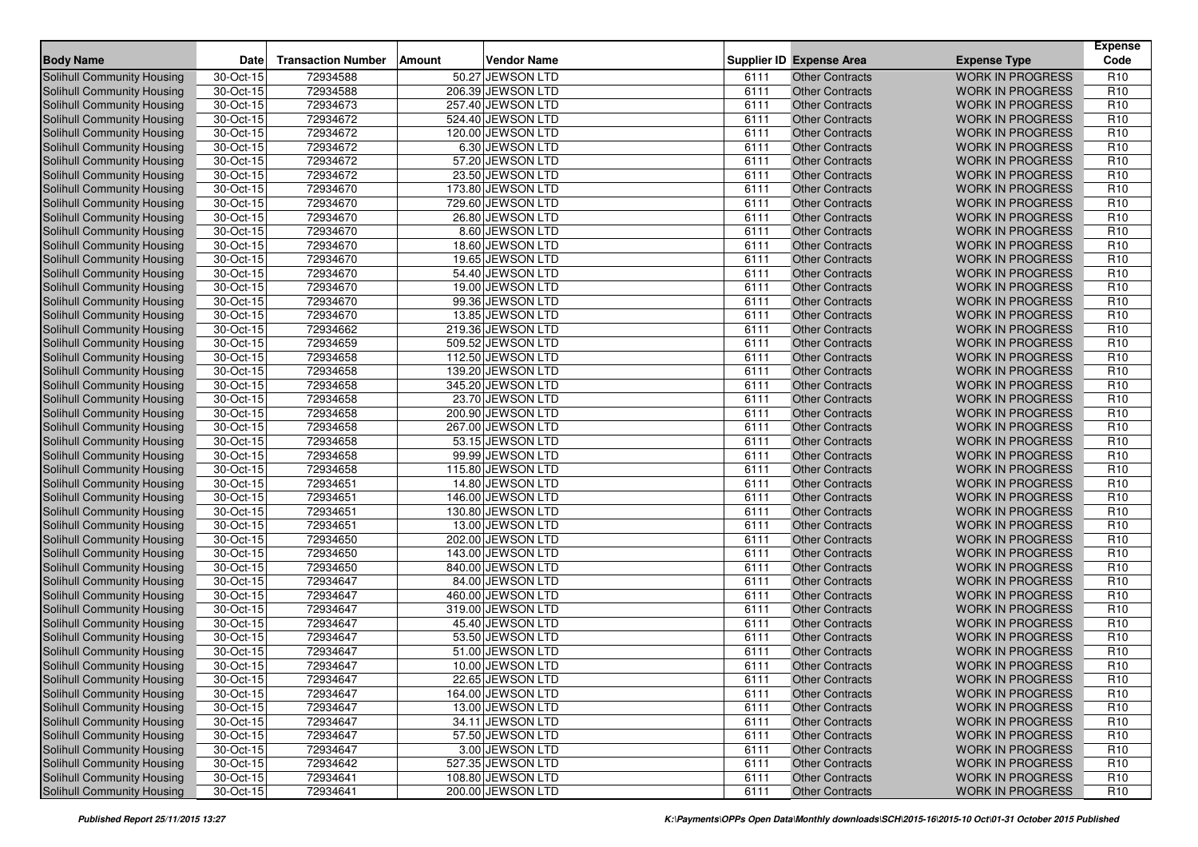| Body Name | Date | Transaction Number | Amount | Vendor Name | Supplier ID | Expense Area | Expense Type | Expense Code |
|---|---|---|---|---|---|---|---|---|
| Solihull Community Housing | 30-Oct-15 | 72934588 | 50.27 | JEWSON LTD | 6111 | Other Contracts | WORK IN PROGRESS | R10 |
| Solihull Community Housing | 30-Oct-15 | 72934588 | 206.39 | JEWSON LTD | 6111 | Other Contracts | WORK IN PROGRESS | R10 |
| Solihull Community Housing | 30-Oct-15 | 72934673 | 257.40 | JEWSON LTD | 6111 | Other Contracts | WORK IN PROGRESS | R10 |
| Solihull Community Housing | 30-Oct-15 | 72934672 | 524.40 | JEWSON LTD | 6111 | Other Contracts | WORK IN PROGRESS | R10 |
| Solihull Community Housing | 30-Oct-15 | 72934672 | 120.00 | JEWSON LTD | 6111 | Other Contracts | WORK IN PROGRESS | R10 |
| Solihull Community Housing | 30-Oct-15 | 72934672 | 6.30 | JEWSON LTD | 6111 | Other Contracts | WORK IN PROGRESS | R10 |
| Solihull Community Housing | 30-Oct-15 | 72934672 | 57.20 | JEWSON LTD | 6111 | Other Contracts | WORK IN PROGRESS | R10 |
| Solihull Community Housing | 30-Oct-15 | 72934672 | 23.50 | JEWSON LTD | 6111 | Other Contracts | WORK IN PROGRESS | R10 |
| Solihull Community Housing | 30-Oct-15 | 72934670 | 173.80 | JEWSON LTD | 6111 | Other Contracts | WORK IN PROGRESS | R10 |
| Solihull Community Housing | 30-Oct-15 | 72934670 | 729.60 | JEWSON LTD | 6111 | Other Contracts | WORK IN PROGRESS | R10 |
| Solihull Community Housing | 30-Oct-15 | 72934670 | 26.80 | JEWSON LTD | 6111 | Other Contracts | WORK IN PROGRESS | R10 |
| Solihull Community Housing | 30-Oct-15 | 72934670 | 8.60 | JEWSON LTD | 6111 | Other Contracts | WORK IN PROGRESS | R10 |
| Solihull Community Housing | 30-Oct-15 | 72934670 | 18.60 | JEWSON LTD | 6111 | Other Contracts | WORK IN PROGRESS | R10 |
| Solihull Community Housing | 30-Oct-15 | 72934670 | 19.65 | JEWSON LTD | 6111 | Other Contracts | WORK IN PROGRESS | R10 |
| Solihull Community Housing | 30-Oct-15 | 72934670 | 54.40 | JEWSON LTD | 6111 | Other Contracts | WORK IN PROGRESS | R10 |
| Solihull Community Housing | 30-Oct-15 | 72934670 | 19.00 | JEWSON LTD | 6111 | Other Contracts | WORK IN PROGRESS | R10 |
| Solihull Community Housing | 30-Oct-15 | 72934670 | 99.36 | JEWSON LTD | 6111 | Other Contracts | WORK IN PROGRESS | R10 |
| Solihull Community Housing | 30-Oct-15 | 72934670 | 13.85 | JEWSON LTD | 6111 | Other Contracts | WORK IN PROGRESS | R10 |
| Solihull Community Housing | 30-Oct-15 | 72934662 | 219.36 | JEWSON LTD | 6111 | Other Contracts | WORK IN PROGRESS | R10 |
| Solihull Community Housing | 30-Oct-15 | 72934659 | 509.52 | JEWSON LTD | 6111 | Other Contracts | WORK IN PROGRESS | R10 |
| Solihull Community Housing | 30-Oct-15 | 72934658 | 112.50 | JEWSON LTD | 6111 | Other Contracts | WORK IN PROGRESS | R10 |
| Solihull Community Housing | 30-Oct-15 | 72934658 | 139.20 | JEWSON LTD | 6111 | Other Contracts | WORK IN PROGRESS | R10 |
| Solihull Community Housing | 30-Oct-15 | 72934658 | 345.20 | JEWSON LTD | 6111 | Other Contracts | WORK IN PROGRESS | R10 |
| Solihull Community Housing | 30-Oct-15 | 72934658 | 23.70 | JEWSON LTD | 6111 | Other Contracts | WORK IN PROGRESS | R10 |
| Solihull Community Housing | 30-Oct-15 | 72934658 | 200.90 | JEWSON LTD | 6111 | Other Contracts | WORK IN PROGRESS | R10 |
| Solihull Community Housing | 30-Oct-15 | 72934658 | 267.00 | JEWSON LTD | 6111 | Other Contracts | WORK IN PROGRESS | R10 |
| Solihull Community Housing | 30-Oct-15 | 72934658 | 53.15 | JEWSON LTD | 6111 | Other Contracts | WORK IN PROGRESS | R10 |
| Solihull Community Housing | 30-Oct-15 | 72934658 | 99.99 | JEWSON LTD | 6111 | Other Contracts | WORK IN PROGRESS | R10 |
| Solihull Community Housing | 30-Oct-15 | 72934658 | 115.80 | JEWSON LTD | 6111 | Other Contracts | WORK IN PROGRESS | R10 |
| Solihull Community Housing | 30-Oct-15 | 72934651 | 14.80 | JEWSON LTD | 6111 | Other Contracts | WORK IN PROGRESS | R10 |
| Solihull Community Housing | 30-Oct-15 | 72934651 | 146.00 | JEWSON LTD | 6111 | Other Contracts | WORK IN PROGRESS | R10 |
| Solihull Community Housing | 30-Oct-15 | 72934651 | 130.80 | JEWSON LTD | 6111 | Other Contracts | WORK IN PROGRESS | R10 |
| Solihull Community Housing | 30-Oct-15 | 72934651 | 13.00 | JEWSON LTD | 6111 | Other Contracts | WORK IN PROGRESS | R10 |
| Solihull Community Housing | 30-Oct-15 | 72934650 | 202.00 | JEWSON LTD | 6111 | Other Contracts | WORK IN PROGRESS | R10 |
| Solihull Community Housing | 30-Oct-15 | 72934650 | 143.00 | JEWSON LTD | 6111 | Other Contracts | WORK IN PROGRESS | R10 |
| Solihull Community Housing | 30-Oct-15 | 72934650 | 840.00 | JEWSON LTD | 6111 | Other Contracts | WORK IN PROGRESS | R10 |
| Solihull Community Housing | 30-Oct-15 | 72934647 | 84.00 | JEWSON LTD | 6111 | Other Contracts | WORK IN PROGRESS | R10 |
| Solihull Community Housing | 30-Oct-15 | 72934647 | 460.00 | JEWSON LTD | 6111 | Other Contracts | WORK IN PROGRESS | R10 |
| Solihull Community Housing | 30-Oct-15 | 72934647 | 319.00 | JEWSON LTD | 6111 | Other Contracts | WORK IN PROGRESS | R10 |
| Solihull Community Housing | 30-Oct-15 | 72934647 | 45.40 | JEWSON LTD | 6111 | Other Contracts | WORK IN PROGRESS | R10 |
| Solihull Community Housing | 30-Oct-15 | 72934647 | 53.50 | JEWSON LTD | 6111 | Other Contracts | WORK IN PROGRESS | R10 |
| Solihull Community Housing | 30-Oct-15 | 72934647 | 51.00 | JEWSON LTD | 6111 | Other Contracts | WORK IN PROGRESS | R10 |
| Solihull Community Housing | 30-Oct-15 | 72934647 | 10.00 | JEWSON LTD | 6111 | Other Contracts | WORK IN PROGRESS | R10 |
| Solihull Community Housing | 30-Oct-15 | 72934647 | 22.65 | JEWSON LTD | 6111 | Other Contracts | WORK IN PROGRESS | R10 |
| Solihull Community Housing | 30-Oct-15 | 72934647 | 164.00 | JEWSON LTD | 6111 | Other Contracts | WORK IN PROGRESS | R10 |
| Solihull Community Housing | 30-Oct-15 | 72934647 | 13.00 | JEWSON LTD | 6111 | Other Contracts | WORK IN PROGRESS | R10 |
| Solihull Community Housing | 30-Oct-15 | 72934647 | 34.11 | JEWSON LTD | 6111 | Other Contracts | WORK IN PROGRESS | R10 |
| Solihull Community Housing | 30-Oct-15 | 72934647 | 57.50 | JEWSON LTD | 6111 | Other Contracts | WORK IN PROGRESS | R10 |
| Solihull Community Housing | 30-Oct-15 | 72934647 | 3.00 | JEWSON LTD | 6111 | Other Contracts | WORK IN PROGRESS | R10 |
| Solihull Community Housing | 30-Oct-15 | 72934642 | 527.35 | JEWSON LTD | 6111 | Other Contracts | WORK IN PROGRESS | R10 |
| Solihull Community Housing | 30-Oct-15 | 72934641 | 108.80 | JEWSON LTD | 6111 | Other Contracts | WORK IN PROGRESS | R10 |
| Solihull Community Housing | 30-Oct-15 | 72934641 | 200.00 | JEWSON LTD | 6111 | Other Contracts | WORK IN PROGRESS | R10 |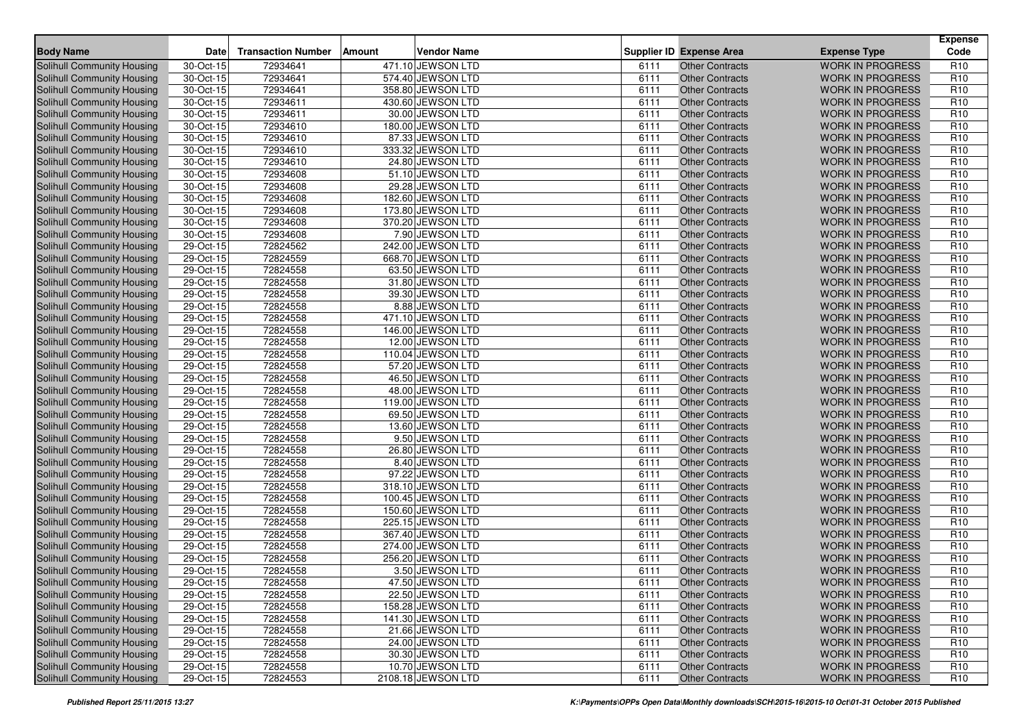| Body Name | Date | Transaction Number | Amount | Vendor Name | Supplier ID | Expense Area | Expense Type | Expense Code |
|---|---|---|---|---|---|---|---|---|
| Solihull Community Housing | 30-Oct-15 | 72934641 | 471.10 | JEWSON LTD | 6111 | Other Contracts | WORK IN PROGRESS | R10 |
| Solihull Community Housing | 30-Oct-15 | 72934641 | 574.40 | JEWSON LTD | 6111 | Other Contracts | WORK IN PROGRESS | R10 |
| Solihull Community Housing | 30-Oct-15 | 72934641 | 358.80 | JEWSON LTD | 6111 | Other Contracts | WORK IN PROGRESS | R10 |
| Solihull Community Housing | 30-Oct-15 | 72934611 | 430.60 | JEWSON LTD | 6111 | Other Contracts | WORK IN PROGRESS | R10 |
| Solihull Community Housing | 30-Oct-15 | 72934611 | 30.00 | JEWSON LTD | 6111 | Other Contracts | WORK IN PROGRESS | R10 |
| Solihull Community Housing | 30-Oct-15 | 72934610 | 180.00 | JEWSON LTD | 6111 | Other Contracts | WORK IN PROGRESS | R10 |
| Solihull Community Housing | 30-Oct-15 | 72934610 | 87.33 | JEWSON LTD | 6111 | Other Contracts | WORK IN PROGRESS | R10 |
| Solihull Community Housing | 30-Oct-15 | 72934610 | 333.32 | JEWSON LTD | 6111 | Other Contracts | WORK IN PROGRESS | R10 |
| Solihull Community Housing | 30-Oct-15 | 72934610 | 24.80 | JEWSON LTD | 6111 | Other Contracts | WORK IN PROGRESS | R10 |
| Solihull Community Housing | 30-Oct-15 | 72934608 | 51.10 | JEWSON LTD | 6111 | Other Contracts | WORK IN PROGRESS | R10 |
| Solihull Community Housing | 30-Oct-15 | 72934608 | 29.28 | JEWSON LTD | 6111 | Other Contracts | WORK IN PROGRESS | R10 |
| Solihull Community Housing | 30-Oct-15 | 72934608 | 182.60 | JEWSON LTD | 6111 | Other Contracts | WORK IN PROGRESS | R10 |
| Solihull Community Housing | 30-Oct-15 | 72934608 | 173.80 | JEWSON LTD | 6111 | Other Contracts | WORK IN PROGRESS | R10 |
| Solihull Community Housing | 30-Oct-15 | 72934608 | 370.20 | JEWSON LTD | 6111 | Other Contracts | WORK IN PROGRESS | R10 |
| Solihull Community Housing | 30-Oct-15 | 72934608 | 7.90 | JEWSON LTD | 6111 | Other Contracts | WORK IN PROGRESS | R10 |
| Solihull Community Housing | 29-Oct-15 | 72824562 | 242.00 | JEWSON LTD | 6111 | Other Contracts | WORK IN PROGRESS | R10 |
| Solihull Community Housing | 29-Oct-15 | 72824559 | 668.70 | JEWSON LTD | 6111 | Other Contracts | WORK IN PROGRESS | R10 |
| Solihull Community Housing | 29-Oct-15 | 72824558 | 63.50 | JEWSON LTD | 6111 | Other Contracts | WORK IN PROGRESS | R10 |
| Solihull Community Housing | 29-Oct-15 | 72824558 | 31.80 | JEWSON LTD | 6111 | Other Contracts | WORK IN PROGRESS | R10 |
| Solihull Community Housing | 29-Oct-15 | 72824558 | 39.30 | JEWSON LTD | 6111 | Other Contracts | WORK IN PROGRESS | R10 |
| Solihull Community Housing | 29-Oct-15 | 72824558 | 8.88 | JEWSON LTD | 6111 | Other Contracts | WORK IN PROGRESS | R10 |
| Solihull Community Housing | 29-Oct-15 | 72824558 | 471.10 | JEWSON LTD | 6111 | Other Contracts | WORK IN PROGRESS | R10 |
| Solihull Community Housing | 29-Oct-15 | 72824558 | 146.00 | JEWSON LTD | 6111 | Other Contracts | WORK IN PROGRESS | R10 |
| Solihull Community Housing | 29-Oct-15 | 72824558 | 12.00 | JEWSON LTD | 6111 | Other Contracts | WORK IN PROGRESS | R10 |
| Solihull Community Housing | 29-Oct-15 | 72824558 | 110.04 | JEWSON LTD | 6111 | Other Contracts | WORK IN PROGRESS | R10 |
| Solihull Community Housing | 29-Oct-15 | 72824558 | 57.20 | JEWSON LTD | 6111 | Other Contracts | WORK IN PROGRESS | R10 |
| Solihull Community Housing | 29-Oct-15 | 72824558 | 46.50 | JEWSON LTD | 6111 | Other Contracts | WORK IN PROGRESS | R10 |
| Solihull Community Housing | 29-Oct-15 | 72824558 | 48.00 | JEWSON LTD | 6111 | Other Contracts | WORK IN PROGRESS | R10 |
| Solihull Community Housing | 29-Oct-15 | 72824558 | 119.00 | JEWSON LTD | 6111 | Other Contracts | WORK IN PROGRESS | R10 |
| Solihull Community Housing | 29-Oct-15 | 72824558 | 69.50 | JEWSON LTD | 6111 | Other Contracts | WORK IN PROGRESS | R10 |
| Solihull Community Housing | 29-Oct-15 | 72824558 | 13.60 | JEWSON LTD | 6111 | Other Contracts | WORK IN PROGRESS | R10 |
| Solihull Community Housing | 29-Oct-15 | 72824558 | 9.50 | JEWSON LTD | 6111 | Other Contracts | WORK IN PROGRESS | R10 |
| Solihull Community Housing | 29-Oct-15 | 72824558 | 26.80 | JEWSON LTD | 6111 | Other Contracts | WORK IN PROGRESS | R10 |
| Solihull Community Housing | 29-Oct-15 | 72824558 | 8.40 | JEWSON LTD | 6111 | Other Contracts | WORK IN PROGRESS | R10 |
| Solihull Community Housing | 29-Oct-15 | 72824558 | 97.22 | JEWSON LTD | 6111 | Other Contracts | WORK IN PROGRESS | R10 |
| Solihull Community Housing | 29-Oct-15 | 72824558 | 318.10 | JEWSON LTD | 6111 | Other Contracts | WORK IN PROGRESS | R10 |
| Solihull Community Housing | 29-Oct-15 | 72824558 | 100.45 | JEWSON LTD | 6111 | Other Contracts | WORK IN PROGRESS | R10 |
| Solihull Community Housing | 29-Oct-15 | 72824558 | 150.60 | JEWSON LTD | 6111 | Other Contracts | WORK IN PROGRESS | R10 |
| Solihull Community Housing | 29-Oct-15 | 72824558 | 225.15 | JEWSON LTD | 6111 | Other Contracts | WORK IN PROGRESS | R10 |
| Solihull Community Housing | 29-Oct-15 | 72824558 | 367.40 | JEWSON LTD | 6111 | Other Contracts | WORK IN PROGRESS | R10 |
| Solihull Community Housing | 29-Oct-15 | 72824558 | 274.00 | JEWSON LTD | 6111 | Other Contracts | WORK IN PROGRESS | R10 |
| Solihull Community Housing | 29-Oct-15 | 72824558 | 256.20 | JEWSON LTD | 6111 | Other Contracts | WORK IN PROGRESS | R10 |
| Solihull Community Housing | 29-Oct-15 | 72824558 | 3.50 | JEWSON LTD | 6111 | Other Contracts | WORK IN PROGRESS | R10 |
| Solihull Community Housing | 29-Oct-15 | 72824558 | 47.50 | JEWSON LTD | 6111 | Other Contracts | WORK IN PROGRESS | R10 |
| Solihull Community Housing | 29-Oct-15 | 72824558 | 22.50 | JEWSON LTD | 6111 | Other Contracts | WORK IN PROGRESS | R10 |
| Solihull Community Housing | 29-Oct-15 | 72824558 | 158.28 | JEWSON LTD | 6111 | Other Contracts | WORK IN PROGRESS | R10 |
| Solihull Community Housing | 29-Oct-15 | 72824558 | 141.30 | JEWSON LTD | 6111 | Other Contracts | WORK IN PROGRESS | R10 |
| Solihull Community Housing | 29-Oct-15 | 72824558 | 21.66 | JEWSON LTD | 6111 | Other Contracts | WORK IN PROGRESS | R10 |
| Solihull Community Housing | 29-Oct-15 | 72824558 | 24.00 | JEWSON LTD | 6111 | Other Contracts | WORK IN PROGRESS | R10 |
| Solihull Community Housing | 29-Oct-15 | 72824558 | 30.30 | JEWSON LTD | 6111 | Other Contracts | WORK IN PROGRESS | R10 |
| Solihull Community Housing | 29-Oct-15 | 72824558 | 10.70 | JEWSON LTD | 6111 | Other Contracts | WORK IN PROGRESS | R10 |
| Solihull Community Housing | 29-Oct-15 | 72824553 | 2108.18 | JEWSON LTD | 6111 | Other Contracts | WORK IN PROGRESS | R10 |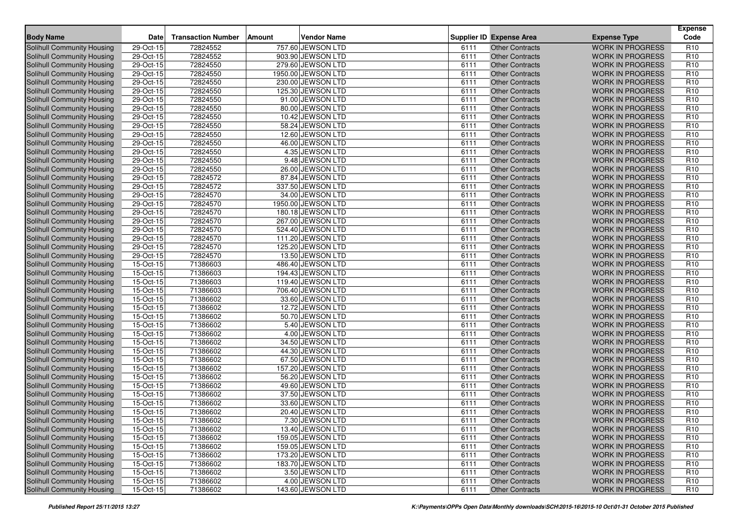| Body Name | Date | Transaction Number | Amount | Vendor Name | Supplier ID | Expense Area | Expense Type | Expense Code |
|---|---|---|---|---|---|---|---|---|
| Solihull Community Housing | 29-Oct-15 | 72824552 | 757.60 | JEWSON LTD | 6111 | Other Contracts | WORK IN PROGRESS | R10 |
| Solihull Community Housing | 29-Oct-15 | 72824552 | 903.90 | JEWSON LTD | 6111 | Other Contracts | WORK IN PROGRESS | R10 |
| Solihull Community Housing | 29-Oct-15 | 72824550 | 279.60 | JEWSON LTD | 6111 | Other Contracts | WORK IN PROGRESS | R10 |
| Solihull Community Housing | 29-Oct-15 | 72824550 | 1950.00 | JEWSON LTD | 6111 | Other Contracts | WORK IN PROGRESS | R10 |
| Solihull Community Housing | 29-Oct-15 | 72824550 | 230.00 | JEWSON LTD | 6111 | Other Contracts | WORK IN PROGRESS | R10 |
| Solihull Community Housing | 29-Oct-15 | 72824550 | 125.30 | JEWSON LTD | 6111 | Other Contracts | WORK IN PROGRESS | R10 |
| Solihull Community Housing | 29-Oct-15 | 72824550 | 91.00 | JEWSON LTD | 6111 | Other Contracts | WORK IN PROGRESS | R10 |
| Solihull Community Housing | 29-Oct-15 | 72824550 | 80.00 | JEWSON LTD | 6111 | Other Contracts | WORK IN PROGRESS | R10 |
| Solihull Community Housing | 29-Oct-15 | 72824550 | 10.42 | JEWSON LTD | 6111 | Other Contracts | WORK IN PROGRESS | R10 |
| Solihull Community Housing | 29-Oct-15 | 72824550 | 58.24 | JEWSON LTD | 6111 | Other Contracts | WORK IN PROGRESS | R10 |
| Solihull Community Housing | 29-Oct-15 | 72824550 | 12.60 | JEWSON LTD | 6111 | Other Contracts | WORK IN PROGRESS | R10 |
| Solihull Community Housing | 29-Oct-15 | 72824550 | 46.00 | JEWSON LTD | 6111 | Other Contracts | WORK IN PROGRESS | R10 |
| Solihull Community Housing | 29-Oct-15 | 72824550 | 4.35 | JEWSON LTD | 6111 | Other Contracts | WORK IN PROGRESS | R10 |
| Solihull Community Housing | 29-Oct-15 | 72824550 | 9.48 | JEWSON LTD | 6111 | Other Contracts | WORK IN PROGRESS | R10 |
| Solihull Community Housing | 29-Oct-15 | 72824550 | 26.00 | JEWSON LTD | 6111 | Other Contracts | WORK IN PROGRESS | R10 |
| Solihull Community Housing | 29-Oct-15 | 72824572 | 87.84 | JEWSON LTD | 6111 | Other Contracts | WORK IN PROGRESS | R10 |
| Solihull Community Housing | 29-Oct-15 | 72824572 | 337.50 | JEWSON LTD | 6111 | Other Contracts | WORK IN PROGRESS | R10 |
| Solihull Community Housing | 29-Oct-15 | 72824570 | 34.00 | JEWSON LTD | 6111 | Other Contracts | WORK IN PROGRESS | R10 |
| Solihull Community Housing | 29-Oct-15 | 72824570 | 1950.00 | JEWSON LTD | 6111 | Other Contracts | WORK IN PROGRESS | R10 |
| Solihull Community Housing | 29-Oct-15 | 72824570 | 180.18 | JEWSON LTD | 6111 | Other Contracts | WORK IN PROGRESS | R10 |
| Solihull Community Housing | 29-Oct-15 | 72824570 | 267.00 | JEWSON LTD | 6111 | Other Contracts | WORK IN PROGRESS | R10 |
| Solihull Community Housing | 29-Oct-15 | 72824570 | 524.40 | JEWSON LTD | 6111 | Other Contracts | WORK IN PROGRESS | R10 |
| Solihull Community Housing | 29-Oct-15 | 72824570 | 111.20 | JEWSON LTD | 6111 | Other Contracts | WORK IN PROGRESS | R10 |
| Solihull Community Housing | 29-Oct-15 | 72824570 | 125.20 | JEWSON LTD | 6111 | Other Contracts | WORK IN PROGRESS | R10 |
| Solihull Community Housing | 29-Oct-15 | 72824570 | 13.50 | JEWSON LTD | 6111 | Other Contracts | WORK IN PROGRESS | R10 |
| Solihull Community Housing | 15-Oct-15 | 71386603 | 486.40 | JEWSON LTD | 6111 | Other Contracts | WORK IN PROGRESS | R10 |
| Solihull Community Housing | 15-Oct-15 | 71386603 | 194.43 | JEWSON LTD | 6111 | Other Contracts | WORK IN PROGRESS | R10 |
| Solihull Community Housing | 15-Oct-15 | 71386603 | 119.40 | JEWSON LTD | 6111 | Other Contracts | WORK IN PROGRESS | R10 |
| Solihull Community Housing | 15-Oct-15 | 71386603 | 706.40 | JEWSON LTD | 6111 | Other Contracts | WORK IN PROGRESS | R10 |
| Solihull Community Housing | 15-Oct-15 | 71386602 | 33.60 | JEWSON LTD | 6111 | Other Contracts | WORK IN PROGRESS | R10 |
| Solihull Community Housing | 15-Oct-15 | 71386602 | 12.72 | JEWSON LTD | 6111 | Other Contracts | WORK IN PROGRESS | R10 |
| Solihull Community Housing | 15-Oct-15 | 71386602 | 50.70 | JEWSON LTD | 6111 | Other Contracts | WORK IN PROGRESS | R10 |
| Solihull Community Housing | 15-Oct-15 | 71386602 | 5.40 | JEWSON LTD | 6111 | Other Contracts | WORK IN PROGRESS | R10 |
| Solihull Community Housing | 15-Oct-15 | 71386602 | 4.00 | JEWSON LTD | 6111 | Other Contracts | WORK IN PROGRESS | R10 |
| Solihull Community Housing | 15-Oct-15 | 71386602 | 34.50 | JEWSON LTD | 6111 | Other Contracts | WORK IN PROGRESS | R10 |
| Solihull Community Housing | 15-Oct-15 | 71386602 | 44.30 | JEWSON LTD | 6111 | Other Contracts | WORK IN PROGRESS | R10 |
| Solihull Community Housing | 15-Oct-15 | 71386602 | 67.50 | JEWSON LTD | 6111 | Other Contracts | WORK IN PROGRESS | R10 |
| Solihull Community Housing | 15-Oct-15 | 71386602 | 157.20 | JEWSON LTD | 6111 | Other Contracts | WORK IN PROGRESS | R10 |
| Solihull Community Housing | 15-Oct-15 | 71386602 | 56.20 | JEWSON LTD | 6111 | Other Contracts | WORK IN PROGRESS | R10 |
| Solihull Community Housing | 15-Oct-15 | 71386602 | 49.60 | JEWSON LTD | 6111 | Other Contracts | WORK IN PROGRESS | R10 |
| Solihull Community Housing | 15-Oct-15 | 71386602 | 37.50 | JEWSON LTD | 6111 | Other Contracts | WORK IN PROGRESS | R10 |
| Solihull Community Housing | 15-Oct-15 | 71386602 | 33.60 | JEWSON LTD | 6111 | Other Contracts | WORK IN PROGRESS | R10 |
| Solihull Community Housing | 15-Oct-15 | 71386602 | 20.40 | JEWSON LTD | 6111 | Other Contracts | WORK IN PROGRESS | R10 |
| Solihull Community Housing | 15-Oct-15 | 71386602 | 7.30 | JEWSON LTD | 6111 | Other Contracts | WORK IN PROGRESS | R10 |
| Solihull Community Housing | 15-Oct-15 | 71386602 | 13.40 | JEWSON LTD | 6111 | Other Contracts | WORK IN PROGRESS | R10 |
| Solihull Community Housing | 15-Oct-15 | 71386602 | 159.05 | JEWSON LTD | 6111 | Other Contracts | WORK IN PROGRESS | R10 |
| Solihull Community Housing | 15-Oct-15 | 71386602 | 159.05 | JEWSON LTD | 6111 | Other Contracts | WORK IN PROGRESS | R10 |
| Solihull Community Housing | 15-Oct-15 | 71386602 | 173.20 | JEWSON LTD | 6111 | Other Contracts | WORK IN PROGRESS | R10 |
| Solihull Community Housing | 15-Oct-15 | 71386602 | 183.70 | JEWSON LTD | 6111 | Other Contracts | WORK IN PROGRESS | R10 |
| Solihull Community Housing | 15-Oct-15 | 71386602 | 3.50 | JEWSON LTD | 6111 | Other Contracts | WORK IN PROGRESS | R10 |
| Solihull Community Housing | 15-Oct-15 | 71386602 | 4.00 | JEWSON LTD | 6111 | Other Contracts | WORK IN PROGRESS | R10 |
| Solihull Community Housing | 15-Oct-15 | 71386602 | 143.60 | JEWSON LTD | 6111 | Other Contracts | WORK IN PROGRESS | R10 |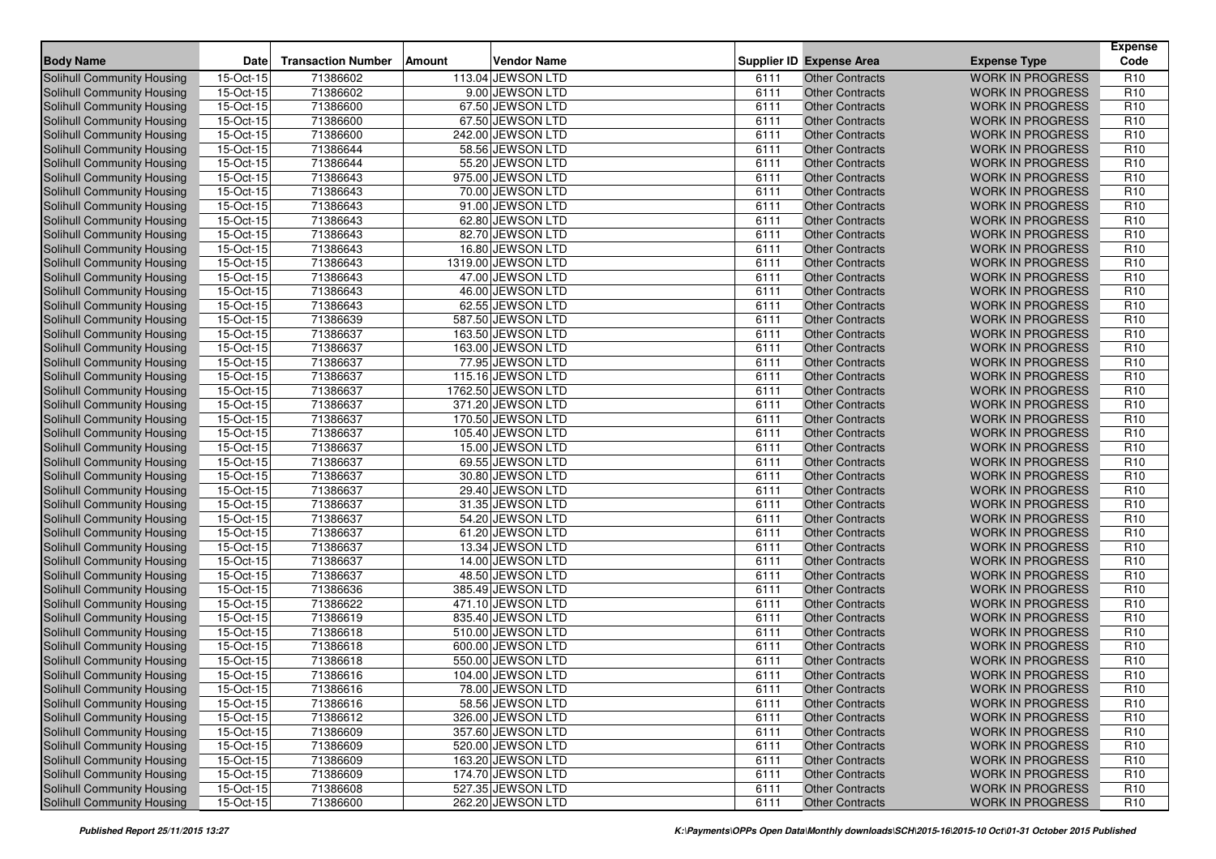| Body Name | Date | Transaction Number | Amount | Vendor Name | Supplier ID | Expense Area | Expense Type | Expense Code |
|---|---|---|---|---|---|---|---|---|
| Solihull Community Housing | 15-Oct-15 | 71386602 | 113.04 | JEWSON LTD | 6111 | Other Contracts | WORK IN PROGRESS | R10 |
| Solihull Community Housing | 15-Oct-15 | 71386602 | 9.00 | JEWSON LTD | 6111 | Other Contracts | WORK IN PROGRESS | R10 |
| Solihull Community Housing | 15-Oct-15 | 71386600 | 67.50 | JEWSON LTD | 6111 | Other Contracts | WORK IN PROGRESS | R10 |
| Solihull Community Housing | 15-Oct-15 | 71386600 | 67.50 | JEWSON LTD | 6111 | Other Contracts | WORK IN PROGRESS | R10 |
| Solihull Community Housing | 15-Oct-15 | 71386600 | 242.00 | JEWSON LTD | 6111 | Other Contracts | WORK IN PROGRESS | R10 |
| Solihull Community Housing | 15-Oct-15 | 71386644 | 58.56 | JEWSON LTD | 6111 | Other Contracts | WORK IN PROGRESS | R10 |
| Solihull Community Housing | 15-Oct-15 | 71386644 | 55.20 | JEWSON LTD | 6111 | Other Contracts | WORK IN PROGRESS | R10 |
| Solihull Community Housing | 15-Oct-15 | 71386643 | 975.00 | JEWSON LTD | 6111 | Other Contracts | WORK IN PROGRESS | R10 |
| Solihull Community Housing | 15-Oct-15 | 71386643 | 70.00 | JEWSON LTD | 6111 | Other Contracts | WORK IN PROGRESS | R10 |
| Solihull Community Housing | 15-Oct-15 | 71386643 | 91.00 | JEWSON LTD | 6111 | Other Contracts | WORK IN PROGRESS | R10 |
| Solihull Community Housing | 15-Oct-15 | 71386643 | 62.80 | JEWSON LTD | 6111 | Other Contracts | WORK IN PROGRESS | R10 |
| Solihull Community Housing | 15-Oct-15 | 71386643 | 82.70 | JEWSON LTD | 6111 | Other Contracts | WORK IN PROGRESS | R10 |
| Solihull Community Housing | 15-Oct-15 | 71386643 | 16.80 | JEWSON LTD | 6111 | Other Contracts | WORK IN PROGRESS | R10 |
| Solihull Community Housing | 15-Oct-15 | 71386643 | 1319.00 | JEWSON LTD | 6111 | Other Contracts | WORK IN PROGRESS | R10 |
| Solihull Community Housing | 15-Oct-15 | 71386643 | 47.00 | JEWSON LTD | 6111 | Other Contracts | WORK IN PROGRESS | R10 |
| Solihull Community Housing | 15-Oct-15 | 71386643 | 46.00 | JEWSON LTD | 6111 | Other Contracts | WORK IN PROGRESS | R10 |
| Solihull Community Housing | 15-Oct-15 | 71386643 | 62.55 | JEWSON LTD | 6111 | Other Contracts | WORK IN PROGRESS | R10 |
| Solihull Community Housing | 15-Oct-15 | 71386639 | 587.50 | JEWSON LTD | 6111 | Other Contracts | WORK IN PROGRESS | R10 |
| Solihull Community Housing | 15-Oct-15 | 71386637 | 163.50 | JEWSON LTD | 6111 | Other Contracts | WORK IN PROGRESS | R10 |
| Solihull Community Housing | 15-Oct-15 | 71386637 | 163.00 | JEWSON LTD | 6111 | Other Contracts | WORK IN PROGRESS | R10 |
| Solihull Community Housing | 15-Oct-15 | 71386637 | 77.95 | JEWSON LTD | 6111 | Other Contracts | WORK IN PROGRESS | R10 |
| Solihull Community Housing | 15-Oct-15 | 71386637 | 115.16 | JEWSON LTD | 6111 | Other Contracts | WORK IN PROGRESS | R10 |
| Solihull Community Housing | 15-Oct-15 | 71386637 | 1762.50 | JEWSON LTD | 6111 | Other Contracts | WORK IN PROGRESS | R10 |
| Solihull Community Housing | 15-Oct-15 | 71386637 | 371.20 | JEWSON LTD | 6111 | Other Contracts | WORK IN PROGRESS | R10 |
| Solihull Community Housing | 15-Oct-15 | 71386637 | 170.50 | JEWSON LTD | 6111 | Other Contracts | WORK IN PROGRESS | R10 |
| Solihull Community Housing | 15-Oct-15 | 71386637 | 105.40 | JEWSON LTD | 6111 | Other Contracts | WORK IN PROGRESS | R10 |
| Solihull Community Housing | 15-Oct-15 | 71386637 | 15.00 | JEWSON LTD | 6111 | Other Contracts | WORK IN PROGRESS | R10 |
| Solihull Community Housing | 15-Oct-15 | 71386637 | 69.55 | JEWSON LTD | 6111 | Other Contracts | WORK IN PROGRESS | R10 |
| Solihull Community Housing | 15-Oct-15 | 71386637 | 30.80 | JEWSON LTD | 6111 | Other Contracts | WORK IN PROGRESS | R10 |
| Solihull Community Housing | 15-Oct-15 | 71386637 | 29.40 | JEWSON LTD | 6111 | Other Contracts | WORK IN PROGRESS | R10 |
| Solihull Community Housing | 15-Oct-15 | 71386637 | 31.35 | JEWSON LTD | 6111 | Other Contracts | WORK IN PROGRESS | R10 |
| Solihull Community Housing | 15-Oct-15 | 71386637 | 54.20 | JEWSON LTD | 6111 | Other Contracts | WORK IN PROGRESS | R10 |
| Solihull Community Housing | 15-Oct-15 | 71386637 | 61.20 | JEWSON LTD | 6111 | Other Contracts | WORK IN PROGRESS | R10 |
| Solihull Community Housing | 15-Oct-15 | 71386637 | 13.34 | JEWSON LTD | 6111 | Other Contracts | WORK IN PROGRESS | R10 |
| Solihull Community Housing | 15-Oct-15 | 71386637 | 14.00 | JEWSON LTD | 6111 | Other Contracts | WORK IN PROGRESS | R10 |
| Solihull Community Housing | 15-Oct-15 | 71386637 | 48.50 | JEWSON LTD | 6111 | Other Contracts | WORK IN PROGRESS | R10 |
| Solihull Community Housing | 15-Oct-15 | 71386636 | 385.49 | JEWSON LTD | 6111 | Other Contracts | WORK IN PROGRESS | R10 |
| Solihull Community Housing | 15-Oct-15 | 71386622 | 471.10 | JEWSON LTD | 6111 | Other Contracts | WORK IN PROGRESS | R10 |
| Solihull Community Housing | 15-Oct-15 | 71386619 | 835.40 | JEWSON LTD | 6111 | Other Contracts | WORK IN PROGRESS | R10 |
| Solihull Community Housing | 15-Oct-15 | 71386618 | 510.00 | JEWSON LTD | 6111 | Other Contracts | WORK IN PROGRESS | R10 |
| Solihull Community Housing | 15-Oct-15 | 71386618 | 600.00 | JEWSON LTD | 6111 | Other Contracts | WORK IN PROGRESS | R10 |
| Solihull Community Housing | 15-Oct-15 | 71386618 | 550.00 | JEWSON LTD | 6111 | Other Contracts | WORK IN PROGRESS | R10 |
| Solihull Community Housing | 15-Oct-15 | 71386616 | 104.00 | JEWSON LTD | 6111 | Other Contracts | WORK IN PROGRESS | R10 |
| Solihull Community Housing | 15-Oct-15 | 71386616 | 78.00 | JEWSON LTD | 6111 | Other Contracts | WORK IN PROGRESS | R10 |
| Solihull Community Housing | 15-Oct-15 | 71386616 | 58.56 | JEWSON LTD | 6111 | Other Contracts | WORK IN PROGRESS | R10 |
| Solihull Community Housing | 15-Oct-15 | 71386612 | 326.00 | JEWSON LTD | 6111 | Other Contracts | WORK IN PROGRESS | R10 |
| Solihull Community Housing | 15-Oct-15 | 71386609 | 357.60 | JEWSON LTD | 6111 | Other Contracts | WORK IN PROGRESS | R10 |
| Solihull Community Housing | 15-Oct-15 | 71386609 | 520.00 | JEWSON LTD | 6111 | Other Contracts | WORK IN PROGRESS | R10 |
| Solihull Community Housing | 15-Oct-15 | 71386609 | 163.20 | JEWSON LTD | 6111 | Other Contracts | WORK IN PROGRESS | R10 |
| Solihull Community Housing | 15-Oct-15 | 71386609 | 174.70 | JEWSON LTD | 6111 | Other Contracts | WORK IN PROGRESS | R10 |
| Solihull Community Housing | 15-Oct-15 | 71386608 | 527.35 | JEWSON LTD | 6111 | Other Contracts | WORK IN PROGRESS | R10 |
| Solihull Community Housing | 15-Oct-15 | 71386600 | 262.20 | JEWSON LTD | 6111 | Other Contracts | WORK IN PROGRESS | R10 |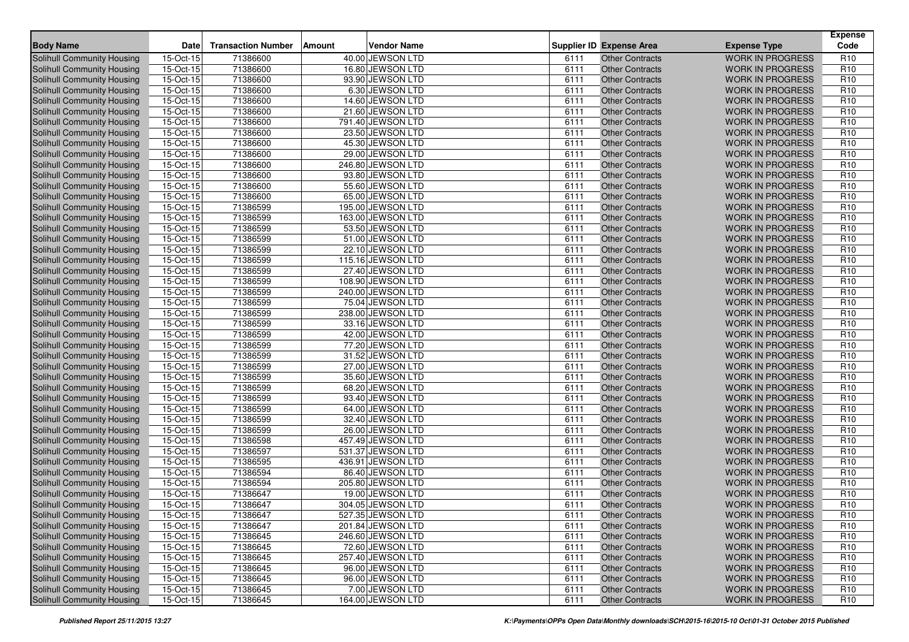| Body Name | Date | Transaction Number | Amount | Vendor Name | Supplier ID | Expense Area | Expense Type | Expense Code |
|---|---|---|---|---|---|---|---|---|
| Solihull Community Housing | 15-Oct-15 | 71386600 | 40.00 | JEWSON LTD | 6111 | Other Contracts | WORK IN PROGRESS | R10 |
| Solihull Community Housing | 15-Oct-15 | 71386600 | 16.80 | JEWSON LTD | 6111 | Other Contracts | WORK IN PROGRESS | R10 |
| Solihull Community Housing | 15-Oct-15 | 71386600 | 93.90 | JEWSON LTD | 6111 | Other Contracts | WORK IN PROGRESS | R10 |
| Solihull Community Housing | 15-Oct-15 | 71386600 | 6.30 | JEWSON LTD | 6111 | Other Contracts | WORK IN PROGRESS | R10 |
| Solihull Community Housing | 15-Oct-15 | 71386600 | 14.60 | JEWSON LTD | 6111 | Other Contracts | WORK IN PROGRESS | R10 |
| Solihull Community Housing | 15-Oct-15 | 71386600 | 21.60 | JEWSON LTD | 6111 | Other Contracts | WORK IN PROGRESS | R10 |
| Solihull Community Housing | 15-Oct-15 | 71386600 | 791.40 | JEWSON LTD | 6111 | Other Contracts | WORK IN PROGRESS | R10 |
| Solihull Community Housing | 15-Oct-15 | 71386600 | 23.50 | JEWSON LTD | 6111 | Other Contracts | WORK IN PROGRESS | R10 |
| Solihull Community Housing | 15-Oct-15 | 71386600 | 45.30 | JEWSON LTD | 6111 | Other Contracts | WORK IN PROGRESS | R10 |
| Solihull Community Housing | 15-Oct-15 | 71386600 | 29.00 | JEWSON LTD | 6111 | Other Contracts | WORK IN PROGRESS | R10 |
| Solihull Community Housing | 15-Oct-15 | 71386600 | 246.80 | JEWSON LTD | 6111 | Other Contracts | WORK IN PROGRESS | R10 |
| Solihull Community Housing | 15-Oct-15 | 71386600 | 93.80 | JEWSON LTD | 6111 | Other Contracts | WORK IN PROGRESS | R10 |
| Solihull Community Housing | 15-Oct-15 | 71386600 | 55.60 | JEWSON LTD | 6111 | Other Contracts | WORK IN PROGRESS | R10 |
| Solihull Community Housing | 15-Oct-15 | 71386600 | 65.00 | JEWSON LTD | 6111 | Other Contracts | WORK IN PROGRESS | R10 |
| Solihull Community Housing | 15-Oct-15 | 71386599 | 195.00 | JEWSON LTD | 6111 | Other Contracts | WORK IN PROGRESS | R10 |
| Solihull Community Housing | 15-Oct-15 | 71386599 | 163.00 | JEWSON LTD | 6111 | Other Contracts | WORK IN PROGRESS | R10 |
| Solihull Community Housing | 15-Oct-15 | 71386599 | 53.50 | JEWSON LTD | 6111 | Other Contracts | WORK IN PROGRESS | R10 |
| Solihull Community Housing | 15-Oct-15 | 71386599 | 51.00 | JEWSON LTD | 6111 | Other Contracts | WORK IN PROGRESS | R10 |
| Solihull Community Housing | 15-Oct-15 | 71386599 | 22.10 | JEWSON LTD | 6111 | Other Contracts | WORK IN PROGRESS | R10 |
| Solihull Community Housing | 15-Oct-15 | 71386599 | 115.16 | JEWSON LTD | 6111 | Other Contracts | WORK IN PROGRESS | R10 |
| Solihull Community Housing | 15-Oct-15 | 71386599 | 27.40 | JEWSON LTD | 6111 | Other Contracts | WORK IN PROGRESS | R10 |
| Solihull Community Housing | 15-Oct-15 | 71386599 | 108.90 | JEWSON LTD | 6111 | Other Contracts | WORK IN PROGRESS | R10 |
| Solihull Community Housing | 15-Oct-15 | 71386599 | 240.00 | JEWSON LTD | 6111 | Other Contracts | WORK IN PROGRESS | R10 |
| Solihull Community Housing | 15-Oct-15 | 71386599 | 75.04 | JEWSON LTD | 6111 | Other Contracts | WORK IN PROGRESS | R10 |
| Solihull Community Housing | 15-Oct-15 | 71386599 | 238.00 | JEWSON LTD | 6111 | Other Contracts | WORK IN PROGRESS | R10 |
| Solihull Community Housing | 15-Oct-15 | 71386599 | 33.16 | JEWSON LTD | 6111 | Other Contracts | WORK IN PROGRESS | R10 |
| Solihull Community Housing | 15-Oct-15 | 71386599 | 42.00 | JEWSON LTD | 6111 | Other Contracts | WORK IN PROGRESS | R10 |
| Solihull Community Housing | 15-Oct-15 | 71386599 | 77.20 | JEWSON LTD | 6111 | Other Contracts | WORK IN PROGRESS | R10 |
| Solihull Community Housing | 15-Oct-15 | 71386599 | 31.52 | JEWSON LTD | 6111 | Other Contracts | WORK IN PROGRESS | R10 |
| Solihull Community Housing | 15-Oct-15 | 71386599 | 27.00 | JEWSON LTD | 6111 | Other Contracts | WORK IN PROGRESS | R10 |
| Solihull Community Housing | 15-Oct-15 | 71386599 | 35.60 | JEWSON LTD | 6111 | Other Contracts | WORK IN PROGRESS | R10 |
| Solihull Community Housing | 15-Oct-15 | 71386599 | 68.20 | JEWSON LTD | 6111 | Other Contracts | WORK IN PROGRESS | R10 |
| Solihull Community Housing | 15-Oct-15 | 71386599 | 93.40 | JEWSON LTD | 6111 | Other Contracts | WORK IN PROGRESS | R10 |
| Solihull Community Housing | 15-Oct-15 | 71386599 | 64.00 | JEWSON LTD | 6111 | Other Contracts | WORK IN PROGRESS | R10 |
| Solihull Community Housing | 15-Oct-15 | 71386599 | 32.40 | JEWSON LTD | 6111 | Other Contracts | WORK IN PROGRESS | R10 |
| Solihull Community Housing | 15-Oct-15 | 71386599 | 26.00 | JEWSON LTD | 6111 | Other Contracts | WORK IN PROGRESS | R10 |
| Solihull Community Housing | 15-Oct-15 | 71386598 | 457.49 | JEWSON LTD | 6111 | Other Contracts | WORK IN PROGRESS | R10 |
| Solihull Community Housing | 15-Oct-15 | 71386597 | 531.37 | JEWSON LTD | 6111 | Other Contracts | WORK IN PROGRESS | R10 |
| Solihull Community Housing | 15-Oct-15 | 71386595 | 436.91 | JEWSON LTD | 6111 | Other Contracts | WORK IN PROGRESS | R10 |
| Solihull Community Housing | 15-Oct-15 | 71386594 | 86.40 | JEWSON LTD | 6111 | Other Contracts | WORK IN PROGRESS | R10 |
| Solihull Community Housing | 15-Oct-15 | 71386594 | 205.80 | JEWSON LTD | 6111 | Other Contracts | WORK IN PROGRESS | R10 |
| Solihull Community Housing | 15-Oct-15 | 71386647 | 19.00 | JEWSON LTD | 6111 | Other Contracts | WORK IN PROGRESS | R10 |
| Solihull Community Housing | 15-Oct-15 | 71386647 | 304.05 | JEWSON LTD | 6111 | Other Contracts | WORK IN PROGRESS | R10 |
| Solihull Community Housing | 15-Oct-15 | 71386647 | 527.35 | JEWSON LTD | 6111 | Other Contracts | WORK IN PROGRESS | R10 |
| Solihull Community Housing | 15-Oct-15 | 71386647 | 201.84 | JEWSON LTD | 6111 | Other Contracts | WORK IN PROGRESS | R10 |
| Solihull Community Housing | 15-Oct-15 | 71386645 | 246.60 | JEWSON LTD | 6111 | Other Contracts | WORK IN PROGRESS | R10 |
| Solihull Community Housing | 15-Oct-15 | 71386645 | 72.60 | JEWSON LTD | 6111 | Other Contracts | WORK IN PROGRESS | R10 |
| Solihull Community Housing | 15-Oct-15 | 71386645 | 257.40 | JEWSON LTD | 6111 | Other Contracts | WORK IN PROGRESS | R10 |
| Solihull Community Housing | 15-Oct-15 | 71386645 | 96.00 | JEWSON LTD | 6111 | Other Contracts | WORK IN PROGRESS | R10 |
| Solihull Community Housing | 15-Oct-15 | 71386645 | 96.00 | JEWSON LTD | 6111 | Other Contracts | WORK IN PROGRESS | R10 |
| Solihull Community Housing | 15-Oct-15 | 71386645 | 7.00 | JEWSON LTD | 6111 | Other Contracts | WORK IN PROGRESS | R10 |
| Solihull Community Housing | 15-Oct-15 | 71386645 | 164.00 | JEWSON LTD | 6111 | Other Contracts | WORK IN PROGRESS | R10 |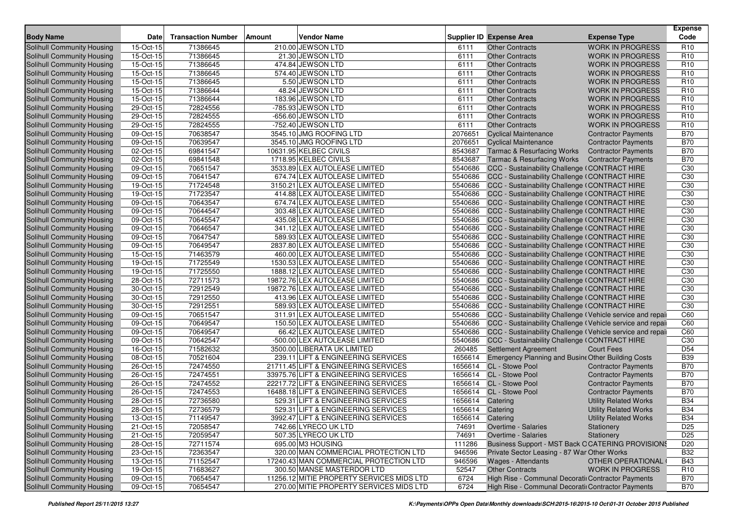| Body Name | Date | Transaction Number | Amount | Vendor Name | Supplier ID | Expense Area | Expense Type | Expense Code |
|---|---|---|---|---|---|---|---|---|
| Solihull Community Housing | 15-Oct-15 | 71386645 | 210.00 | JEWSON LTD | 6111 | Other Contracts | WORK IN PROGRESS | R10 |
| Solihull Community Housing | 15-Oct-15 | 71386645 | 21.30 | JEWSON LTD | 6111 | Other Contracts | WORK IN PROGRESS | R10 |
| Solihull Community Housing | 15-Oct-15 | 71386645 | 474.84 | JEWSON LTD | 6111 | Other Contracts | WORK IN PROGRESS | R10 |
| Solihull Community Housing | 15-Oct-15 | 71386645 | 574.40 | JEWSON LTD | 6111 | Other Contracts | WORK IN PROGRESS | R10 |
| Solihull Community Housing | 15-Oct-15 | 71386645 | 5.50 | JEWSON LTD | 6111 | Other Contracts | WORK IN PROGRESS | R10 |
| Solihull Community Housing | 15-Oct-15 | 71386644 | 48.24 | JEWSON LTD | 6111 | Other Contracts | WORK IN PROGRESS | R10 |
| Solihull Community Housing | 15-Oct-15 | 71386644 | 183.96 | JEWSON LTD | 6111 | Other Contracts | WORK IN PROGRESS | R10 |
| Solihull Community Housing | 29-Oct-15 | 72824556 | -785.93 | JEWSON LTD | 6111 | Other Contracts | WORK IN PROGRESS | R10 |
| Solihull Community Housing | 29-Oct-15 | 72824555 | -656.60 | JEWSON LTD | 6111 | Other Contracts | WORK IN PROGRESS | R10 |
| Solihull Community Housing | 29-Oct-15 | 72824555 | -752.40 | JEWSON LTD | 6111 | Other Contracts | WORK IN PROGRESS | R10 |
| Solihull Community Housing | 09-Oct-15 | 70638547 | 3545.10 | JMG ROOFING LTD | 2076651 | Cyclical Maintenance | Contractor Payments | B70 |
| Solihull Community Housing | 09-Oct-15 | 70639547 | 3545.10 | JMG ROOFING LTD | 2076651 | Cyclical Maintenance | Contractor Payments | B70 |
| Solihull Community Housing | 02-Oct-15 | 69841547 | 10631.95 | KELBEC CIVILS | 8543687 | Tarmac & Resurfacing Works | Contractor Payments | B70 |
| Solihull Community Housing | 02-Oct-15 | 69841548 | 1718.95 | KELBEC CIVILS | 8543687 | Tarmac & Resurfacing Works | Contractor Payments | B70 |
| Solihull Community Housing | 09-Oct-15 | 70651547 | 3533.89 | LEX AUTOLEASE LIMITED | 5540686 | CCC - Sustainability Challenge ( | CONTRACT HIRE | C30 |
| Solihull Community Housing | 09-Oct-15 | 70641547 | 674.74 | LEX AUTOLEASE LIMITED | 5540686 | CCC - Sustainability Challenge ( | CONTRACT HIRE | C30 |
| Solihull Community Housing | 19-Oct-15 | 71724548 | 3150.21 | LEX AUTOLEASE LIMITED | 5540686 | CCC - Sustainability Challenge ( | CONTRACT HIRE | C30 |
| Solihull Community Housing | 19-Oct-15 | 71723547 | 414.88 | LEX AUTOLEASE LIMITED | 5540686 | CCC - Sustainability Challenge ( | CONTRACT HIRE | C30 |
| Solihull Community Housing | 09-Oct-15 | 70643547 | 674.74 | LEX AUTOLEASE LIMITED | 5540686 | CCC - Sustainability Challenge ( | CONTRACT HIRE | C30 |
| Solihull Community Housing | 09-Oct-15 | 70644547 | 303.48 | LEX AUTOLEASE LIMITED | 5540686 | CCC - Sustainability Challenge ( | CONTRACT HIRE | C30 |
| Solihull Community Housing | 09-Oct-15 | 70645547 | 435.08 | LEX AUTOLEASE LIMITED | 5540686 | CCC - Sustainability Challenge ( | CONTRACT HIRE | C30 |
| Solihull Community Housing | 09-Oct-15 | 70646547 | 341.12 | LEX AUTOLEASE LIMITED | 5540686 | CCC - Sustainability Challenge ( | CONTRACT HIRE | C30 |
| Solihull Community Housing | 09-Oct-15 | 70647547 | 589.93 | LEX AUTOLEASE LIMITED | 5540686 | CCC - Sustainability Challenge ( | CONTRACT HIRE | C30 |
| Solihull Community Housing | 09-Oct-15 | 70649547 | 2837.80 | LEX AUTOLEASE LIMITED | 5540686 | CCC - Sustainability Challenge ( | CONTRACT HIRE | C30 |
| Solihull Community Housing | 15-Oct-15 | 71463579 | 460.00 | LEX AUTOLEASE LIMITED | 5540686 | CCC - Sustainability Challenge ( | CONTRACT HIRE | C30 |
| Solihull Community Housing | 19-Oct-15 | 71725549 | 1530.53 | LEX AUTOLEASE LIMITED | 5540686 | CCC - Sustainability Challenge ( | CONTRACT HIRE | C30 |
| Solihull Community Housing | 19-Oct-15 | 71725550 | 1888.12 | LEX AUTOLEASE LIMITED | 5540686 | CCC - Sustainability Challenge ( | CONTRACT HIRE | C30 |
| Solihull Community Housing | 28-Oct-15 | 72711573 | 19872.76 | LEX AUTOLEASE LIMITED | 5540686 | CCC - Sustainability Challenge ( | CONTRACT HIRE | C30 |
| Solihull Community Housing | 30-Oct-15 | 72912549 | 19872.76 | LEX AUTOLEASE LIMITED | 5540686 | CCC - Sustainability Challenge ( | CONTRACT HIRE | C30 |
| Solihull Community Housing | 30-Oct-15 | 72912550 | 413.96 | LEX AUTOLEASE LIMITED | 5540686 | CCC - Sustainability Challenge ( | CONTRACT HIRE | C30 |
| Solihull Community Housing | 30-Oct-15 | 72912551 | 589.93 | LEX AUTOLEASE LIMITED | 5540686 | CCC - Sustainability Challenge ( | CONTRACT HIRE | C30 |
| Solihull Community Housing | 09-Oct-15 | 70651547 | 311.91 | LEX AUTOLEASE LIMITED | 5540686 | CCC - Sustainability Challenge ( | Vehicle service and repai | C60 |
| Solihull Community Housing | 09-Oct-15 | 70649547 | 150.50 | LEX AUTOLEASE LIMITED | 5540686 | CCC - Sustainability Challenge ( | Vehicle service and repai | C60 |
| Solihull Community Housing | 09-Oct-15 | 70649547 | 66.42 | LEX AUTOLEASE LIMITED | 5540686 | CCC - Sustainability Challenge ( | Vehicle service and repai | C60 |
| Solihull Community Housing | 09-Oct-15 | 70642547 | -500.00 | LEX AUTOLEASE LIMITED | 5540686 | CCC - Sustainability Challenge ( | CONTRACT HIRE | C30 |
| Solihull Community Housing | 16-Oct-15 | 71582632 | 3500.00 | LIBERATA UK LIMITED | 260485 | Settlement Agreement | Court Fees | D54 |
| Solihull Community Housing | 08-Oct-15 | 70521604 | 239.11 | LIFT & ENGINEERING SERVICES | 1656614 | Emergency Planning and Busine | Other Building Costs | B39 |
| Solihull Community Housing | 26-Oct-15 | 72474550 | 21711.45 | LIFT & ENGINEERING SERVICES | 1656614 | CL - Stowe Pool | Contractor Payments | B70 |
| Solihull Community Housing | 26-Oct-15 | 72474551 | 33975.76 | LIFT & ENGINEERING SERVICES | 1656614 | CL - Stowe Pool | Contractor Payments | B70 |
| Solihull Community Housing | 26-Oct-15 | 72474552 | 22217.72 | LIFT & ENGINEERING SERVICES | 1656614 | CL - Stowe Pool | Contractor Payments | B70 |
| Solihull Community Housing | 26-Oct-15 | 72474553 | 16488.18 | LIFT & ENGINEERING SERVICES | 1656614 | CL - Stowe Pool | Contractor Payments | B70 |
| Solihull Community Housing | 28-Oct-15 | 72736580 | 529.31 | LIFT & ENGINEERING SERVICES | 1656614 | Catering | Utility Related Works | B34 |
| Solihull Community Housing | 28-Oct-15 | 72736579 | 529.31 | LIFT & ENGINEERING SERVICES | 1656614 | Catering | Utility Related Works | B34 |
| Solihull Community Housing | 13-Oct-15 | 71149547 | 3992.47 | LIFT & ENGINEERING SERVICES | 1656614 | Catering | Utility Related Works | B34 |
| Solihull Community Housing | 21-Oct-15 | 72058547 | 742.66 | LYRECO UK LTD | 74691 | Overtime - Salaries | Stationery | D25 |
| Solihull Community Housing | 21-Oct-15 | 72059547 | 507.35 | LYRECO UK LTD | 74691 | Overtime - Salaries | Stationery | D25 |
| Solihull Community Housing | 28-Oct-15 | 72711574 | 695.00 | M3 HOUSING | 111286 | Business Support - MST Back O | CATERING PROVISIONS | D20 |
| Solihull Community Housing | 23-Oct-15 | 72363547 | 320.00 | MAN COMMERCIAL PROTECTION LTD | 946596 | Private Sector Leasing - 87 War | Other Works | B32 |
| Solihull Community Housing | 13-Oct-15 | 71152547 | 17240.43 | MAN COMMERCIAL PROTECTION LTD | 946596 | Wages - Attendants | OTHER OPERATIONAL ( | B43 |
| Solihull Community Housing | 19-Oct-15 | 71683627 | 300.50 | MANSE MASTERDOR LTD | 52547 | Other Contracts | WORK IN PROGRESS | R10 |
| Solihull Community Housing | 09-Oct-15 | 70654547 | 11256.12 | MITIE PROPERTY SERVICES MIDS LTD | 6724 | High Rise - Communal Decorati | Contractor Payments | B70 |
| Solihull Community Housing | 09-Oct-15 | 70654547 | 270.00 | MITIE PROPERTY SERVICES MIDS LTD | 6724 | High Rise - Communal Decorati | Contractor Payments | B70 |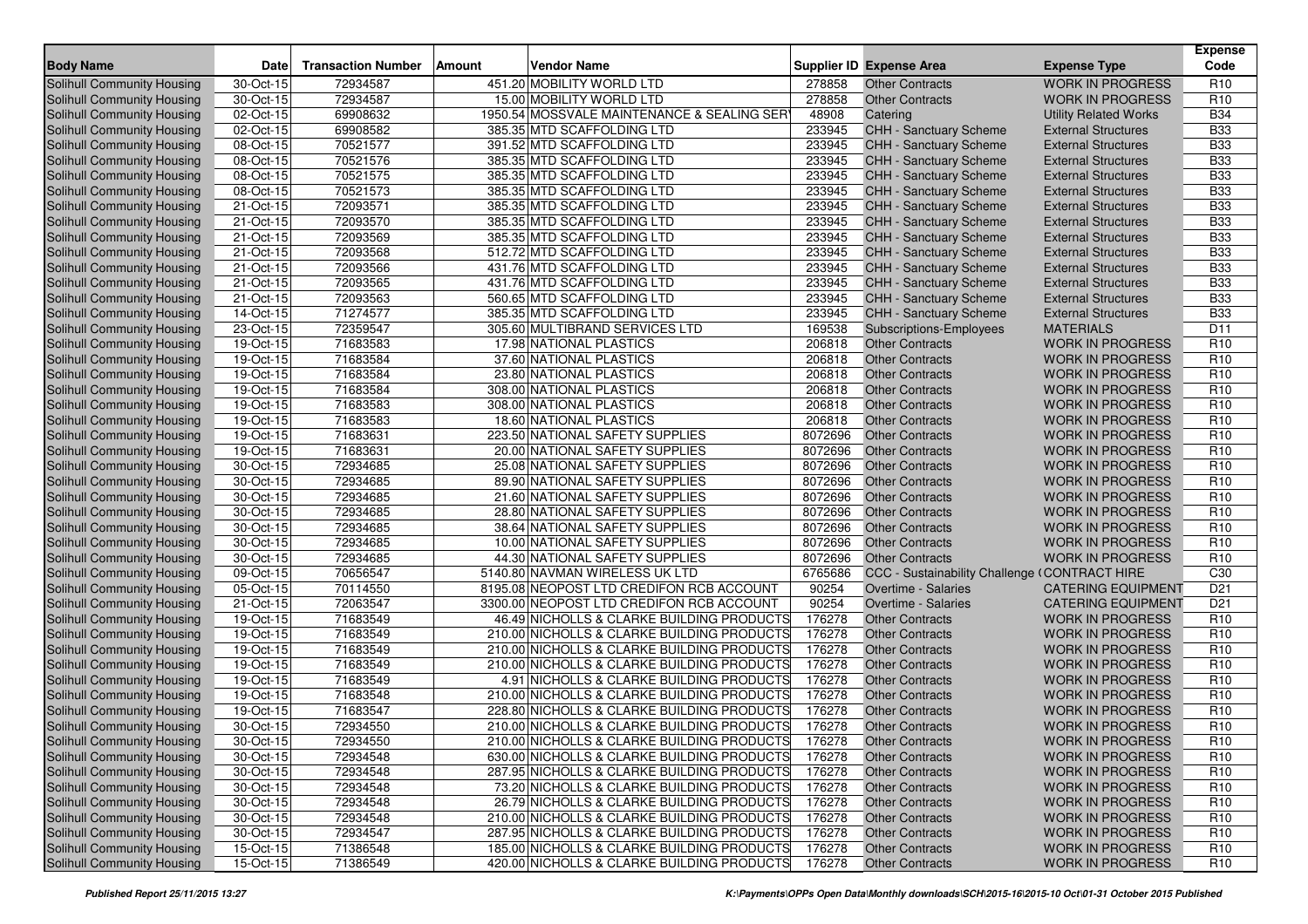| Body Name | Date | Transaction Number | Amount | Vendor Name | Supplier ID | Expense Area | Expense Type | Expense Code |
|---|---|---|---|---|---|---|---|---|
| Solihull Community Housing | 30-Oct-15 | 72934587 | 451.20 | MOBILITY WORLD LTD | 278858 | Other Contracts | WORK IN PROGRESS | R10 |
| Solihull Community Housing | 30-Oct-15 | 72934587 | 15.00 | MOBILITY WORLD LTD | 278858 | Other Contracts | WORK IN PROGRESS | R10 |
| Solihull Community Housing | 02-Oct-15 | 69908632 | 1950.54 | MOSSVALE MAINTENANCE & SEALING SERV | 48908 | Catering | Utility Related Works | B34 |
| Solihull Community Housing | 02-Oct-15 | 69908582 | 385.35 | MTD SCAFFOLDING LTD | 233945 | CHH - Sanctuary Scheme | External Structures | B33 |
| Solihull Community Housing | 08-Oct-15 | 70521577 | 391.52 | MTD SCAFFOLDING LTD | 233945 | CHH - Sanctuary Scheme | External Structures | B33 |
| Solihull Community Housing | 08-Oct-15 | 70521576 | 385.35 | MTD SCAFFOLDING LTD | 233945 | CHH - Sanctuary Scheme | External Structures | B33 |
| Solihull Community Housing | 08-Oct-15 | 70521575 | 385.35 | MTD SCAFFOLDING LTD | 233945 | CHH - Sanctuary Scheme | External Structures | B33 |
| Solihull Community Housing | 08-Oct-15 | 70521573 | 385.35 | MTD SCAFFOLDING LTD | 233945 | CHH - Sanctuary Scheme | External Structures | B33 |
| Solihull Community Housing | 21-Oct-15 | 72093571 | 385.35 | MTD SCAFFOLDING LTD | 233945 | CHH - Sanctuary Scheme | External Structures | B33 |
| Solihull Community Housing | 21-Oct-15 | 72093570 | 385.35 | MTD SCAFFOLDING LTD | 233945 | CHH - Sanctuary Scheme | External Structures | B33 |
| Solihull Community Housing | 21-Oct-15 | 72093569 | 385.35 | MTD SCAFFOLDING LTD | 233945 | CHH - Sanctuary Scheme | External Structures | B33 |
| Solihull Community Housing | 21-Oct-15 | 72093568 | 512.72 | MTD SCAFFOLDING LTD | 233945 | CHH - Sanctuary Scheme | External Structures | B33 |
| Solihull Community Housing | 21-Oct-15 | 72093566 | 431.76 | MTD SCAFFOLDING LTD | 233945 | CHH - Sanctuary Scheme | External Structures | B33 |
| Solihull Community Housing | 21-Oct-15 | 72093565 | 431.76 | MTD SCAFFOLDING LTD | 233945 | CHH - Sanctuary Scheme | External Structures | B33 |
| Solihull Community Housing | 21-Oct-15 | 72093563 | 560.65 | MTD SCAFFOLDING LTD | 233945 | CHH - Sanctuary Scheme | External Structures | B33 |
| Solihull Community Housing | 14-Oct-15 | 71274577 | 385.35 | MTD SCAFFOLDING LTD | 233945 | CHH - Sanctuary Scheme | External Structures | B33 |
| Solihull Community Housing | 23-Oct-15 | 72359547 | 305.60 | MULTIBRAND SERVICES LTD | 169538 | Subscriptions-Employees | MATERIALS | D11 |
| Solihull Community Housing | 19-Oct-15 | 71683583 | 17.98 | NATIONAL PLASTICS | 206818 | Other Contracts | WORK IN PROGRESS | R10 |
| Solihull Community Housing | 19-Oct-15 | 71683584 | 37.60 | NATIONAL PLASTICS | 206818 | Other Contracts | WORK IN PROGRESS | R10 |
| Solihull Community Housing | 19-Oct-15 | 71683584 | 23.80 | NATIONAL PLASTICS | 206818 | Other Contracts | WORK IN PROGRESS | R10 |
| Solihull Community Housing | 19-Oct-15 | 71683584 | 308.00 | NATIONAL PLASTICS | 206818 | Other Contracts | WORK IN PROGRESS | R10 |
| Solihull Community Housing | 19-Oct-15 | 71683583 | 308.00 | NATIONAL PLASTICS | 206818 | Other Contracts | WORK IN PROGRESS | R10 |
| Solihull Community Housing | 19-Oct-15 | 71683583 | 18.60 | NATIONAL PLASTICS | 206818 | Other Contracts | WORK IN PROGRESS | R10 |
| Solihull Community Housing | 19-Oct-15 | 71683631 | 223.50 | NATIONAL SAFETY SUPPLIES | 8072696 | Other Contracts | WORK IN PROGRESS | R10 |
| Solihull Community Housing | 19-Oct-15 | 71683631 | 20.00 | NATIONAL SAFETY SUPPLIES | 8072696 | Other Contracts | WORK IN PROGRESS | R10 |
| Solihull Community Housing | 30-Oct-15 | 72934685 | 25.08 | NATIONAL SAFETY SUPPLIES | 8072696 | Other Contracts | WORK IN PROGRESS | R10 |
| Solihull Community Housing | 30-Oct-15 | 72934685 | 89.90 | NATIONAL SAFETY SUPPLIES | 8072696 | Other Contracts | WORK IN PROGRESS | R10 |
| Solihull Community Housing | 30-Oct-15 | 72934685 | 21.60 | NATIONAL SAFETY SUPPLIES | 8072696 | Other Contracts | WORK IN PROGRESS | R10 |
| Solihull Community Housing | 30-Oct-15 | 72934685 | 28.80 | NATIONAL SAFETY SUPPLIES | 8072696 | Other Contracts | WORK IN PROGRESS | R10 |
| Solihull Community Housing | 30-Oct-15 | 72934685 | 38.64 | NATIONAL SAFETY SUPPLIES | 8072696 | Other Contracts | WORK IN PROGRESS | R10 |
| Solihull Community Housing | 30-Oct-15 | 72934685 | 10.00 | NATIONAL SAFETY SUPPLIES | 8072696 | Other Contracts | WORK IN PROGRESS | R10 |
| Solihull Community Housing | 30-Oct-15 | 72934685 | 44.30 | NATIONAL SAFETY SUPPLIES | 8072696 | Other Contracts | WORK IN PROGRESS | R10 |
| Solihull Community Housing | 09-Oct-15 | 70656547 | 5140.80 | NAVMAN WIRELESS UK LTD | 6765686 | CCC - Sustainability Challenge ( | CONTRACT HIRE | C30 |
| Solihull Community Housing | 05-Oct-15 | 70114550 | 8195.08 | NEOPOST LTD CREDIFON RCB ACCOUNT | 90254 | Overtime - Salaries | CATERING EQUIPMENT | D21 |
| Solihull Community Housing | 21-Oct-15 | 72063547 | 3300.00 | NEOPOST LTD CREDIFON RCB ACCOUNT | 90254 | Overtime - Salaries | CATERING EQUIPMENT | D21 |
| Solihull Community Housing | 19-Oct-15 | 71683549 | 46.49 | NICHOLLS & CLARKE BUILDING PRODUCTS | 176278 | Other Contracts | WORK IN PROGRESS | R10 |
| Solihull Community Housing | 19-Oct-15 | 71683549 | 210.00 | NICHOLLS & CLARKE BUILDING PRODUCTS | 176278 | Other Contracts | WORK IN PROGRESS | R10 |
| Solihull Community Housing | 19-Oct-15 | 71683549 | 210.00 | NICHOLLS & CLARKE BUILDING PRODUCTS | 176278 | Other Contracts | WORK IN PROGRESS | R10 |
| Solihull Community Housing | 19-Oct-15 | 71683549 | 210.00 | NICHOLLS & CLARKE BUILDING PRODUCTS | 176278 | Other Contracts | WORK IN PROGRESS | R10 |
| Solihull Community Housing | 19-Oct-15 | 71683549 | 4.91 | NICHOLLS & CLARKE BUILDING PRODUCTS | 176278 | Other Contracts | WORK IN PROGRESS | R10 |
| Solihull Community Housing | 19-Oct-15 | 71683548 | 210.00 | NICHOLLS & CLARKE BUILDING PRODUCTS | 176278 | Other Contracts | WORK IN PROGRESS | R10 |
| Solihull Community Housing | 19-Oct-15 | 71683547 | 228.80 | NICHOLLS & CLARKE BUILDING PRODUCTS | 176278 | Other Contracts | WORK IN PROGRESS | R10 |
| Solihull Community Housing | 30-Oct-15 | 72934550 | 210.00 | NICHOLLS & CLARKE BUILDING PRODUCTS | 176278 | Other Contracts | WORK IN PROGRESS | R10 |
| Solihull Community Housing | 30-Oct-15 | 72934550 | 210.00 | NICHOLLS & CLARKE BUILDING PRODUCTS | 176278 | Other Contracts | WORK IN PROGRESS | R10 |
| Solihull Community Housing | 30-Oct-15 | 72934548 | 630.00 | NICHOLLS & CLARKE BUILDING PRODUCTS | 176278 | Other Contracts | WORK IN PROGRESS | R10 |
| Solihull Community Housing | 30-Oct-15 | 72934548 | 287.95 | NICHOLLS & CLARKE BUILDING PRODUCTS | 176278 | Other Contracts | WORK IN PROGRESS | R10 |
| Solihull Community Housing | 30-Oct-15 | 72934548 | 73.20 | NICHOLLS & CLARKE BUILDING PRODUCTS | 176278 | Other Contracts | WORK IN PROGRESS | R10 |
| Solihull Community Housing | 30-Oct-15 | 72934548 | 26.79 | NICHOLLS & CLARKE BUILDING PRODUCTS | 176278 | Other Contracts | WORK IN PROGRESS | R10 |
| Solihull Community Housing | 30-Oct-15 | 72934548 | 210.00 | NICHOLLS & CLARKE BUILDING PRODUCTS | 176278 | Other Contracts | WORK IN PROGRESS | R10 |
| Solihull Community Housing | 30-Oct-15 | 72934547 | 287.95 | NICHOLLS & CLARKE BUILDING PRODUCTS | 176278 | Other Contracts | WORK IN PROGRESS | R10 |
| Solihull Community Housing | 15-Oct-15 | 71386548 | 185.00 | NICHOLLS & CLARKE BUILDING PRODUCTS | 176278 | Other Contracts | WORK IN PROGRESS | R10 |
| Solihull Community Housing | 15-Oct-15 | 71386549 | 420.00 | NICHOLLS & CLARKE BUILDING PRODUCTS | 176278 | Other Contracts | WORK IN PROGRESS | R10 |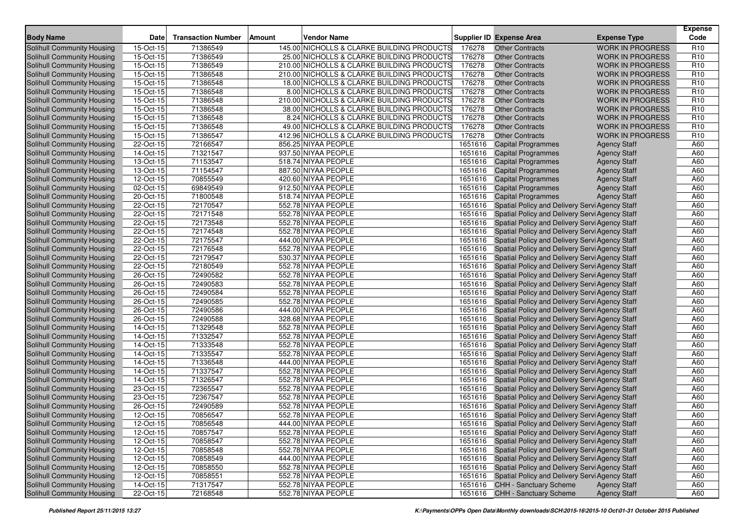| Body Name | Date | Transaction Number | Amount | Vendor Name | Supplier ID | Expense Area | Expense Type | Expense Code |
|---|---|---|---|---|---|---|---|---|
| Solihull Community Housing | 15-Oct-15 | 71386549 | 145.00 | NICHOLLS & CLARKE BUILDING PRODUCTS | 176278 | Other Contracts | WORK IN PROGRESS | R10 |
| Solihull Community Housing | 15-Oct-15 | 71386549 | 25.00 | NICHOLLS & CLARKE BUILDING PRODUCTS | 176278 | Other Contracts | WORK IN PROGRESS | R10 |
| Solihull Community Housing | 15-Oct-15 | 71386549 | 210.00 | NICHOLLS & CLARKE BUILDING PRODUCTS | 176278 | Other Contracts | WORK IN PROGRESS | R10 |
| Solihull Community Housing | 15-Oct-15 | 71386548 | 210.00 | NICHOLLS & CLARKE BUILDING PRODUCTS | 176278 | Other Contracts | WORK IN PROGRESS | R10 |
| Solihull Community Housing | 15-Oct-15 | 71386548 | 18.00 | NICHOLLS & CLARKE BUILDING PRODUCTS | 176278 | Other Contracts | WORK IN PROGRESS | R10 |
| Solihull Community Housing | 15-Oct-15 | 71386548 | 8.00 | NICHOLLS & CLARKE BUILDING PRODUCTS | 176278 | Other Contracts | WORK IN PROGRESS | R10 |
| Solihull Community Housing | 15-Oct-15 | 71386548 | 210.00 | NICHOLLS & CLARKE BUILDING PRODUCTS | 176278 | Other Contracts | WORK IN PROGRESS | R10 |
| Solihull Community Housing | 15-Oct-15 | 71386548 | 38.00 | NICHOLLS & CLARKE BUILDING PRODUCTS | 176278 | Other Contracts | WORK IN PROGRESS | R10 |
| Solihull Community Housing | 15-Oct-15 | 71386548 | 8.24 | NICHOLLS & CLARKE BUILDING PRODUCTS | 176278 | Other Contracts | WORK IN PROGRESS | R10 |
| Solihull Community Housing | 15-Oct-15 | 71386548 | 49.00 | NICHOLLS & CLARKE BUILDING PRODUCTS | 176278 | Other Contracts | WORK IN PROGRESS | R10 |
| Solihull Community Housing | 15-Oct-15 | 71386547 | 412.96 | NICHOLLS & CLARKE BUILDING PRODUCTS | 176278 | Other Contracts | WORK IN PROGRESS | R10 |
| Solihull Community Housing | 22-Oct-15 | 72166547 | 856.25 | NIYAA PEOPLE | 1651616 | Capital Programmes | Agency Staff | A60 |
| Solihull Community Housing | 14-Oct-15 | 71321547 | 937.50 | NIYAA PEOPLE | 1651616 | Capital Programmes | Agency Staff | A60 |
| Solihull Community Housing | 13-Oct-15 | 71153547 | 518.74 | NIYAA PEOPLE | 1651616 | Capital Programmes | Agency Staff | A60 |
| Solihull Community Housing | 13-Oct-15 | 71154547 | 887.50 | NIYAA PEOPLE | 1651616 | Capital Programmes | Agency Staff | A60 |
| Solihull Community Housing | 12-Oct-15 | 70855549 | 420.60 | NIYAA PEOPLE | 1651616 | Capital Programmes | Agency Staff | A60 |
| Solihull Community Housing | 02-Oct-15 | 69849549 | 912.50 | NIYAA PEOPLE | 1651616 | Capital Programmes | Agency Staff | A60 |
| Solihull Community Housing | 20-Oct-15 | 71800548 | 518.74 | NIYAA PEOPLE | 1651616 | Capital Programmes | Agency Staff | A60 |
| Solihull Community Housing | 22-Oct-15 | 72170547 | 552.78 | NIYAA PEOPLE | 1651616 | Spatial Policy and Delivery Servi | Agency Staff | A60 |
| Solihull Community Housing | 22-Oct-15 | 72171548 | 552.78 | NIYAA PEOPLE | 1651616 | Spatial Policy and Delivery Servi | Agency Staff | A60 |
| Solihull Community Housing | 22-Oct-15 | 72173548 | 552.78 | NIYAA PEOPLE | 1651616 | Spatial Policy and Delivery Servi | Agency Staff | A60 |
| Solihull Community Housing | 22-Oct-15 | 72174548 | 552.78 | NIYAA PEOPLE | 1651616 | Spatial Policy and Delivery Servi | Agency Staff | A60 |
| Solihull Community Housing | 22-Oct-15 | 72175547 | 444.00 | NIYAA PEOPLE | 1651616 | Spatial Policy and Delivery Servi | Agency Staff | A60 |
| Solihull Community Housing | 22-Oct-15 | 72176548 | 552.78 | NIYAA PEOPLE | 1651616 | Spatial Policy and Delivery Servi | Agency Staff | A60 |
| Solihull Community Housing | 22-Oct-15 | 72179547 | 530.37 | NIYAA PEOPLE | 1651616 | Spatial Policy and Delivery Servi | Agency Staff | A60 |
| Solihull Community Housing | 22-Oct-15 | 72180549 | 552.78 | NIYAA PEOPLE | 1651616 | Spatial Policy and Delivery Servi | Agency Staff | A60 |
| Solihull Community Housing | 26-Oct-15 | 72490582 | 552.78 | NIYAA PEOPLE | 1651616 | Spatial Policy and Delivery Servi | Agency Staff | A60 |
| Solihull Community Housing | 26-Oct-15 | 72490583 | 552.78 | NIYAA PEOPLE | 1651616 | Spatial Policy and Delivery Servi | Agency Staff | A60 |
| Solihull Community Housing | 26-Oct-15 | 72490584 | 552.78 | NIYAA PEOPLE | 1651616 | Spatial Policy and Delivery Servi | Agency Staff | A60 |
| Solihull Community Housing | 26-Oct-15 | 72490585 | 552.78 | NIYAA PEOPLE | 1651616 | Spatial Policy and Delivery Servi | Agency Staff | A60 |
| Solihull Community Housing | 26-Oct-15 | 72490586 | 444.00 | NIYAA PEOPLE | 1651616 | Spatial Policy and Delivery Servi | Agency Staff | A60 |
| Solihull Community Housing | 26-Oct-15 | 72490588 | 328.68 | NIYAA PEOPLE | 1651616 | Spatial Policy and Delivery Servi | Agency Staff | A60 |
| Solihull Community Housing | 14-Oct-15 | 71329548 | 552.78 | NIYAA PEOPLE | 1651616 | Spatial Policy and Delivery Servi | Agency Staff | A60 |
| Solihull Community Housing | 14-Oct-15 | 71332547 | 552.78 | NIYAA PEOPLE | 1651616 | Spatial Policy and Delivery Servi | Agency Staff | A60 |
| Solihull Community Housing | 14-Oct-15 | 71333548 | 552.78 | NIYAA PEOPLE | 1651616 | Spatial Policy and Delivery Servi | Agency Staff | A60 |
| Solihull Community Housing | 14-Oct-15 | 71335547 | 552.78 | NIYAA PEOPLE | 1651616 | Spatial Policy and Delivery Servi | Agency Staff | A60 |
| Solihull Community Housing | 14-Oct-15 | 71336548 | 444.00 | NIYAA PEOPLE | 1651616 | Spatial Policy and Delivery Servi | Agency Staff | A60 |
| Solihull Community Housing | 14-Oct-15 | 71337547 | 552.78 | NIYAA PEOPLE | 1651616 | Spatial Policy and Delivery Servi | Agency Staff | A60 |
| Solihull Community Housing | 14-Oct-15 | 71326547 | 552.78 | NIYAA PEOPLE | 1651616 | Spatial Policy and Delivery Servi | Agency Staff | A60 |
| Solihull Community Housing | 23-Oct-15 | 72365547 | 552.78 | NIYAA PEOPLE | 1651616 | Spatial Policy and Delivery Servi | Agency Staff | A60 |
| Solihull Community Housing | 23-Oct-15 | 72367547 | 552.78 | NIYAA PEOPLE | 1651616 | Spatial Policy and Delivery Servi | Agency Staff | A60 |
| Solihull Community Housing | 26-Oct-15 | 72490589 | 552.78 | NIYAA PEOPLE | 1651616 | Spatial Policy and Delivery Servi | Agency Staff | A60 |
| Solihull Community Housing | 12-Oct-15 | 70856547 | 552.78 | NIYAA PEOPLE | 1651616 | Spatial Policy and Delivery Servi | Agency Staff | A60 |
| Solihull Community Housing | 12-Oct-15 | 70856548 | 444.00 | NIYAA PEOPLE | 1651616 | Spatial Policy and Delivery Servi | Agency Staff | A60 |
| Solihull Community Housing | 12-Oct-15 | 70857547 | 552.78 | NIYAA PEOPLE | 1651616 | Spatial Policy and Delivery Servi | Agency Staff | A60 |
| Solihull Community Housing | 12-Oct-15 | 70858547 | 552.78 | NIYAA PEOPLE | 1651616 | Spatial Policy and Delivery Servi | Agency Staff | A60 |
| Solihull Community Housing | 12-Oct-15 | 70858548 | 552.78 | NIYAA PEOPLE | 1651616 | Spatial Policy and Delivery Servi | Agency Staff | A60 |
| Solihull Community Housing | 12-Oct-15 | 70858549 | 444.00 | NIYAA PEOPLE | 1651616 | Spatial Policy and Delivery Servi | Agency Staff | A60 |
| Solihull Community Housing | 12-Oct-15 | 70858550 | 552.78 | NIYAA PEOPLE | 1651616 | Spatial Policy and Delivery Servi | Agency Staff | A60 |
| Solihull Community Housing | 12-Oct-15 | 70858551 | 552.78 | NIYAA PEOPLE | 1651616 | Spatial Policy and Delivery Servi | Agency Staff | A60 |
| Solihull Community Housing | 14-Oct-15 | 71317547 | 552.78 | NIYAA PEOPLE | 1651616 | CHH - Sanctuary Scheme | Agency Staff | A60 |
| Solihull Community Housing | 22-Oct-15 | 72168548 | 552.78 | NIYAA PEOPLE | 1651616 | CHH - Sanctuary Scheme | Agency Staff | A60 |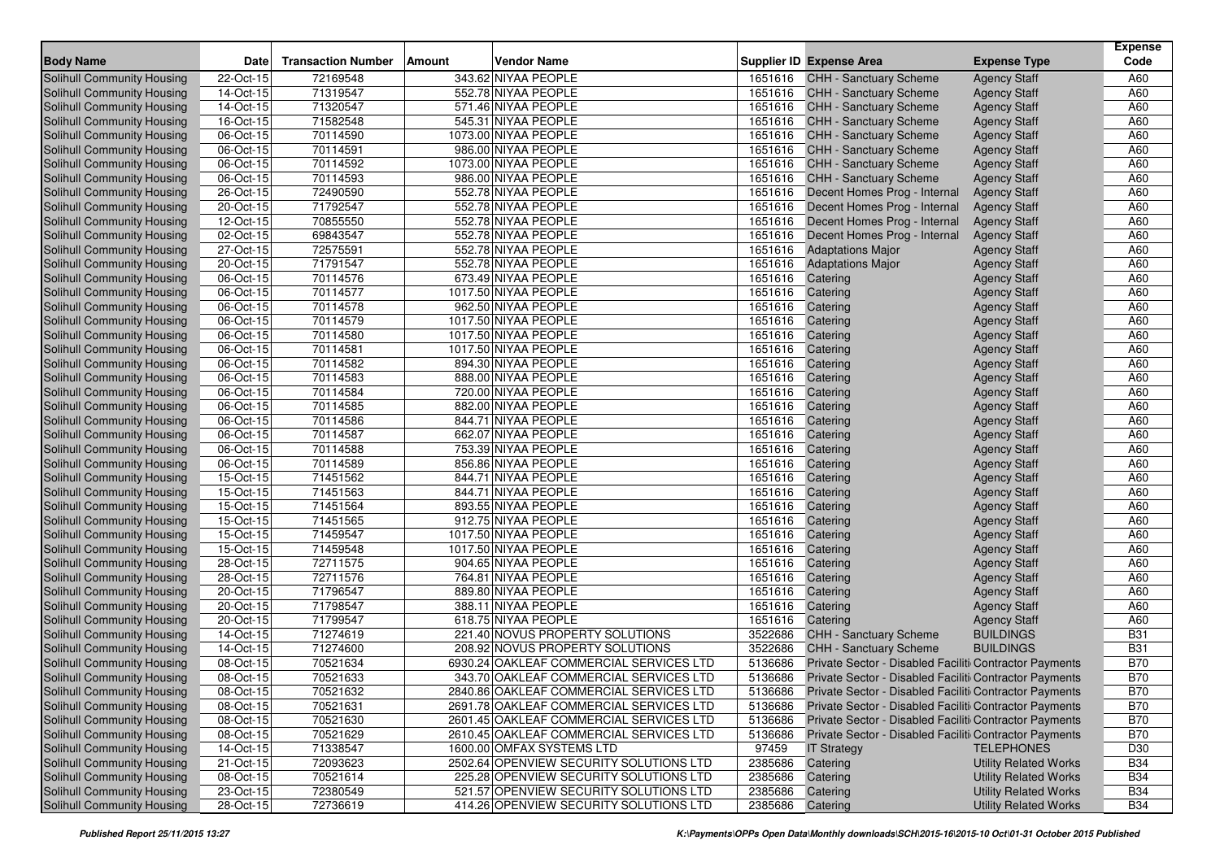| Body Name | Date | Transaction Number | Amount | Vendor Name | Supplier ID | Expense Area | Expense Type | Expense Code |
|---|---|---|---|---|---|---|---|---|
| Solihull Community Housing | 22-Oct-15 | 72169548 | 343.62 | NIYAA PEOPLE | 1651616 | CHH - Sanctuary Scheme | Agency Staff | A60 |
| Solihull Community Housing | 14-Oct-15 | 71319547 | 552.78 | NIYAA PEOPLE | 1651616 | CHH - Sanctuary Scheme | Agency Staff | A60 |
| Solihull Community Housing | 14-Oct-15 | 71320547 | 571.46 | NIYAA PEOPLE | 1651616 | CHH - Sanctuary Scheme | Agency Staff | A60 |
| Solihull Community Housing | 16-Oct-15 | 71582548 | 545.31 | NIYAA PEOPLE | 1651616 | CHH - Sanctuary Scheme | Agency Staff | A60 |
| Solihull Community Housing | 06-Oct-15 | 70114590 | 1073.00 | NIYAA PEOPLE | 1651616 | CHH - Sanctuary Scheme | Agency Staff | A60 |
| Solihull Community Housing | 06-Oct-15 | 70114591 | 986.00 | NIYAA PEOPLE | 1651616 | CHH - Sanctuary Scheme | Agency Staff | A60 |
| Solihull Community Housing | 06-Oct-15 | 70114592 | 1073.00 | NIYAA PEOPLE | 1651616 | CHH - Sanctuary Scheme | Agency Staff | A60 |
| Solihull Community Housing | 06-Oct-15 | 70114593 | 986.00 | NIYAA PEOPLE | 1651616 | CHH - Sanctuary Scheme | Agency Staff | A60 |
| Solihull Community Housing | 26-Oct-15 | 72490590 | 552.78 | NIYAA PEOPLE | 1651616 | Decent Homes Prog - Internal | Agency Staff | A60 |
| Solihull Community Housing | 20-Oct-15 | 71792547 | 552.78 | NIYAA PEOPLE | 1651616 | Decent Homes Prog - Internal | Agency Staff | A60 |
| Solihull Community Housing | 12-Oct-15 | 70855550 | 552.78 | NIYAA PEOPLE | 1651616 | Decent Homes Prog - Internal | Agency Staff | A60 |
| Solihull Community Housing | 02-Oct-15 | 69843547 | 552.78 | NIYAA PEOPLE | 1651616 | Decent Homes Prog - Internal | Agency Staff | A60 |
| Solihull Community Housing | 27-Oct-15 | 72575591 | 552.78 | NIYAA PEOPLE | 1651616 | Adaptations Major | Agency Staff | A60 |
| Solihull Community Housing | 20-Oct-15 | 71791547 | 552.78 | NIYAA PEOPLE | 1651616 | Adaptations Major | Agency Staff | A60 |
| Solihull Community Housing | 06-Oct-15 | 70114576 | 673.49 | NIYAA PEOPLE | 1651616 | Catering | Agency Staff | A60 |
| Solihull Community Housing | 06-Oct-15 | 70114577 | 1017.50 | NIYAA PEOPLE | 1651616 | Catering | Agency Staff | A60 |
| Solihull Community Housing | 06-Oct-15 | 70114578 | 962.50 | NIYAA PEOPLE | 1651616 | Catering | Agency Staff | A60 |
| Solihull Community Housing | 06-Oct-15 | 70114579 | 1017.50 | NIYAA PEOPLE | 1651616 | Catering | Agency Staff | A60 |
| Solihull Community Housing | 06-Oct-15 | 70114580 | 1017.50 | NIYAA PEOPLE | 1651616 | Catering | Agency Staff | A60 |
| Solihull Community Housing | 06-Oct-15 | 70114581 | 1017.50 | NIYAA PEOPLE | 1651616 | Catering | Agency Staff | A60 |
| Solihull Community Housing | 06-Oct-15 | 70114582 | 894.30 | NIYAA PEOPLE | 1651616 | Catering | Agency Staff | A60 |
| Solihull Community Housing | 06-Oct-15 | 70114583 | 888.00 | NIYAA PEOPLE | 1651616 | Catering | Agency Staff | A60 |
| Solihull Community Housing | 06-Oct-15 | 70114584 | 720.00 | NIYAA PEOPLE | 1651616 | Catering | Agency Staff | A60 |
| Solihull Community Housing | 06-Oct-15 | 70114585 | 882.00 | NIYAA PEOPLE | 1651616 | Catering | Agency Staff | A60 |
| Solihull Community Housing | 06-Oct-15 | 70114586 | 844.71 | NIYAA PEOPLE | 1651616 | Catering | Agency Staff | A60 |
| Solihull Community Housing | 06-Oct-15 | 70114587 | 662.07 | NIYAA PEOPLE | 1651616 | Catering | Agency Staff | A60 |
| Solihull Community Housing | 06-Oct-15 | 70114588 | 753.39 | NIYAA PEOPLE | 1651616 | Catering | Agency Staff | A60 |
| Solihull Community Housing | 06-Oct-15 | 70114589 | 856.86 | NIYAA PEOPLE | 1651616 | Catering | Agency Staff | A60 |
| Solihull Community Housing | 15-Oct-15 | 71451562 | 844.71 | NIYAA PEOPLE | 1651616 | Catering | Agency Staff | A60 |
| Solihull Community Housing | 15-Oct-15 | 71451563 | 844.71 | NIYAA PEOPLE | 1651616 | Catering | Agency Staff | A60 |
| Solihull Community Housing | 15-Oct-15 | 71451564 | 893.55 | NIYAA PEOPLE | 1651616 | Catering | Agency Staff | A60 |
| Solihull Community Housing | 15-Oct-15 | 71451565 | 912.75 | NIYAA PEOPLE | 1651616 | Catering | Agency Staff | A60 |
| Solihull Community Housing | 15-Oct-15 | 71459547 | 1017.50 | NIYAA PEOPLE | 1651616 | Catering | Agency Staff | A60 |
| Solihull Community Housing | 15-Oct-15 | 71459548 | 1017.50 | NIYAA PEOPLE | 1651616 | Catering | Agency Staff | A60 |
| Solihull Community Housing | 28-Oct-15 | 72711575 | 904.65 | NIYAA PEOPLE | 1651616 | Catering | Agency Staff | A60 |
| Solihull Community Housing | 28-Oct-15 | 72711576 | 764.81 | NIYAA PEOPLE | 1651616 | Catering | Agency Staff | A60 |
| Solihull Community Housing | 20-Oct-15 | 71796547 | 889.80 | NIYAA PEOPLE | 1651616 | Catering | Agency Staff | A60 |
| Solihull Community Housing | 20-Oct-15 | 71798547 | 388.11 | NIYAA PEOPLE | 1651616 | Catering | Agency Staff | A60 |
| Solihull Community Housing | 20-Oct-15 | 71799547 | 618.75 | NIYAA PEOPLE | 1651616 | Catering | Agency Staff | A60 |
| Solihull Community Housing | 14-Oct-15 | 71274619 | 221.40 | NOVUS PROPERTY SOLUTIONS | 3522686 | CHH - Sanctuary Scheme | BUILDINGS | B31 |
| Solihull Community Housing | 14-Oct-15 | 71274600 | 208.92 | NOVUS PROPERTY SOLUTIONS | 3522686 | CHH - Sanctuary Scheme | BUILDINGS | B31 |
| Solihull Community Housing | 08-Oct-15 | 70521634 | 6930.24 | OAKLEAF COMMERCIAL SERVICES LTD | 5136686 | Private Sector - Disabled Faciliti | Contractor Payments | B70 |
| Solihull Community Housing | 08-Oct-15 | 70521633 | 343.70 | OAKLEAF COMMERCIAL SERVICES LTD | 5136686 | Private Sector - Disabled Faciliti | Contractor Payments | B70 |
| Solihull Community Housing | 08-Oct-15 | 70521632 | 2840.86 | OAKLEAF COMMERCIAL SERVICES LTD | 5136686 | Private Sector - Disabled Faciliti | Contractor Payments | B70 |
| Solihull Community Housing | 08-Oct-15 | 70521631 | 2691.78 | OAKLEAF COMMERCIAL SERVICES LTD | 5136686 | Private Sector - Disabled Faciliti | Contractor Payments | B70 |
| Solihull Community Housing | 08-Oct-15 | 70521630 | 2601.45 | OAKLEAF COMMERCIAL SERVICES LTD | 5136686 | Private Sector - Disabled Faciliti | Contractor Payments | B70 |
| Solihull Community Housing | 08-Oct-15 | 70521629 | 2610.45 | OAKLEAF COMMERCIAL SERVICES LTD | 5136686 | Private Sector - Disabled Faciliti | Contractor Payments | B70 |
| Solihull Community Housing | 14-Oct-15 | 71338547 | 1600.00 | OMFAX SYSTEMS LTD | 97459 | IT Strategy | TELEPHONES | D30 |
| Solihull Community Housing | 21-Oct-15 | 72093623 | 2502.64 | OPENVIEW SECURITY SOLUTIONS LTD | 2385686 | Catering | Utility Related Works | B34 |
| Solihull Community Housing | 08-Oct-15 | 70521614 | 225.28 | OPENVIEW SECURITY SOLUTIONS LTD | 2385686 | Catering | Utility Related Works | B34 |
| Solihull Community Housing | 23-Oct-15 | 72380549 | 521.57 | OPENVIEW SECURITY SOLUTIONS LTD | 2385686 | Catering | Utility Related Works | B34 |
| Solihull Community Housing | 28-Oct-15 | 72736619 | 414.26 | OPENVIEW SECURITY SOLUTIONS LTD | 2385686 | Catering | Utility Related Works | B34 |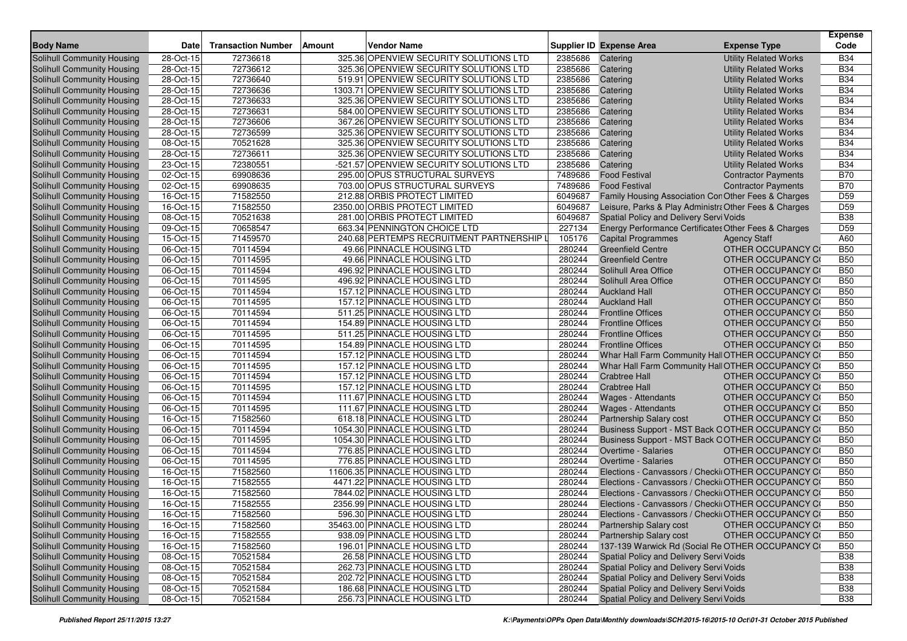| Body Name | Date | Transaction Number | Amount | Vendor Name | Supplier ID | Expense Area | Expense Type | Expense Code |
|---|---|---|---|---|---|---|---|---|
| Solihull Community Housing | 28-Oct-15 | 72736618 | 325.36 | OPENVIEW SECURITY SOLUTIONS LTD | 2385686 | Catering | Utility Related Works | B34 |
| Solihull Community Housing | 28-Oct-15 | 72736612 | 325.36 | OPENVIEW SECURITY SOLUTIONS LTD | 2385686 | Catering | Utility Related Works | B34 |
| Solihull Community Housing | 28-Oct-15 | 72736640 | 519.91 | OPENVIEW SECURITY SOLUTIONS LTD | 2385686 | Catering | Utility Related Works | B34 |
| Solihull Community Housing | 28-Oct-15 | 72736636 | 1303.71 | OPENVIEW SECURITY SOLUTIONS LTD | 2385686 | Catering | Utility Related Works | B34 |
| Solihull Community Housing | 28-Oct-15 | 72736633 | 325.36 | OPENVIEW SECURITY SOLUTIONS LTD | 2385686 | Catering | Utility Related Works | B34 |
| Solihull Community Housing | 28-Oct-15 | 72736631 | 584.00 | OPENVIEW SECURITY SOLUTIONS LTD | 2385686 | Catering | Utility Related Works | B34 |
| Solihull Community Housing | 28-Oct-15 | 72736606 | 367.26 | OPENVIEW SECURITY SOLUTIONS LTD | 2385686 | Catering | Utility Related Works | B34 |
| Solihull Community Housing | 28-Oct-15 | 72736599 | 325.36 | OPENVIEW SECURITY SOLUTIONS LTD | 2385686 | Catering | Utility Related Works | B34 |
| Solihull Community Housing | 08-Oct-15 | 70521628 | 325.36 | OPENVIEW SECURITY SOLUTIONS LTD | 2385686 | Catering | Utility Related Works | B34 |
| Solihull Community Housing | 28-Oct-15 | 72736611 | 325.36 | OPENVIEW SECURITY SOLUTIONS LTD | 2385686 | Catering | Utility Related Works | B34 |
| Solihull Community Housing | 23-Oct-15 | 72380551 | -521.57 | OPENVIEW SECURITY SOLUTIONS LTD | 2385686 | Catering | Utility Related Works | B34 |
| Solihull Community Housing | 02-Oct-15 | 69908636 | 295.00 | OPUS STRUCTURAL SURVEYS | 7489686 | Food Festival | Contractor Payments | B70 |
| Solihull Community Housing | 02-Oct-15 | 69908635 | 703.00 | OPUS STRUCTURAL SURVEYS | 7489686 | Food Festival | Contractor Payments | B70 |
| Solihull Community Housing | 16-Oct-15 | 71582550 | 212.88 | ORBIS PROTECT LIMITED | 6049687 | Family Housing Association Con | Other Fees & Charges | D59 |
| Solihull Community Housing | 16-Oct-15 | 71582550 | 2350.00 | ORBIS PROTECT LIMITED | 6049687 | Leisure, Parks & Play Administra | Other Fees & Charges | D59 |
| Solihull Community Housing | 08-Oct-15 | 70521638 | 281.00 | ORBIS PROTECT LIMITED | 6049687 | Spatial Policy and Delivery Servi | Voids | B38 |
| Solihull Community Housing | 09-Oct-15 | 70658547 | 663.34 | PENNINGTON CHOICE LTD | 227134 | Energy Performance Certificates | Other Fees & Charges | D59 |
| Solihull Community Housing | 15-Oct-15 | 71459570 | 240.68 | PERTEMPS RECRUITMENT PARTNERSHIP L | 105176 | Capital Programmes | Agency Staff | A60 |
| Solihull Community Housing | 06-Oct-15 | 70114594 | 49.66 | PINNACLE HOUSING LTD | 280244 | Greenfield Centre | OTHER OCCUPANCY C | B50 |
| Solihull Community Housing | 06-Oct-15 | 70114595 | 49.66 | PINNACLE HOUSING LTD | 280244 | Greenfield Centre | OTHER OCCUPANCY C | B50 |
| Solihull Community Housing | 06-Oct-15 | 70114594 | 496.92 | PINNACLE HOUSING LTD | 280244 | Solihull Area Office | OTHER OCCUPANCY C | B50 |
| Solihull Community Housing | 06-Oct-15 | 70114595 | 496.92 | PINNACLE HOUSING LTD | 280244 | Solihull Area Office | OTHER OCCUPANCY C | B50 |
| Solihull Community Housing | 06-Oct-15 | 70114594 | 157.12 | PINNACLE HOUSING LTD | 280244 | Auckland Hall | OTHER OCCUPANCY C | B50 |
| Solihull Community Housing | 06-Oct-15 | 70114595 | 157.12 | PINNACLE HOUSING LTD | 280244 | Auckland Hall | OTHER OCCUPANCY C | B50 |
| Solihull Community Housing | 06-Oct-15 | 70114594 | 511.25 | PINNACLE HOUSING LTD | 280244 | Frontline Offices | OTHER OCCUPANCY C | B50 |
| Solihull Community Housing | 06-Oct-15 | 70114594 | 154.89 | PINNACLE HOUSING LTD | 280244 | Frontline Offices | OTHER OCCUPANCY C | B50 |
| Solihull Community Housing | 06-Oct-15 | 70114595 | 511.25 | PINNACLE HOUSING LTD | 280244 | Frontline Offices | OTHER OCCUPANCY C | B50 |
| Solihull Community Housing | 06-Oct-15 | 70114595 | 154.89 | PINNACLE HOUSING LTD | 280244 | Frontline Offices | OTHER OCCUPANCY C | B50 |
| Solihull Community Housing | 06-Oct-15 | 70114594 | 157.12 | PINNACLE HOUSING LTD | 280244 | Whar Hall Farm Community Hall | OTHER OCCUPANCY C | B50 |
| Solihull Community Housing | 06-Oct-15 | 70114595 | 157.12 | PINNACLE HOUSING LTD | 280244 | Whar Hall Farm Community Hall | OTHER OCCUPANCY C | B50 |
| Solihull Community Housing | 06-Oct-15 | 70114594 | 157.12 | PINNACLE HOUSING LTD | 280244 | Crabtree Hall | OTHER OCCUPANCY C | B50 |
| Solihull Community Housing | 06-Oct-15 | 70114595 | 157.12 | PINNACLE HOUSING LTD | 280244 | Crabtree Hall | OTHER OCCUPANCY C | B50 |
| Solihull Community Housing | 06-Oct-15 | 70114594 | 111.67 | PINNACLE HOUSING LTD | 280244 | Wages - Attendants | OTHER OCCUPANCY C | B50 |
| Solihull Community Housing | 06-Oct-15 | 70114595 | 111.67 | PINNACLE HOUSING LTD | 280244 | Wages - Attendants | OTHER OCCUPANCY C | B50 |
| Solihull Community Housing | 16-Oct-15 | 71582560 | 618.18 | PINNACLE HOUSING LTD | 280244 | Partnership Salary cost | OTHER OCCUPANCY C | B50 |
| Solihull Community Housing | 06-Oct-15 | 70114594 | 1054.30 | PINNACLE HOUSING LTD | 280244 | Business Support - MST Back O | OTHER OCCUPANCY C | B50 |
| Solihull Community Housing | 06-Oct-15 | 70114595 | 1054.30 | PINNACLE HOUSING LTD | 280244 | Business Support - MST Back O | OTHER OCCUPANCY C | B50 |
| Solihull Community Housing | 06-Oct-15 | 70114594 | 776.85 | PINNACLE HOUSING LTD | 280244 | Overtime - Salaries | OTHER OCCUPANCY C | B50 |
| Solihull Community Housing | 06-Oct-15 | 70114595 | 776.85 | PINNACLE HOUSING LTD | 280244 | Overtime - Salaries | OTHER OCCUPANCY C | B50 |
| Solihull Community Housing | 16-Oct-15 | 71582560 | 11606.35 | PINNACLE HOUSING LTD | 280244 | Elections - Canvassors / Checki | OTHER OCCUPANCY C | B50 |
| Solihull Community Housing | 16-Oct-15 | 71582555 | 4471.22 | PINNACLE HOUSING LTD | 280244 | Elections - Canvassors / Checki | OTHER OCCUPANCY C | B50 |
| Solihull Community Housing | 16-Oct-15 | 71582560 | 7844.02 | PINNACLE HOUSING LTD | 280244 | Elections - Canvassors / Checki | OTHER OCCUPANCY C | B50 |
| Solihull Community Housing | 16-Oct-15 | 71582555 | 2356.99 | PINNACLE HOUSING LTD | 280244 | Elections - Canvassors / Checki | OTHER OCCUPANCY C | B50 |
| Solihull Community Housing | 16-Oct-15 | 71582560 | 596.30 | PINNACLE HOUSING LTD | 280244 | Elections - Canvassors / Checki | OTHER OCCUPANCY C | B50 |
| Solihull Community Housing | 16-Oct-15 | 71582560 | 35463.00 | PINNACLE HOUSING LTD | 280244 | Partnership Salary cost | OTHER OCCUPANCY C | B50 |
| Solihull Community Housing | 16-Oct-15 | 71582555 | 938.09 | PINNACLE HOUSING LTD | 280244 | Partnership Salary cost | OTHER OCCUPANCY C | B50 |
| Solihull Community Housing | 16-Oct-15 | 71582560 | 196.01 | PINNACLE HOUSING LTD | 280244 | 137-139 Warwick Rd (Social Re | OTHER OCCUPANCY C | B50 |
| Solihull Community Housing | 08-Oct-15 | 70521584 | 26.58 | PINNACLE HOUSING LTD | 280244 | Spatial Policy and Delivery Servi | Voids | B38 |
| Solihull Community Housing | 08-Oct-15 | 70521584 | 262.73 | PINNACLE HOUSING LTD | 280244 | Spatial Policy and Delivery Servi | Voids | B38 |
| Solihull Community Housing | 08-Oct-15 | 70521584 | 202.72 | PINNACLE HOUSING LTD | 280244 | Spatial Policy and Delivery Servi | Voids | B38 |
| Solihull Community Housing | 08-Oct-15 | 70521584 | 186.68 | PINNACLE HOUSING LTD | 280244 | Spatial Policy and Delivery Servi | Voids | B38 |
| Solihull Community Housing | 08-Oct-15 | 70521584 | 256.73 | PINNACLE HOUSING LTD | 280244 | Spatial Policy and Delivery Servi | Voids | B38 |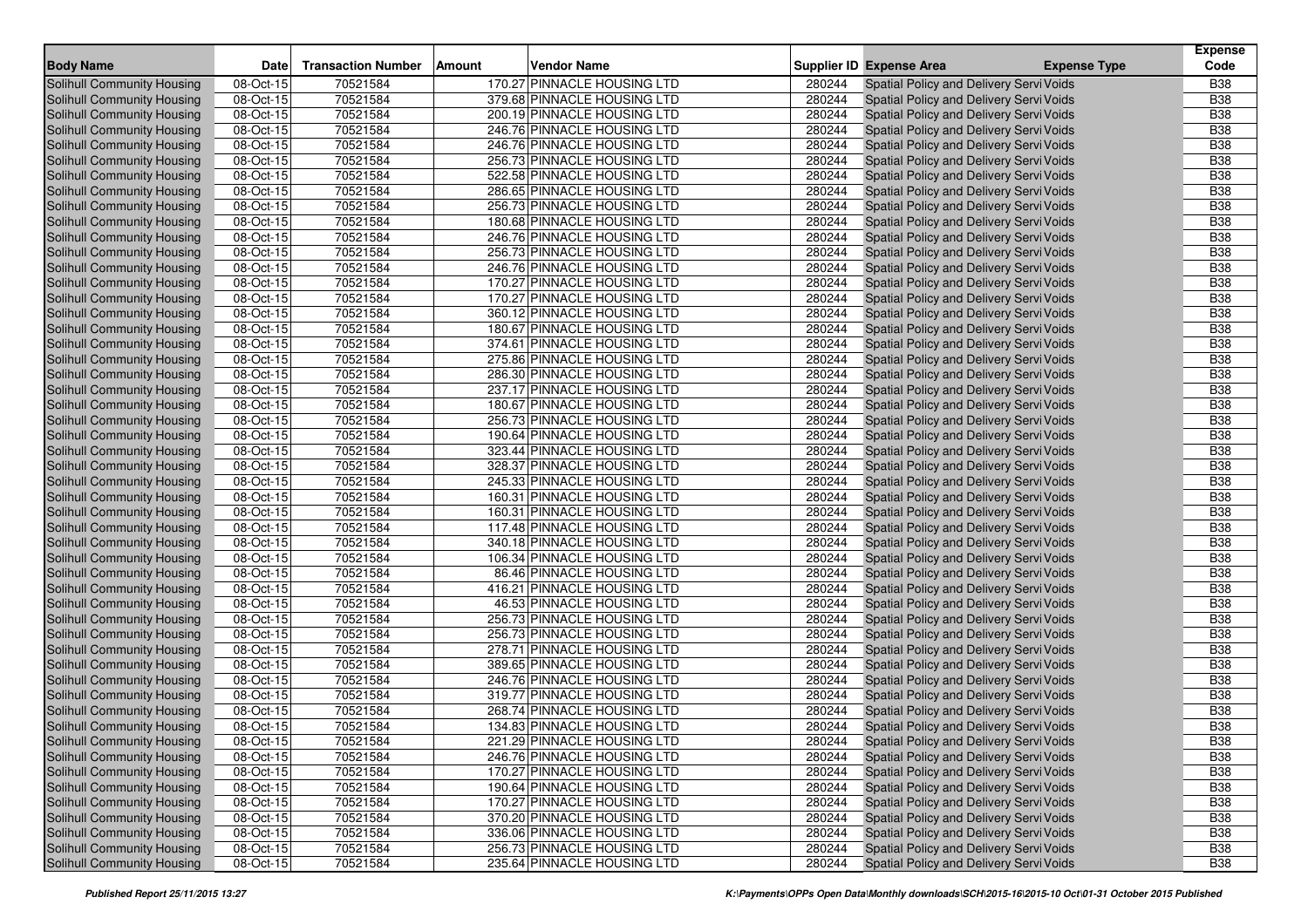| Body Name | Date | Transaction Number | Amount | Vendor Name | Supplier ID | Expense Area | Expense Type | Expense Code |
|---|---|---|---|---|---|---|---|---|
| Solihull Community Housing | 08-Oct-15 | 70521584 | 170.27 | PINNACLE HOUSING LTD | 280244 | Spatial Policy and Delivery Servi | Voids | B38 |
| Solihull Community Housing | 08-Oct-15 | 70521584 | 379.68 | PINNACLE HOUSING LTD | 280244 | Spatial Policy and Delivery Servi | Voids | B38 |
| Solihull Community Housing | 08-Oct-15 | 70521584 | 200.19 | PINNACLE HOUSING LTD | 280244 | Spatial Policy and Delivery Servi | Voids | B38 |
| Solihull Community Housing | 08-Oct-15 | 70521584 | 246.76 | PINNACLE HOUSING LTD | 280244 | Spatial Policy and Delivery Servi | Voids | B38 |
| Solihull Community Housing | 08-Oct-15 | 70521584 | 246.76 | PINNACLE HOUSING LTD | 280244 | Spatial Policy and Delivery Servi | Voids | B38 |
| Solihull Community Housing | 08-Oct-15 | 70521584 | 256.73 | PINNACLE HOUSING LTD | 280244 | Spatial Policy and Delivery Servi | Voids | B38 |
| Solihull Community Housing | 08-Oct-15 | 70521584 | 522.58 | PINNACLE HOUSING LTD | 280244 | Spatial Policy and Delivery Servi | Voids | B38 |
| Solihull Community Housing | 08-Oct-15 | 70521584 | 286.65 | PINNACLE HOUSING LTD | 280244 | Spatial Policy and Delivery Servi | Voids | B38 |
| Solihull Community Housing | 08-Oct-15 | 70521584 | 256.73 | PINNACLE HOUSING LTD | 280244 | Spatial Policy and Delivery Servi | Voids | B38 |
| Solihull Community Housing | 08-Oct-15 | 70521584 | 180.68 | PINNACLE HOUSING LTD | 280244 | Spatial Policy and Delivery Servi | Voids | B38 |
| Solihull Community Housing | 08-Oct-15 | 70521584 | 246.76 | PINNACLE HOUSING LTD | 280244 | Spatial Policy and Delivery Servi | Voids | B38 |
| Solihull Community Housing | 08-Oct-15 | 70521584 | 256.73 | PINNACLE HOUSING LTD | 280244 | Spatial Policy and Delivery Servi | Voids | B38 |
| Solihull Community Housing | 08-Oct-15 | 70521584 | 246.76 | PINNACLE HOUSING LTD | 280244 | Spatial Policy and Delivery Servi | Voids | B38 |
| Solihull Community Housing | 08-Oct-15 | 70521584 | 170.27 | PINNACLE HOUSING LTD | 280244 | Spatial Policy and Delivery Servi | Voids | B38 |
| Solihull Community Housing | 08-Oct-15 | 70521584 | 170.27 | PINNACLE HOUSING LTD | 280244 | Spatial Policy and Delivery Servi | Voids | B38 |
| Solihull Community Housing | 08-Oct-15 | 70521584 | 360.12 | PINNACLE HOUSING LTD | 280244 | Spatial Policy and Delivery Servi | Voids | B38 |
| Solihull Community Housing | 08-Oct-15 | 70521584 | 180.67 | PINNACLE HOUSING LTD | 280244 | Spatial Policy and Delivery Servi | Voids | B38 |
| Solihull Community Housing | 08-Oct-15 | 70521584 | 374.61 | PINNACLE HOUSING LTD | 280244 | Spatial Policy and Delivery Servi | Voids | B38 |
| Solihull Community Housing | 08-Oct-15 | 70521584 | 275.86 | PINNACLE HOUSING LTD | 280244 | Spatial Policy and Delivery Servi | Voids | B38 |
| Solihull Community Housing | 08-Oct-15 | 70521584 | 286.30 | PINNACLE HOUSING LTD | 280244 | Spatial Policy and Delivery Servi | Voids | B38 |
| Solihull Community Housing | 08-Oct-15 | 70521584 | 237.17 | PINNACLE HOUSING LTD | 280244 | Spatial Policy and Delivery Servi | Voids | B38 |
| Solihull Community Housing | 08-Oct-15 | 70521584 | 180.67 | PINNACLE HOUSING LTD | 280244 | Spatial Policy and Delivery Servi | Voids | B38 |
| Solihull Community Housing | 08-Oct-15 | 70521584 | 256.73 | PINNACLE HOUSING LTD | 280244 | Spatial Policy and Delivery Servi | Voids | B38 |
| Solihull Community Housing | 08-Oct-15 | 70521584 | 190.64 | PINNACLE HOUSING LTD | 280244 | Spatial Policy and Delivery Servi | Voids | B38 |
| Solihull Community Housing | 08-Oct-15 | 70521584 | 323.44 | PINNACLE HOUSING LTD | 280244 | Spatial Policy and Delivery Servi | Voids | B38 |
| Solihull Community Housing | 08-Oct-15 | 70521584 | 328.37 | PINNACLE HOUSING LTD | 280244 | Spatial Policy and Delivery Servi | Voids | B38 |
| Solihull Community Housing | 08-Oct-15 | 70521584 | 245.33 | PINNACLE HOUSING LTD | 280244 | Spatial Policy and Delivery Servi | Voids | B38 |
| Solihull Community Housing | 08-Oct-15 | 70521584 | 160.31 | PINNACLE HOUSING LTD | 280244 | Spatial Policy and Delivery Servi | Voids | B38 |
| Solihull Community Housing | 08-Oct-15 | 70521584 | 160.31 | PINNACLE HOUSING LTD | 280244 | Spatial Policy and Delivery Servi | Voids | B38 |
| Solihull Community Housing | 08-Oct-15 | 70521584 | 117.48 | PINNACLE HOUSING LTD | 280244 | Spatial Policy and Delivery Servi | Voids | B38 |
| Solihull Community Housing | 08-Oct-15 | 70521584 | 340.18 | PINNACLE HOUSING LTD | 280244 | Spatial Policy and Delivery Servi | Voids | B38 |
| Solihull Community Housing | 08-Oct-15 | 70521584 | 106.34 | PINNACLE HOUSING LTD | 280244 | Spatial Policy and Delivery Servi | Voids | B38 |
| Solihull Community Housing | 08-Oct-15 | 70521584 | 86.46 | PINNACLE HOUSING LTD | 280244 | Spatial Policy and Delivery Servi | Voids | B38 |
| Solihull Community Housing | 08-Oct-15 | 70521584 | 416.21 | PINNACLE HOUSING LTD | 280244 | Spatial Policy and Delivery Servi | Voids | B38 |
| Solihull Community Housing | 08-Oct-15 | 70521584 | 46.53 | PINNACLE HOUSING LTD | 280244 | Spatial Policy and Delivery Servi | Voids | B38 |
| Solihull Community Housing | 08-Oct-15 | 70521584 | 256.73 | PINNACLE HOUSING LTD | 280244 | Spatial Policy and Delivery Servi | Voids | B38 |
| Solihull Community Housing | 08-Oct-15 | 70521584 | 256.73 | PINNACLE HOUSING LTD | 280244 | Spatial Policy and Delivery Servi | Voids | B38 |
| Solihull Community Housing | 08-Oct-15 | 70521584 | 278.71 | PINNACLE HOUSING LTD | 280244 | Spatial Policy and Delivery Servi | Voids | B38 |
| Solihull Community Housing | 08-Oct-15 | 70521584 | 389.65 | PINNACLE HOUSING LTD | 280244 | Spatial Policy and Delivery Servi | Voids | B38 |
| Solihull Community Housing | 08-Oct-15 | 70521584 | 246.76 | PINNACLE HOUSING LTD | 280244 | Spatial Policy and Delivery Servi | Voids | B38 |
| Solihull Community Housing | 08-Oct-15 | 70521584 | 319.77 | PINNACLE HOUSING LTD | 280244 | Spatial Policy and Delivery Servi | Voids | B38 |
| Solihull Community Housing | 08-Oct-15 | 70521584 | 268.74 | PINNACLE HOUSING LTD | 280244 | Spatial Policy and Delivery Servi | Voids | B38 |
| Solihull Community Housing | 08-Oct-15 | 70521584 | 134.83 | PINNACLE HOUSING LTD | 280244 | Spatial Policy and Delivery Servi | Voids | B38 |
| Solihull Community Housing | 08-Oct-15 | 70521584 | 221.29 | PINNACLE HOUSING LTD | 280244 | Spatial Policy and Delivery Servi | Voids | B38 |
| Solihull Community Housing | 08-Oct-15 | 70521584 | 246.76 | PINNACLE HOUSING LTD | 280244 | Spatial Policy and Delivery Servi | Voids | B38 |
| Solihull Community Housing | 08-Oct-15 | 70521584 | 170.27 | PINNACLE HOUSING LTD | 280244 | Spatial Policy and Delivery Servi | Voids | B38 |
| Solihull Community Housing | 08-Oct-15 | 70521584 | 190.64 | PINNACLE HOUSING LTD | 280244 | Spatial Policy and Delivery Servi | Voids | B38 |
| Solihull Community Housing | 08-Oct-15 | 70521584 | 170.27 | PINNACLE HOUSING LTD | 280244 | Spatial Policy and Delivery Servi | Voids | B38 |
| Solihull Community Housing | 08-Oct-15 | 70521584 | 370.20 | PINNACLE HOUSING LTD | 280244 | Spatial Policy and Delivery Servi | Voids | B38 |
| Solihull Community Housing | 08-Oct-15 | 70521584 | 336.06 | PINNACLE HOUSING LTD | 280244 | Spatial Policy and Delivery Servi | Voids | B38 |
| Solihull Community Housing | 08-Oct-15 | 70521584 | 256.73 | PINNACLE HOUSING LTD | 280244 | Spatial Policy and Delivery Servi | Voids | B38 |
| Solihull Community Housing | 08-Oct-15 | 70521584 | 235.64 | PINNACLE HOUSING LTD | 280244 | Spatial Policy and Delivery Servi | Voids | B38 |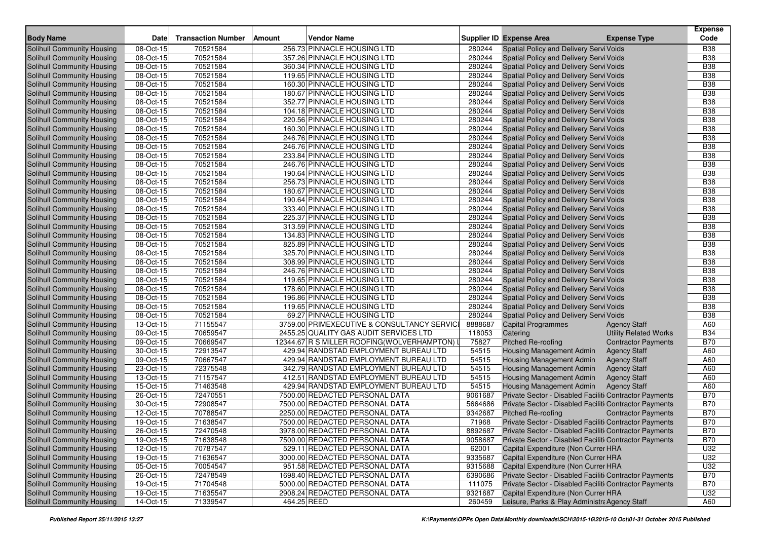| Body Name | Date | Transaction Number | Amount | Vendor Name | Supplier ID | Expense Area | Expense Type | Expense Code |
|---|---|---|---|---|---|---|---|---|
| Solihull Community Housing | 08-Oct-15 | 70521584 | 256.73 | PINNACLE HOUSING LTD | 280244 | Spatial Policy and Delivery Servi | Voids | B38 |
| Solihull Community Housing | 08-Oct-15 | 70521584 | 357.26 | PINNACLE HOUSING LTD | 280244 | Spatial Policy and Delivery Servi | Voids | B38 |
| Solihull Community Housing | 08-Oct-15 | 70521584 | 360.34 | PINNACLE HOUSING LTD | 280244 | Spatial Policy and Delivery Servi | Voids | B38 |
| Solihull Community Housing | 08-Oct-15 | 70521584 | 119.65 | PINNACLE HOUSING LTD | 280244 | Spatial Policy and Delivery Servi | Voids | B38 |
| Solihull Community Housing | 08-Oct-15 | 70521584 | 160.30 | PINNACLE HOUSING LTD | 280244 | Spatial Policy and Delivery Servi | Voids | B38 |
| Solihull Community Housing | 08-Oct-15 | 70521584 | 180.67 | PINNACLE HOUSING LTD | 280244 | Spatial Policy and Delivery Servi | Voids | B38 |
| Solihull Community Housing | 08-Oct-15 | 70521584 | 352.77 | PINNACLE HOUSING LTD | 280244 | Spatial Policy and Delivery Servi | Voids | B38 |
| Solihull Community Housing | 08-Oct-15 | 70521584 | 104.18 | PINNACLE HOUSING LTD | 280244 | Spatial Policy and Delivery Servi | Voids | B38 |
| Solihull Community Housing | 08-Oct-15 | 70521584 | 220.56 | PINNACLE HOUSING LTD | 280244 | Spatial Policy and Delivery Servi | Voids | B38 |
| Solihull Community Housing | 08-Oct-15 | 70521584 | 160.30 | PINNACLE HOUSING LTD | 280244 | Spatial Policy and Delivery Servi | Voids | B38 |
| Solihull Community Housing | 08-Oct-15 | 70521584 | 246.76 | PINNACLE HOUSING LTD | 280244 | Spatial Policy and Delivery Servi | Voids | B38 |
| Solihull Community Housing | 08-Oct-15 | 70521584 | 246.76 | PINNACLE HOUSING LTD | 280244 | Spatial Policy and Delivery Servi | Voids | B38 |
| Solihull Community Housing | 08-Oct-15 | 70521584 | 233.84 | PINNACLE HOUSING LTD | 280244 | Spatial Policy and Delivery Servi | Voids | B38 |
| Solihull Community Housing | 08-Oct-15 | 70521584 | 246.76 | PINNACLE HOUSING LTD | 280244 | Spatial Policy and Delivery Servi | Voids | B38 |
| Solihull Community Housing | 08-Oct-15 | 70521584 | 190.64 | PINNACLE HOUSING LTD | 280244 | Spatial Policy and Delivery Servi | Voids | B38 |
| Solihull Community Housing | 08-Oct-15 | 70521584 | 256.73 | PINNACLE HOUSING LTD | 280244 | Spatial Policy and Delivery Servi | Voids | B38 |
| Solihull Community Housing | 08-Oct-15 | 70521584 | 180.67 | PINNACLE HOUSING LTD | 280244 | Spatial Policy and Delivery Servi | Voids | B38 |
| Solihull Community Housing | 08-Oct-15 | 70521584 | 190.64 | PINNACLE HOUSING LTD | 280244 | Spatial Policy and Delivery Servi | Voids | B38 |
| Solihull Community Housing | 08-Oct-15 | 70521584 | 333.40 | PINNACLE HOUSING LTD | 280244 | Spatial Policy and Delivery Servi | Voids | B38 |
| Solihull Community Housing | 08-Oct-15 | 70521584 | 225.37 | PINNACLE HOUSING LTD | 280244 | Spatial Policy and Delivery Servi | Voids | B38 |
| Solihull Community Housing | 08-Oct-15 | 70521584 | 313.59 | PINNACLE HOUSING LTD | 280244 | Spatial Policy and Delivery Servi | Voids | B38 |
| Solihull Community Housing | 08-Oct-15 | 70521584 | 134.83 | PINNACLE HOUSING LTD | 280244 | Spatial Policy and Delivery Servi | Voids | B38 |
| Solihull Community Housing | 08-Oct-15 | 70521584 | 825.89 | PINNACLE HOUSING LTD | 280244 | Spatial Policy and Delivery Servi | Voids | B38 |
| Solihull Community Housing | 08-Oct-15 | 70521584 | 325.70 | PINNACLE HOUSING LTD | 280244 | Spatial Policy and Delivery Servi | Voids | B38 |
| Solihull Community Housing | 08-Oct-15 | 70521584 | 308.99 | PINNACLE HOUSING LTD | 280244 | Spatial Policy and Delivery Servi | Voids | B38 |
| Solihull Community Housing | 08-Oct-15 | 70521584 | 246.76 | PINNACLE HOUSING LTD | 280244 | Spatial Policy and Delivery Servi | Voids | B38 |
| Solihull Community Housing | 08-Oct-15 | 70521584 | 119.65 | PINNACLE HOUSING LTD | 280244 | Spatial Policy and Delivery Servi | Voids | B38 |
| Solihull Community Housing | 08-Oct-15 | 70521584 | 178.60 | PINNACLE HOUSING LTD | 280244 | Spatial Policy and Delivery Servi | Voids | B38 |
| Solihull Community Housing | 08-Oct-15 | 70521584 | 196.86 | PINNACLE HOUSING LTD | 280244 | Spatial Policy and Delivery Servi | Voids | B38 |
| Solihull Community Housing | 08-Oct-15 | 70521584 | 119.65 | PINNACLE HOUSING LTD | 280244 | Spatial Policy and Delivery Servi | Voids | B38 |
| Solihull Community Housing | 08-Oct-15 | 70521584 | 69.27 | PINNACLE HOUSING LTD | 280244 | Spatial Policy and Delivery Servi | Voids | B38 |
| Solihull Community Housing | 13-Oct-15 | 71155547 | 3759.00 | PRIMEXECUTIVE & CONSULTANCY SERVICI | 8888687 | Capital Programmes | Agency Staff | A60 |
| Solihull Community Housing | 09-Oct-15 | 70659547 | 2455.25 | QUALITY GAS AUDIT SERVICES LTD | 118053 | Catering | Utility Related Works | B34 |
| Solihull Community Housing | 09-Oct-15 | 70669547 | 12344.67 | R S MILLER ROOFING(WOLVERHAMPTON) L | 75827 | Pitched Re-roofing | Contractor Payments | B70 |
| Solihull Community Housing | 30-Oct-15 | 72913547 | 429.94 | RANDSTAD EMPLOYMENT BUREAU LTD | 54515 | Housing Management Admin | Agency Staff | A60 |
| Solihull Community Housing | 09-Oct-15 | 70667547 | 429.94 | RANDSTAD EMPLOYMENT BUREAU LTD | 54515 | Housing Management Admin | Agency Staff | A60 |
| Solihull Community Housing | 23-Oct-15 | 72375548 | 342.79 | RANDSTAD EMPLOYMENT BUREAU LTD | 54515 | Housing Management Admin | Agency Staff | A60 |
| Solihull Community Housing | 13-Oct-15 | 71157547 | 412.51 | RANDSTAD EMPLOYMENT BUREAU LTD | 54515 | Housing Management Admin | Agency Staff | A60 |
| Solihull Community Housing | 15-Oct-15 | 71463548 | 429.94 | RANDSTAD EMPLOYMENT BUREAU LTD | 54515 | Housing Management Admin | Agency Staff | A60 |
| Solihull Community Housing | 26-Oct-15 | 72470551 | 7500.00 | REDACTED PERSONAL DATA | 9061687 | Private Sector - Disabled Faciliti | Contractor Payments | B70 |
| Solihull Community Housing | 30-Oct-15 | 72908547 | 7500.00 | REDACTED PERSONAL DATA | 5664686 | Private Sector - Disabled Faciliti | Contractor Payments | B70 |
| Solihull Community Housing | 12-Oct-15 | 70788547 | 2250.00 | REDACTED PERSONAL DATA | 9342687 | Pitched Re-roofing | Contractor Payments | B70 |
| Solihull Community Housing | 19-Oct-15 | 71638547 | 7500.00 | REDACTED PERSONAL DATA | 71968 | Private Sector - Disabled Faciliti | Contractor Payments | B70 |
| Solihull Community Housing | 26-Oct-15 | 72470548 | 3978.00 | REDACTED PERSONAL DATA | 8892687 | Private Sector - Disabled Faciliti | Contractor Payments | B70 |
| Solihull Community Housing | 19-Oct-15 | 71638548 | 7500.00 | REDACTED PERSONAL DATA | 9058687 | Private Sector - Disabled Faciliti | Contractor Payments | B70 |
| Solihull Community Housing | 12-Oct-15 | 70787547 | 529.11 | REDACTED PERSONAL DATA | 62001 | Capital Expenditure (Non Currer | HRA | U32 |
| Solihull Community Housing | 19-Oct-15 | 71636547 | 3000.00 | REDACTED PERSONAL DATA | 9335687 | Capital Expenditure (Non Currer | HRA | U32 |
| Solihull Community Housing | 05-Oct-15 | 70054547 | 951.58 | REDACTED PERSONAL DATA | 9315688 | Capital Expenditure (Non Currer | HRA | U32 |
| Solihull Community Housing | 26-Oct-15 | 72478549 | 1698.40 | REDACTED PERSONAL DATA | 6390686 | Private Sector - Disabled Faciliti | Contractor Payments | B70 |
| Solihull Community Housing | 19-Oct-15 | 71704548 | 5000.00 | REDACTED PERSONAL DATA | 111075 | Private Sector - Disabled Faciliti | Contractor Payments | B70 |
| Solihull Community Housing | 19-Oct-15 | 71635547 | 2908.24 | REDACTED PERSONAL DATA | 9321687 | Capital Expenditure (Non Currer | HRA | U32 |
| Solihull Community Housing | 14-Oct-15 | 71339547 | 464.25 | REED | 260459 | Leisure, Parks & Play Administra | Agency Staff | A60 |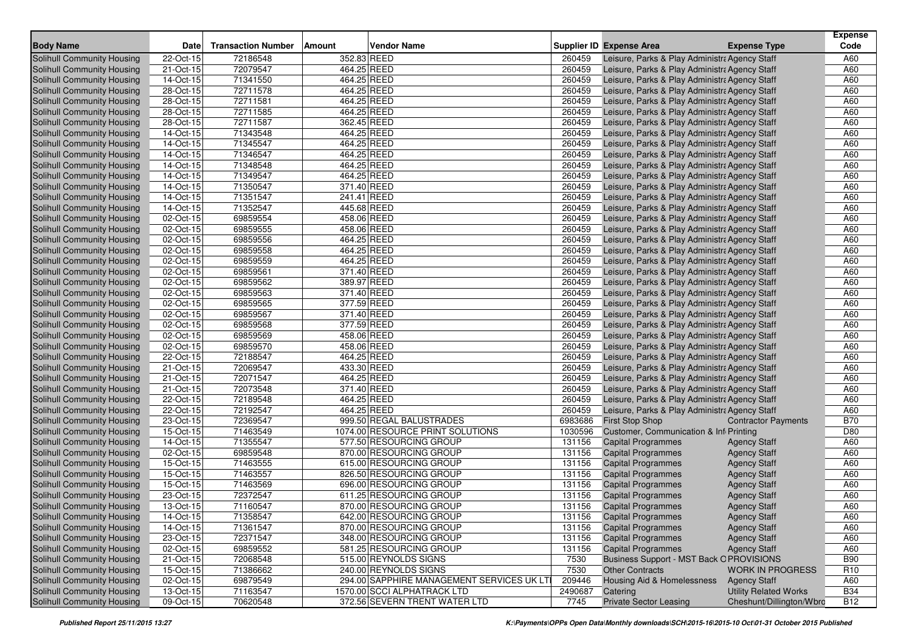| Body Name | Date | Transaction Number | Amount | Vendor Name | Supplier ID | Expense Area | Expense Type | Expense Code |
|---|---|---|---|---|---|---|---|---|
| Solihull Community Housing | 22-Oct-15 | 72186548 | 352.83 | REED | 260459 | Leisure, Parks & Play Administra | Agency Staff | A60 |
| Solihull Community Housing | 21-Oct-15 | 72079547 | 464.25 | REED | 260459 | Leisure, Parks & Play Administra | Agency Staff | A60 |
| Solihull Community Housing | 14-Oct-15 | 71341550 | 464.25 | REED | 260459 | Leisure, Parks & Play Administra | Agency Staff | A60 |
| Solihull Community Housing | 28-Oct-15 | 72711578 | 464.25 | REED | 260459 | Leisure, Parks & Play Administra | Agency Staff | A60 |
| Solihull Community Housing | 28-Oct-15 | 72711581 | 464.25 | REED | 260459 | Leisure, Parks & Play Administra | Agency Staff | A60 |
| Solihull Community Housing | 28-Oct-15 | 72711585 | 464.25 | REED | 260459 | Leisure, Parks & Play Administra | Agency Staff | A60 |
| Solihull Community Housing | 28-Oct-15 | 72711587 | 362.45 | REED | 260459 | Leisure, Parks & Play Administra | Agency Staff | A60 |
| Solihull Community Housing | 14-Oct-15 | 71343548 | 464.25 | REED | 260459 | Leisure, Parks & Play Administra | Agency Staff | A60 |
| Solihull Community Housing | 14-Oct-15 | 71345547 | 464.25 | REED | 260459 | Leisure, Parks & Play Administra | Agency Staff | A60 |
| Solihull Community Housing | 14-Oct-15 | 71346547 | 464.25 | REED | 260459 | Leisure, Parks & Play Administra | Agency Staff | A60 |
| Solihull Community Housing | 14-Oct-15 | 71348548 | 464.25 | REED | 260459 | Leisure, Parks & Play Administra | Agency Staff | A60 |
| Solihull Community Housing | 14-Oct-15 | 71349547 | 464.25 | REED | 260459 | Leisure, Parks & Play Administra | Agency Staff | A60 |
| Solihull Community Housing | 14-Oct-15 | 71350547 | 371.40 | REED | 260459 | Leisure, Parks & Play Administra | Agency Staff | A60 |
| Solihull Community Housing | 14-Oct-15 | 71351547 | 241.41 | REED | 260459 | Leisure, Parks & Play Administra | Agency Staff | A60 |
| Solihull Community Housing | 14-Oct-15 | 71352547 | 445.68 | REED | 260459 | Leisure, Parks & Play Administra | Agency Staff | A60 |
| Solihull Community Housing | 02-Oct-15 | 69859554 | 458.06 | REED | 260459 | Leisure, Parks & Play Administra | Agency Staff | A60 |
| Solihull Community Housing | 02-Oct-15 | 69859555 | 458.06 | REED | 260459 | Leisure, Parks & Play Administra | Agency Staff | A60 |
| Solihull Community Housing | 02-Oct-15 | 69859556 | 464.25 | REED | 260459 | Leisure, Parks & Play Administra | Agency Staff | A60 |
| Solihull Community Housing | 02-Oct-15 | 69859558 | 464.25 | REED | 260459 | Leisure, Parks & Play Administra | Agency Staff | A60 |
| Solihull Community Housing | 02-Oct-15 | 69859559 | 464.25 | REED | 260459 | Leisure, Parks & Play Administra | Agency Staff | A60 |
| Solihull Community Housing | 02-Oct-15 | 69859561 | 371.40 | REED | 260459 | Leisure, Parks & Play Administra | Agency Staff | A60 |
| Solihull Community Housing | 02-Oct-15 | 69859562 | 389.97 | REED | 260459 | Leisure, Parks & Play Administra | Agency Staff | A60 |
| Solihull Community Housing | 02-Oct-15 | 69859563 | 371.40 | REED | 260459 | Leisure, Parks & Play Administra | Agency Staff | A60 |
| Solihull Community Housing | 02-Oct-15 | 69859565 | 377.59 | REED | 260459 | Leisure, Parks & Play Administra | Agency Staff | A60 |
| Solihull Community Housing | 02-Oct-15 | 69859567 | 371.40 | REED | 260459 | Leisure, Parks & Play Administra | Agency Staff | A60 |
| Solihull Community Housing | 02-Oct-15 | 69859568 | 377.59 | REED | 260459 | Leisure, Parks & Play Administra | Agency Staff | A60 |
| Solihull Community Housing | 02-Oct-15 | 69859569 | 458.06 | REED | 260459 | Leisure, Parks & Play Administra | Agency Staff | A60 |
| Solihull Community Housing | 02-Oct-15 | 69859570 | 458.06 | REED | 260459 | Leisure, Parks & Play Administra | Agency Staff | A60 |
| Solihull Community Housing | 22-Oct-15 | 72188547 | 464.25 | REED | 260459 | Leisure, Parks & Play Administra | Agency Staff | A60 |
| Solihull Community Housing | 21-Oct-15 | 72069547 | 433.30 | REED | 260459 | Leisure, Parks & Play Administra | Agency Staff | A60 |
| Solihull Community Housing | 21-Oct-15 | 72071547 | 464.25 | REED | 260459 | Leisure, Parks & Play Administra | Agency Staff | A60 |
| Solihull Community Housing | 21-Oct-15 | 72073548 | 371.40 | REED | 260459 | Leisure, Parks & Play Administra | Agency Staff | A60 |
| Solihull Community Housing | 22-Oct-15 | 72189548 | 464.25 | REED | 260459 | Leisure, Parks & Play Administra | Agency Staff | A60 |
| Solihull Community Housing | 22-Oct-15 | 72192547 | 464.25 | REED | 260459 | Leisure, Parks & Play Administra | Agency Staff | A60 |
| Solihull Community Housing | 23-Oct-15 | 72369547 | 999.50 | REGAL BALUSTRADES | 6983686 | First Stop Shop | Contractor Payments | B70 |
| Solihull Community Housing | 15-Oct-15 | 71463549 | 1074.00 | RESOURCE PRINT SOLUTIONS | 1030596 | Customer, Communication & Inf | Printing | D80 |
| Solihull Community Housing | 14-Oct-15 | 71355547 | 577.50 | RESOURCING GROUP | 131156 | Capital Programmes | Agency Staff | A60 |
| Solihull Community Housing | 02-Oct-15 | 69859548 | 870.00 | RESOURCING GROUP | 131156 | Capital Programmes | Agency Staff | A60 |
| Solihull Community Housing | 15-Oct-15 | 71463555 | 615.00 | RESOURCING GROUP | 131156 | Capital Programmes | Agency Staff | A60 |
| Solihull Community Housing | 15-Oct-15 | 71463557 | 826.50 | RESOURCING GROUP | 131156 | Capital Programmes | Agency Staff | A60 |
| Solihull Community Housing | 15-Oct-15 | 71463569 | 696.00 | RESOURCING GROUP | 131156 | Capital Programmes | Agency Staff | A60 |
| Solihull Community Housing | 23-Oct-15 | 72372547 | 611.25 | RESOURCING GROUP | 131156 | Capital Programmes | Agency Staff | A60 |
| Solihull Community Housing | 13-Oct-15 | 71160547 | 870.00 | RESOURCING GROUP | 131156 | Capital Programmes | Agency Staff | A60 |
| Solihull Community Housing | 14-Oct-15 | 71358547 | 642.00 | RESOURCING GROUP | 131156 | Capital Programmes | Agency Staff | A60 |
| Solihull Community Housing | 14-Oct-15 | 71361547 | 870.00 | RESOURCING GROUP | 131156 | Capital Programmes | Agency Staff | A60 |
| Solihull Community Housing | 23-Oct-15 | 72371547 | 348.00 | RESOURCING GROUP | 131156 | Capital Programmes | Agency Staff | A60 |
| Solihull Community Housing | 02-Oct-15 | 69859552 | 581.25 | RESOURCING GROUP | 131156 | Capital Programmes | Agency Staff | A60 |
| Solihull Community Housing | 21-Oct-15 | 72068548 | 515.00 | REYNOLDS SIGNS | 7530 | Business Support - MST Back O | PROVISIONS | B90 |
| Solihull Community Housing | 15-Oct-15 | 71386662 | 240.00 | REYNOLDS SIGNS | 7530 | Other Contracts | WORK IN PROGRESS | R10 |
| Solihull Community Housing | 02-Oct-15 | 69879549 | 294.00 | SAPPHIRE MANAGEMENT SERVICES UK LT | 209446 | Housing Aid & Homelessness | Agency Staff | A60 |
| Solihull Community Housing | 13-Oct-15 | 71163547 | 1570.00 | SCCI ALPHATRACK LTD | 2490687 | Catering | Utility Related Works | B34 |
| Solihull Community Housing | 09-Oct-15 | 70620548 | 372.56 | SEVERN TRENT WATER LTD | 7745 | Private Sector Leasing | Cheshunt/Dillington/Wbro | B12 |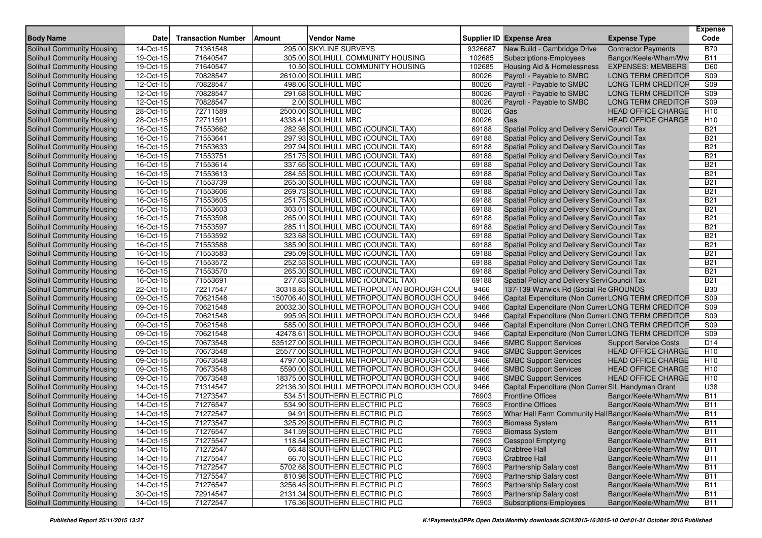| Body Name | Date | Transaction Number | Amount | Vendor Name | Supplier ID | Expense Area | Expense Type | Expense Code |
|---|---|---|---|---|---|---|---|---|
| Solihull Community Housing | 14-Oct-15 | 71361548 | 295.00 | SKYLINE SURVEYS | 9326687 | New Build - Cambridge Drive | Contractor Payments | B70 |
| Solihull Community Housing | 19-Oct-15 | 71640547 | 305.00 | SOLIHULL COMMUNITY HOUSING | 102685 | Subscriptions-Employees | Bangor/Keele/Wham/Ww | B11 |
| Solihull Community Housing | 19-Oct-15 | 71640547 | 10.50 | SOLIHULL COMMUNITY HOUSING | 102685 | Housing Aid & Homelessness | EXPENSES: MEMBERS | D60 |
| Solihull Community Housing | 12-Oct-15 | 70828547 | 2610.00 | SOLIHULL MBC | 80026 | Payroll - Payable to SMBC | LONG TERM CREDITOR | S09 |
| Solihull Community Housing | 12-Oct-15 | 70828547 | 498.06 | SOLIHULL MBC | 80026 | Payroll - Payable to SMBC | LONG TERM CREDITOR | S09 |
| Solihull Community Housing | 12-Oct-15 | 70828547 | 291.68 | SOLIHULL MBC | 80026 | Payroll - Payable to SMBC | LONG TERM CREDITOR | S09 |
| Solihull Community Housing | 12-Oct-15 | 70828547 | 2.00 | SOLIHULL MBC | 80026 | Payroll - Payable to SMBC | LONG TERM CREDITOR | S09 |
| Solihull Community Housing | 28-Oct-15 | 72711589 | 2500.00 | SOLIHULL MBC | 80026 | Gas | HEAD OFFICE CHARGE | H10 |
| Solihull Community Housing | 28-Oct-15 | 72711591 | 4338.41 | SOLIHULL MBC | 80026 | Gas | HEAD OFFICE CHARGE | H10 |
| Solihull Community Housing | 16-Oct-15 | 71553662 | 282.98 | SOLIHULL MBC (COUNCIL TAX) | 69188 | Spatial Policy and Delivery Servi | Council Tax | B21 |
| Solihull Community Housing | 16-Oct-15 | 71553641 | 297.93 | SOLIHULL MBC (COUNCIL TAX) | 69188 | Spatial Policy and Delivery Servi | Council Tax | B21 |
| Solihull Community Housing | 16-Oct-15 | 71553633 | 297.94 | SOLIHULL MBC (COUNCIL TAX) | 69188 | Spatial Policy and Delivery Servi | Council Tax | B21 |
| Solihull Community Housing | 16-Oct-15 | 71553751 | 251.75 | SOLIHULL MBC (COUNCIL TAX) | 69188 | Spatial Policy and Delivery Servi | Council Tax | B21 |
| Solihull Community Housing | 16-Oct-15 | 71553614 | 337.65 | SOLIHULL MBC (COUNCIL TAX) | 69188 | Spatial Policy and Delivery Servi | Council Tax | B21 |
| Solihull Community Housing | 16-Oct-15 | 71553613 | 284.55 | SOLIHULL MBC (COUNCIL TAX) | 69188 | Spatial Policy and Delivery Servi | Council Tax | B21 |
| Solihull Community Housing | 16-Oct-15 | 71553739 | 265.30 | SOLIHULL MBC (COUNCIL TAX) | 69188 | Spatial Policy and Delivery Servi | Council Tax | B21 |
| Solihull Community Housing | 16-Oct-15 | 71553606 | 269.73 | SOLIHULL MBC (COUNCIL TAX) | 69188 | Spatial Policy and Delivery Servi | Council Tax | B21 |
| Solihull Community Housing | 16-Oct-15 | 71553605 | 251.75 | SOLIHULL MBC (COUNCIL TAX) | 69188 | Spatial Policy and Delivery Servi | Council Tax | B21 |
| Solihull Community Housing | 16-Oct-15 | 71553603 | 303.01 | SOLIHULL MBC (COUNCIL TAX) | 69188 | Spatial Policy and Delivery Servi | Council Tax | B21 |
| Solihull Community Housing | 16-Oct-15 | 71553598 | 265.00 | SOLIHULL MBC (COUNCIL TAX) | 69188 | Spatial Policy and Delivery Servi | Council Tax | B21 |
| Solihull Community Housing | 16-Oct-15 | 71553597 | 285.11 | SOLIHULL MBC (COUNCIL TAX) | 69188 | Spatial Policy and Delivery Servi | Council Tax | B21 |
| Solihull Community Housing | 16-Oct-15 | 71553592 | 323.68 | SOLIHULL MBC (COUNCIL TAX) | 69188 | Spatial Policy and Delivery Servi | Council Tax | B21 |
| Solihull Community Housing | 16-Oct-15 | 71553588 | 385.90 | SOLIHULL MBC (COUNCIL TAX) | 69188 | Spatial Policy and Delivery Servi | Council Tax | B21 |
| Solihull Community Housing | 16-Oct-15 | 71553583 | 295.09 | SOLIHULL MBC (COUNCIL TAX) | 69188 | Spatial Policy and Delivery Servi | Council Tax | B21 |
| Solihull Community Housing | 16-Oct-15 | 71553572 | 252.53 | SOLIHULL MBC (COUNCIL TAX) | 69188 | Spatial Policy and Delivery Servi | Council Tax | B21 |
| Solihull Community Housing | 16-Oct-15 | 71553570 | 265.30 | SOLIHULL MBC (COUNCIL TAX) | 69188 | Spatial Policy and Delivery Servi | Council Tax | B21 |
| Solihull Community Housing | 16-Oct-15 | 71553691 | 277.63 | SOLIHULL MBC (COUNCIL TAX) | 69188 | Spatial Policy and Delivery Servi | Council Tax | B21 |
| Solihull Community Housing | 22-Oct-15 | 72217547 | 30318.85 | SOLIHULL METROPOLITAN BOROUGH COU | 9466 | 137-139 Warwick Rd (Social Re | GROUNDS | B30 |
| Solihull Community Housing | 09-Oct-15 | 70621548 | 150706.40 | SOLIHULL METROPOLITAN BOROUGH COU | 9466 | Capital Expenditure (Non Curren | LONG TERM CREDITOR | S09 |
| Solihull Community Housing | 09-Oct-15 | 70621548 | 20032.30 | SOLIHULL METROPOLITAN BOROUGH COU | 9466 | Capital Expenditure (Non Curren | LONG TERM CREDITOR | S09 |
| Solihull Community Housing | 09-Oct-15 | 70621548 | 995.95 | SOLIHULL METROPOLITAN BOROUGH COU | 9466 | Capital Expenditure (Non Curren | LONG TERM CREDITOR | S09 |
| Solihull Community Housing | 09-Oct-15 | 70621548 | 585.00 | SOLIHULL METROPOLITAN BOROUGH COU | 9466 | Capital Expenditure (Non Curren | LONG TERM CREDITOR | S09 |
| Solihull Community Housing | 09-Oct-15 | 70621548 | 42478.61 | SOLIHULL METROPOLITAN BOROUGH COU | 9466 | Capital Expenditure (Non Curren | LONG TERM CREDITOR | S09 |
| Solihull Community Housing | 09-Oct-15 | 70673548 | 535127.00 | SOLIHULL METROPOLITAN BOROUGH COU | 9466 | SMBC Support Services | Support Service Costs | D14 |
| Solihull Community Housing | 09-Oct-15 | 70673548 | 25577.00 | SOLIHULL METROPOLITAN BOROUGH COU | 9466 | SMBC Support Services | HEAD OFFICE CHARGE | H10 |
| Solihull Community Housing | 09-Oct-15 | 70673548 | 4797.00 | SOLIHULL METROPOLITAN BOROUGH COU | 9466 | SMBC Support Services | HEAD OFFICE CHARGE | H10 |
| Solihull Community Housing | 09-Oct-15 | 70673548 | 5590.00 | SOLIHULL METROPOLITAN BOROUGH COU | 9466 | SMBC Support Services | HEAD OFFICE CHARGE | H10 |
| Solihull Community Housing | 09-Oct-15 | 70673548 | 18375.00 | SOLIHULL METROPOLITAN BOROUGH COU | 9466 | SMBC Support Services | HEAD OFFICE CHARGE | H10 |
| Solihull Community Housing | 14-Oct-15 | 71314547 | 22136.30 | SOLIHULL METROPOLITAN BOROUGH COU | 9466 | Capital Expenditure (Non Curren | SIL Handyman Grant | U38 |
| Solihull Community Housing | 14-Oct-15 | 71273547 | 534.51 | SOUTHERN ELECTRIC PLC | 76903 | Frontline Offices | Bangor/Keele/Wham/Ww | B11 |
| Solihull Community Housing | 14-Oct-15 | 71276547 | 534.90 | SOUTHERN ELECTRIC PLC | 76903 | Frontline Offices | Bangor/Keele/Wham/Ww | B11 |
| Solihull Community Housing | 14-Oct-15 | 71272547 | 94.91 | SOUTHERN ELECTRIC PLC | 76903 | Whar Hall Farm Community Hall | Bangor/Keele/Wham/Ww | B11 |
| Solihull Community Housing | 14-Oct-15 | 71273547 | 325.29 | SOUTHERN ELECTRIC PLC | 76903 | Biomass System | Bangor/Keele/Wham/Ww | B11 |
| Solihull Community Housing | 14-Oct-15 | 71276547 | 341.59 | SOUTHERN ELECTRIC PLC | 76903 | Biomass System | Bangor/Keele/Wham/Ww | B11 |
| Solihull Community Housing | 14-Oct-15 | 71275547 | 118.54 | SOUTHERN ELECTRIC PLC | 76903 | Cesspool Emptying | Bangor/Keele/Wham/Ww | B11 |
| Solihull Community Housing | 14-Oct-15 | 71272547 | 66.48 | SOUTHERN ELECTRIC PLC | 76903 | Crabtree Hall | Bangor/Keele/Wham/Ww | B11 |
| Solihull Community Housing | 14-Oct-15 | 71275547 | 66.70 | SOUTHERN ELECTRIC PLC | 76903 | Crabtree Hall | Bangor/Keele/Wham/Ww | B11 |
| Solihull Community Housing | 14-Oct-15 | 71272547 | 5702.68 | SOUTHERN ELECTRIC PLC | 76903 | Partnership Salary cost | Bangor/Keele/Wham/Ww | B11 |
| Solihull Community Housing | 14-Oct-15 | 71275547 | 810.98 | SOUTHERN ELECTRIC PLC | 76903 | Partnership Salary cost | Bangor/Keele/Wham/Ww | B11 |
| Solihull Community Housing | 14-Oct-15 | 71276547 | 3256.45 | SOUTHERN ELECTRIC PLC | 76903 | Partnership Salary cost | Bangor/Keele/Wham/Ww | B11 |
| Solihull Community Housing | 30-Oct-15 | 72914547 | 2131.34 | SOUTHERN ELECTRIC PLC | 76903 | Partnership Salary cost | Bangor/Keele/Wham/Ww | B11 |
| Solihull Community Housing | 14-Oct-15 | 71272547 | 176.36 | SOUTHERN ELECTRIC PLC | 76903 | Subscriptions-Employees | Bangor/Keele/Wham/Ww | B11 |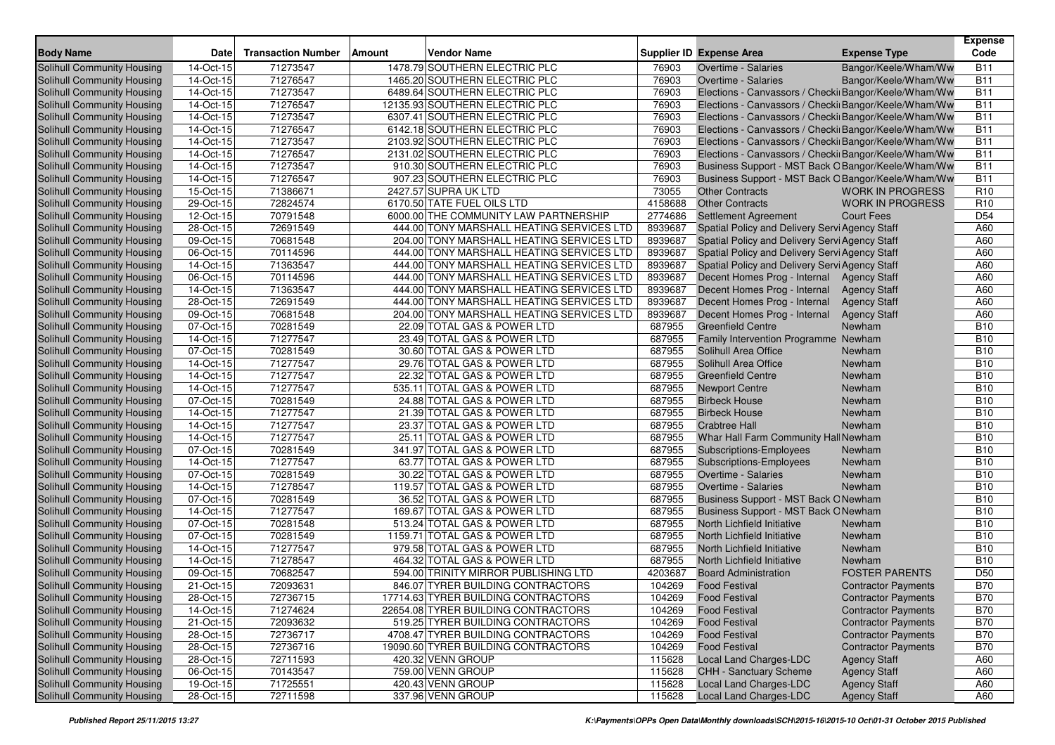| Body Name | Date | Transaction Number | Amount | Vendor Name | Supplier ID | Expense Area | Expense Type | Expense Code |
|---|---|---|---|---|---|---|---|---|
| Solihull Community Housing | 14-Oct-15 | 71273547 | 1478.79 | SOUTHERN ELECTRIC PLC | 76903 | Overtime - Salaries | Bangor/Keele/Wham/Ww | B11 |
| Solihull Community Housing | 14-Oct-15 | 71276547 | 1465.20 | SOUTHERN ELECTRIC PLC | 76903 | Overtime - Salaries | Bangor/Keele/Wham/Ww | B11 |
| Solihull Community Housing | 14-Oct-15 | 71273547 | 6489.64 | SOUTHERN ELECTRIC PLC | 76903 | Elections - Canvassors / Checki | Bangor/Keele/Wham/Ww | B11 |
| Solihull Community Housing | 14-Oct-15 | 71276547 | 12135.93 | SOUTHERN ELECTRIC PLC | 76903 | Elections - Canvassors / Checki | Bangor/Keele/Wham/Ww | B11 |
| Solihull Community Housing | 14-Oct-15 | 71273547 | 6307.41 | SOUTHERN ELECTRIC PLC | 76903 | Elections - Canvassors / Checki | Bangor/Keele/Wham/Ww | B11 |
| Solihull Community Housing | 14-Oct-15 | 71276547 | 6142.18 | SOUTHERN ELECTRIC PLC | 76903 | Elections - Canvassors / Checki | Bangor/Keele/Wham/Ww | B11 |
| Solihull Community Housing | 14-Oct-15 | 71273547 | 2103.92 | SOUTHERN ELECTRIC PLC | 76903 | Elections - Canvassors / Checki | Bangor/Keele/Wham/Ww | B11 |
| Solihull Community Housing | 14-Oct-15 | 71276547 | 2131.02 | SOUTHERN ELECTRIC PLC | 76903 | Elections - Canvassors / Checki | Bangor/Keele/Wham/Ww | B11 |
| Solihull Community Housing | 14-Oct-15 | 71273547 | 910.30 | SOUTHERN ELECTRIC PLC | 76903 | Business Support - MST Back O | Bangor/Keele/Wham/Ww | B11 |
| Solihull Community Housing | 14-Oct-15 | 71276547 | 907.23 | SOUTHERN ELECTRIC PLC | 76903 | Business Support - MST Back O | Bangor/Keele/Wham/Ww | B11 |
| Solihull Community Housing | 15-Oct-15 | 71386671 | 2427.57 | SUPRA UK LTD | 73055 | Other Contracts | WORK IN PROGRESS | R10 |
| Solihull Community Housing | 29-Oct-15 | 72824574 | 6170.50 | TATE FUEL OILS LTD | 4158688 | Other Contracts | WORK IN PROGRESS | R10 |
| Solihull Community Housing | 12-Oct-15 | 70791548 | 6000.00 | THE COMMUNITY LAW PARTNERSHIP | 2774686 | Settlement Agreement | Court Fees | D54 |
| Solihull Community Housing | 28-Oct-15 | 72691549 | 444.00 | TONY MARSHALL HEATING SERVICES LTD | 8939687 | Spatial Policy and Delivery Servi | Agency Staff | A60 |
| Solihull Community Housing | 09-Oct-15 | 70681548 | 204.00 | TONY MARSHALL HEATING SERVICES LTD | 8939687 | Spatial Policy and Delivery Servi | Agency Staff | A60 |
| Solihull Community Housing | 06-Oct-15 | 70114596 | 444.00 | TONY MARSHALL HEATING SERVICES LTD | 8939687 | Spatial Policy and Delivery Servi | Agency Staff | A60 |
| Solihull Community Housing | 14-Oct-15 | 71363547 | 444.00 | TONY MARSHALL HEATING SERVICES LTD | 8939687 | Spatial Policy and Delivery Servi | Agency Staff | A60 |
| Solihull Community Housing | 06-Oct-15 | 70114596 | 444.00 | TONY MARSHALL HEATING SERVICES LTD | 8939687 | Decent Homes Prog - Internal | Agency Staff | A60 |
| Solihull Community Housing | 14-Oct-15 | 71363547 | 444.00 | TONY MARSHALL HEATING SERVICES LTD | 8939687 | Decent Homes Prog - Internal | Agency Staff | A60 |
| Solihull Community Housing | 28-Oct-15 | 72691549 | 444.00 | TONY MARSHALL HEATING SERVICES LTD | 8939687 | Decent Homes Prog - Internal | Agency Staff | A60 |
| Solihull Community Housing | 09-Oct-15 | 70681548 | 204.00 | TONY MARSHALL HEATING SERVICES LTD | 8939687 | Decent Homes Prog - Internal | Agency Staff | A60 |
| Solihull Community Housing | 07-Oct-15 | 70281549 | 22.09 | TOTAL GAS & POWER LTD | 687955 | Greenfield Centre | Newham | B10 |
| Solihull Community Housing | 14-Oct-15 | 71277547 | 23.49 | TOTAL GAS & POWER LTD | 687955 | Family Intervention Programme | Newham | B10 |
| Solihull Community Housing | 07-Oct-15 | 70281549 | 30.60 | TOTAL GAS & POWER LTD | 687955 | Solihull Area Office | Newham | B10 |
| Solihull Community Housing | 14-Oct-15 | 71277547 | 29.76 | TOTAL GAS & POWER LTD | 687955 | Solihull Area Office | Newham | B10 |
| Solihull Community Housing | 14-Oct-15 | 71277547 | 22.32 | TOTAL GAS & POWER LTD | 687955 | Greenfield Centre | Newham | B10 |
| Solihull Community Housing | 14-Oct-15 | 71277547 | 535.11 | TOTAL GAS & POWER LTD | 687955 | Newport Centre | Newham | B10 |
| Solihull Community Housing | 07-Oct-15 | 70281549 | 24.88 | TOTAL GAS & POWER LTD | 687955 | Birbeck House | Newham | B10 |
| Solihull Community Housing | 14-Oct-15 | 71277547 | 21.39 | TOTAL GAS & POWER LTD | 687955 | Birbeck House | Newham | B10 |
| Solihull Community Housing | 14-Oct-15 | 71277547 | 23.37 | TOTAL GAS & POWER LTD | 687955 | Crabtree Hall | Newham | B10 |
| Solihull Community Housing | 14-Oct-15 | 71277547 | 25.11 | TOTAL GAS & POWER LTD | 687955 | Whar Hall Farm Community Hall | Newham | B10 |
| Solihull Community Housing | 07-Oct-15 | 70281549 | 341.97 | TOTAL GAS & POWER LTD | 687955 | Subscriptions-Employees | Newham | B10 |
| Solihull Community Housing | 14-Oct-15 | 71277547 | 63.77 | TOTAL GAS & POWER LTD | 687955 | Subscriptions-Employees | Newham | B10 |
| Solihull Community Housing | 07-Oct-15 | 70281549 | 30.22 | TOTAL GAS & POWER LTD | 687955 | Overtime - Salaries | Newham | B10 |
| Solihull Community Housing | 14-Oct-15 | 71278547 | 119.57 | TOTAL GAS & POWER LTD | 687955 | Overtime - Salaries | Newham | B10 |
| Solihull Community Housing | 07-Oct-15 | 70281549 | 36.52 | TOTAL GAS & POWER LTD | 687955 | Business Support - MST Back O | Newham | B10 |
| Solihull Community Housing | 14-Oct-15 | 71277547 | 169.67 | TOTAL GAS & POWER LTD | 687955 | Business Support - MST Back O | Newham | B10 |
| Solihull Community Housing | 07-Oct-15 | 70281548 | 513.24 | TOTAL GAS & POWER LTD | 687955 | North Lichfield Initiative | Newham | B10 |
| Solihull Community Housing | 07-Oct-15 | 70281549 | 1159.71 | TOTAL GAS & POWER LTD | 687955 | North Lichfield Initiative | Newham | B10 |
| Solihull Community Housing | 14-Oct-15 | 71277547 | 979.58 | TOTAL GAS & POWER LTD | 687955 | North Lichfield Initiative | Newham | B10 |
| Solihull Community Housing | 14-Oct-15 | 71278547 | 464.32 | TOTAL GAS & POWER LTD | 687955 | North Lichfield Initiative | Newham | B10 |
| Solihull Community Housing | 09-Oct-15 | 70682547 | 594.00 | TRINITY MIRROR PUBLISHING LTD | 4203687 | Board Administration | FOSTER PARENTS | D50 |
| Solihull Community Housing | 21-Oct-15 | 72093631 | 846.07 | TYRER BUILDING CONTRACTORS | 104269 | Food Festival | Contractor Payments | B70 |
| Solihull Community Housing | 28-Oct-15 | 72736715 | 17714.63 | TYRER BUILDING CONTRACTORS | 104269 | Food Festival | Contractor Payments | B70 |
| Solihull Community Housing | 14-Oct-15 | 71274624 | 22654.08 | TYRER BUILDING CONTRACTORS | 104269 | Food Festival | Contractor Payments | B70 |
| Solihull Community Housing | 21-Oct-15 | 72093632 | 519.25 | TYRER BUILDING CONTRACTORS | 104269 | Food Festival | Contractor Payments | B70 |
| Solihull Community Housing | 28-Oct-15 | 72736717 | 4708.47 | TYRER BUILDING CONTRACTORS | 104269 | Food Festival | Contractor Payments | B70 |
| Solihull Community Housing | 28-Oct-15 | 72736716 | 19090.60 | TYRER BUILDING CONTRACTORS | 104269 | Food Festival | Contractor Payments | B70 |
| Solihull Community Housing | 28-Oct-15 | 72711593 | 420.32 | VENN GROUP | 115628 | Local Land Charges-LDC | Agency Staff | A60 |
| Solihull Community Housing | 06-Oct-15 | 70143547 | 759.00 | VENN GROUP | 115628 | CHH - Sanctuary Scheme | Agency Staff | A60 |
| Solihull Community Housing | 19-Oct-15 | 71725551 | 420.43 | VENN GROUP | 115628 | Local Land Charges-LDC | Agency Staff | A60 |
| Solihull Community Housing | 28-Oct-15 | 72711598 | 337.96 | VENN GROUP | 115628 | Local Land Charges-LDC | Agency Staff | A60 |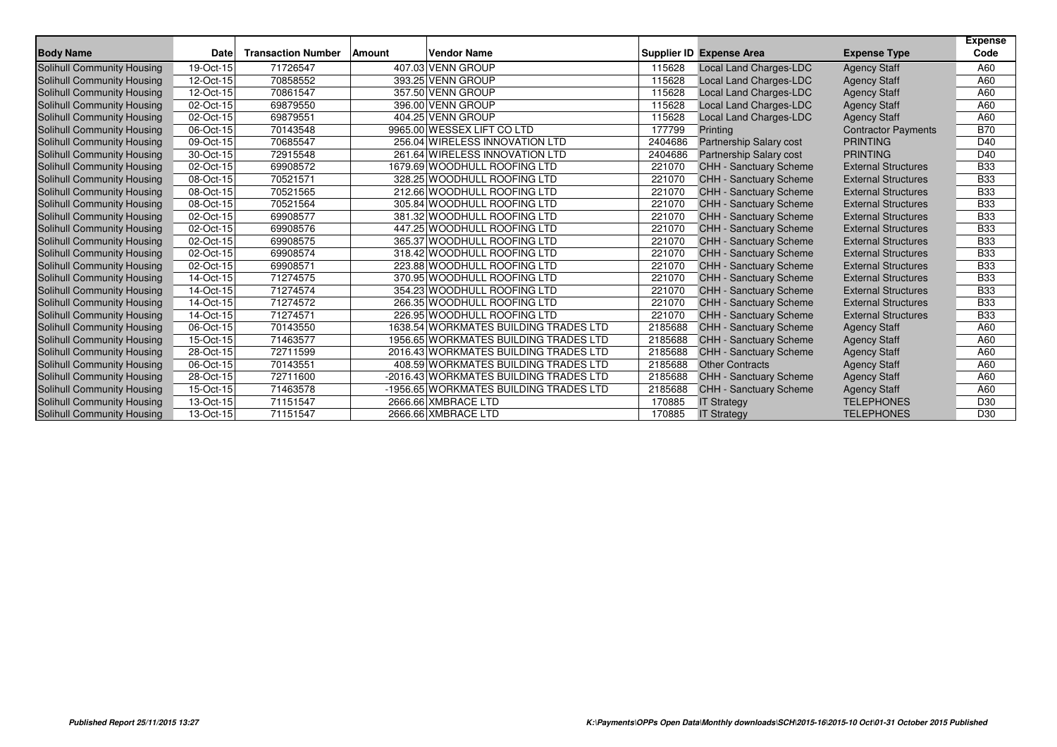| Body Name | Date | Transaction Number | Amount | Vendor Name | Supplier ID | Expense Area | Expense Type | Expense Code |
|---|---|---|---|---|---|---|---|---|
| Solihull Community Housing | 19-Oct-15 | 71726547 | 407.03 | VENN GROUP | 115628 | Local Land Charges-LDC | Agency Staff | A60 |
| Solihull Community Housing | 12-Oct-15 | 70858552 | 393.25 | VENN GROUP | 115628 | Local Land Charges-LDC | Agency Staff | A60 |
| Solihull Community Housing | 12-Oct-15 | 70861547 | 357.50 | VENN GROUP | 115628 | Local Land Charges-LDC | Agency Staff | A60 |
| Solihull Community Housing | 02-Oct-15 | 69879550 | 396.00 | VENN GROUP | 115628 | Local Land Charges-LDC | Agency Staff | A60 |
| Solihull Community Housing | 02-Oct-15 | 69879551 | 404.25 | VENN GROUP | 115628 | Local Land Charges-LDC | Agency Staff | A60 |
| Solihull Community Housing | 06-Oct-15 | 70143548 | 9965.00 | WESSEX LIFT CO LTD | 177799 | Printing | Contractor Payments | B70 |
| Solihull Community Housing | 09-Oct-15 | 70685547 | 256.04 | WIRELESS INNOVATION LTD | 2404686 | Partnership Salary cost | PRINTING | D40 |
| Solihull Community Housing | 30-Oct-15 | 72915548 | 261.64 | WIRELESS INNOVATION LTD | 2404686 | Partnership Salary cost | PRINTING | D40 |
| Solihull Community Housing | 02-Oct-15 | 69908572 | 1679.69 | WOODHULL ROOFING LTD | 221070 | CHH - Sanctuary Scheme | External Structures | B33 |
| Solihull Community Housing | 08-Oct-15 | 70521571 | 328.25 | WOODHULL ROOFING LTD | 221070 | CHH - Sanctuary Scheme | External Structures | B33 |
| Solihull Community Housing | 08-Oct-15 | 70521565 | 212.66 | WOODHULL ROOFING LTD | 221070 | CHH - Sanctuary Scheme | External Structures | B33 |
| Solihull Community Housing | 08-Oct-15 | 70521564 | 305.84 | WOODHULL ROOFING LTD | 221070 | CHH - Sanctuary Scheme | External Structures | B33 |
| Solihull Community Housing | 02-Oct-15 | 69908577 | 381.32 | WOODHULL ROOFING LTD | 221070 | CHH - Sanctuary Scheme | External Structures | B33 |
| Solihull Community Housing | 02-Oct-15 | 69908576 | 447.25 | WOODHULL ROOFING LTD | 221070 | CHH - Sanctuary Scheme | External Structures | B33 |
| Solihull Community Housing | 02-Oct-15 | 69908575 | 365.37 | WOODHULL ROOFING LTD | 221070 | CHH - Sanctuary Scheme | External Structures | B33 |
| Solihull Community Housing | 02-Oct-15 | 69908574 | 318.42 | WOODHULL ROOFING LTD | 221070 | CHH - Sanctuary Scheme | External Structures | B33 |
| Solihull Community Housing | 02-Oct-15 | 69908571 | 223.88 | WOODHULL ROOFING LTD | 221070 | CHH - Sanctuary Scheme | External Structures | B33 |
| Solihull Community Housing | 14-Oct-15 | 71274575 | 370.95 | WOODHULL ROOFING LTD | 221070 | CHH - Sanctuary Scheme | External Structures | B33 |
| Solihull Community Housing | 14-Oct-15 | 71274574 | 354.23 | WOODHULL ROOFING LTD | 221070 | CHH - Sanctuary Scheme | External Structures | B33 |
| Solihull Community Housing | 14-Oct-15 | 71274572 | 266.35 | WOODHULL ROOFING LTD | 221070 | CHH - Sanctuary Scheme | External Structures | B33 |
| Solihull Community Housing | 14-Oct-15 | 71274571 | 226.95 | WOODHULL ROOFING LTD | 221070 | CHH - Sanctuary Scheme | External Structures | B33 |
| Solihull Community Housing | 06-Oct-15 | 70143550 | 1638.54 | WORKMATES BUILDING TRADES LTD | 2185688 | CHH - Sanctuary Scheme | Agency Staff | A60 |
| Solihull Community Housing | 15-Oct-15 | 71463577 | 1956.65 | WORKMATES BUILDING TRADES LTD | 2185688 | CHH - Sanctuary Scheme | Agency Staff | A60 |
| Solihull Community Housing | 28-Oct-15 | 72711599 | 2016.43 | WORKMATES BUILDING TRADES LTD | 2185688 | CHH - Sanctuary Scheme | Agency Staff | A60 |
| Solihull Community Housing | 06-Oct-15 | 70143551 | 408.59 | WORKMATES BUILDING TRADES LTD | 2185688 | Other Contracts | Agency Staff | A60 |
| Solihull Community Housing | 28-Oct-15 | 72711600 | -2016.43 | WORKMATES BUILDING TRADES LTD | 2185688 | CHH - Sanctuary Scheme | Agency Staff | A60 |
| Solihull Community Housing | 15-Oct-15 | 71463578 | -1956.65 | WORKMATES BUILDING TRADES LTD | 2185688 | CHH - Sanctuary Scheme | Agency Staff | A60 |
| Solihull Community Housing | 13-Oct-15 | 71151547 | 2666.66 | XMBRACE LTD | 170885 | IT Strategy | TELEPHONES | D30 |
| Solihull Community Housing | 13-Oct-15 | 71151547 | 2666.66 | XMBRACE LTD | 170885 | IT Strategy | TELEPHONES | D30 |

*Published Report 25/11/2015 13:27*

*K:\Payments\OPPs Open Data\Monthly downloads\SCH\2015-16\2015-10 Oct\01-31 October 2015 Published*